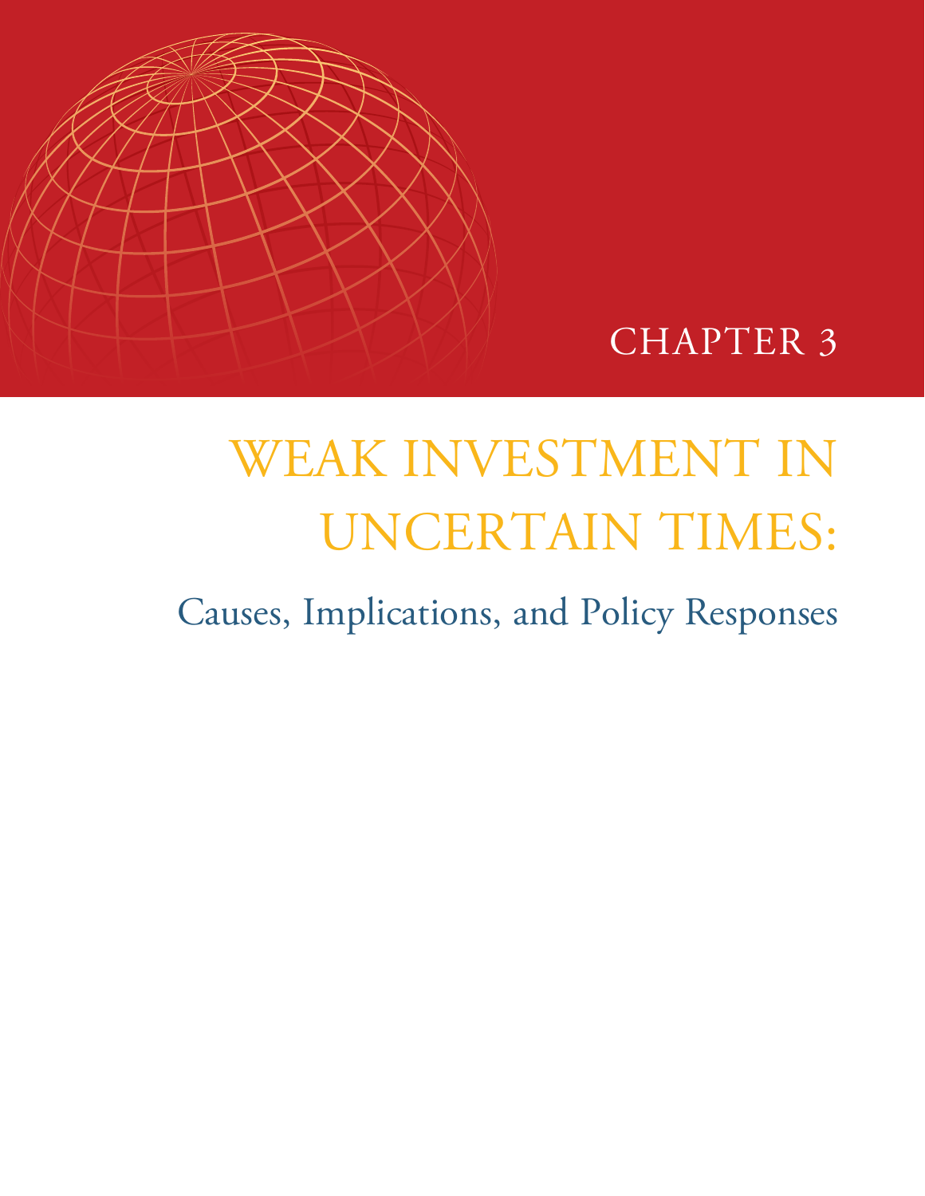CHAPTER 3

# WEAK INVESTMENT IN UNCERTAIN TIMES:

## Causes, Implications, and Policy Responses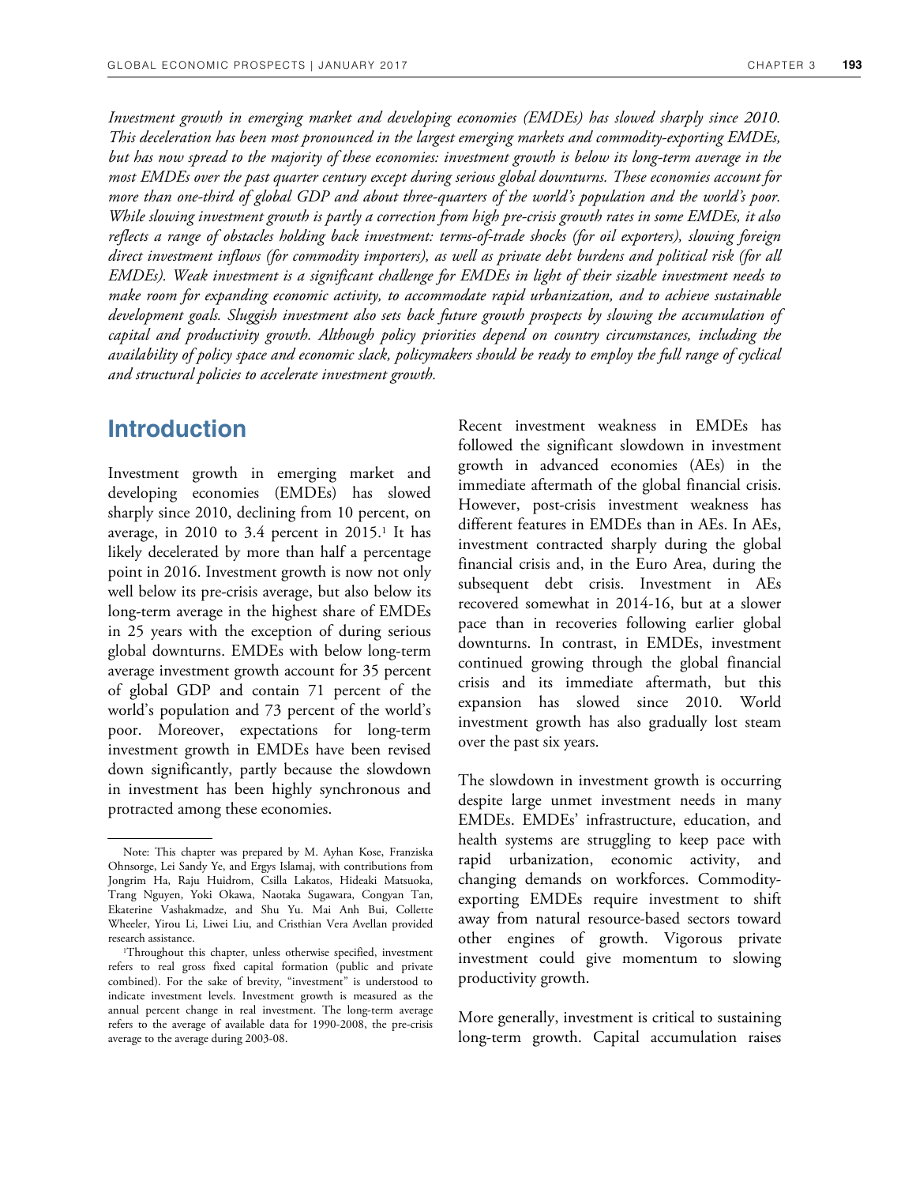*Investment growth in emerging market and developing economies (EMDEs) has slowed sharply since 2010. This deceleration has been most pronounced in the largest emerging markets and commodity-exporting EMDEs, but has now spread to the majority of these economies: investment growth is below its long-term average in the most EMDEs over the past quarter century except during serious global downturns. These economies account for more than one-third of global GDP and about three-quarters of the world's population and the world's poor. While slowing investment growth is partly a correction from high pre-crisis growth rates in some EMDEs, it also reflects a range of obstacles holding back investment: terms-of-trade shocks (for oil exporters), slowing foreign direct investment inflows (for commodity importers), as well as private debt burdens and political risk (for all EMDEs). Weak investment is a significant challenge for EMDEs in light of their sizable investment needs to make room for expanding economic activity, to accommodate rapid urbanization, and to achieve sustainable development goals. Sluggish investment also sets back future growth prospects by slowing the accumulation of capital and productivity growth. Although policy priorities depend on country circumstances, including the availability of policy space and economic slack, policymakers should be ready to employ the full range of cyclical and structural policies to accelerate investment growth.*

## Introduction

Investment growth in emerging market and developing economies (EMDEs) has slowed sharply since 2010, declining from 10 percent, on average, in 2010 to 3.4 percent in 2015.[1] It has likely decelerated by more than half a percentage point in 2016. Investment growth is now not only well below its pre-crisis average, but also below its long-term average in the highest share of EMDEs in 25 years with the exception of during serious global downturns. EMDEs with below long-term average investment growth account for 35 percent of global GDP and contain 71 percent of the world's population and 73 percent of the world's poor. Moreover, expectations for long-term investment growth in EMDEs have been revised down significantly, partly because the slowdown in investment has been highly synchronous and protracted among these economies.

Recent investment weakness in EMDEs has followed the significant slowdown in investment growth in advanced economies (AEs) in the immediate aftermath of the global financial crisis. However, post-crisis investment weakness has different features in EMDEs than in AEs. In AEs, investment contracted sharply during the global financial crisis and, in the Euro Area, during the subsequent debt crisis. Investment in AEs recovered somewhat in 2014-16, but at a slower pace than in recoveries following earlier global downturns. In contrast, in EMDEs, investment continued growing through the global financial crisis and its immediate aftermath, but this expansion has slowed since 2010. World investment growth has also gradually lost steam over the past six years.

The slowdown in investment growth is occurring despite large unmet investment needs in many EMDEs. EMDEs' infrastructure, education, and health systems are struggling to keep pace with rapid urbanization, economic activity, and changing demands on workforces. Commodity-exporting EMDEs require investment to shift away from natural resource-based sectors toward other engines of growth. Vigorous private investment could give momentum to slowing productivity growth.

More generally, investment is critical to sustaining long-term growth. Capital accumulation raises

---

Note: This chapter was prepared by M. Ayhan Kose, Franziska Ohnsorge, Lei Sandy Ye, and Ergys Islamaj, with contributions from Jongrim Ha, Raju Huidrom, Csilla Lakatos, Hideaki Matsuoka, Trang Nguyen, Yoki Okawa, Naotaka Sugawara, Congyan Tan, Ekaterine Vashakmadze, and Shu Yu. Mai Anh Bui, Collette Wheeler, Yirou Li, Liwei Liu, and Cristhian Vera Avellan provided research assistance.

[1] Throughout this chapter, unless otherwise specified, investment refers to real gross fixed capital formation (public and private combined). For the sake of brevity, "investment" is understood to indicate investment levels. Investment growth is measured as the annual percent change in real investment. The long-term average refers to the average of available data for 1990-2008, the pre-crisis average to the average during 2003-08.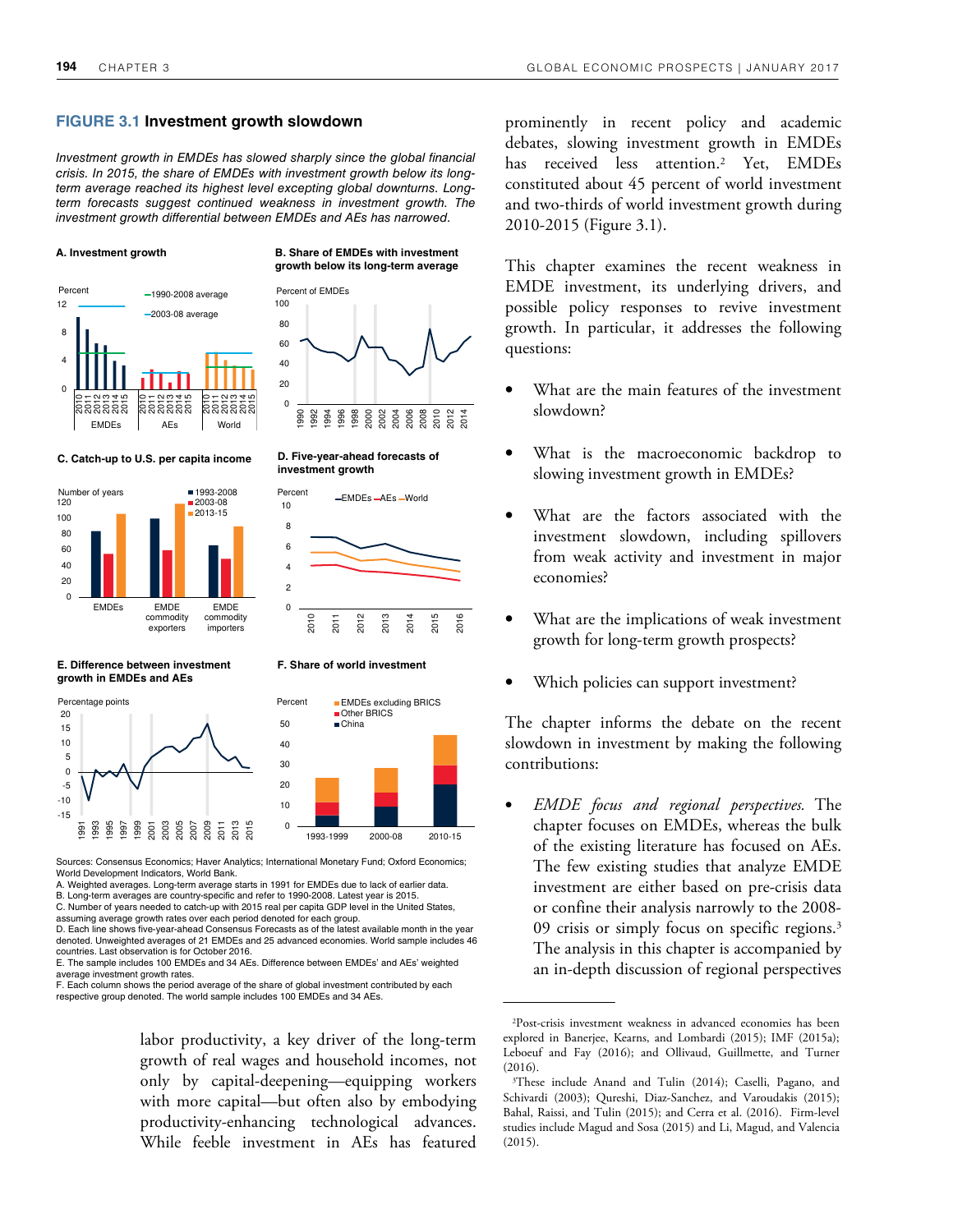## FIGURE 3.1 Investment growth slowdown

*Investment growth in EMDEs has slowed sharply since the global financial crisis. In 2015, the share of EMDEs with investment growth below its long-term average reached its highest level excepting global downturns. Long-term forecasts suggest continued weakness in investment growth. The investment growth differential between EMDEs and AEs has narrowed.*

**A. Investment growth**

**B. Share of EMDEs with investment growth below its long-term average**

**C. Catch-up to U.S. per capita income**

**D. Five-year-ahead forecasts of investment growth**

**E. Difference between investment growth in EMDEs and AEs**

**F. Share of world investment**

Sources: Consensus Economics; Haver Analytics; International Monetary Fund; Oxford Economics; World Development Indicators, World Bank.
A. Weighted averages. Long-term average starts in 1991 for EMDEs due to lack of earlier data.
B. Long-term averages are country-specific and refer to 1990-2008. Latest year is 2015.
C. Number of years needed to catch-up with 2015 real per capita GDP level in the United States, assuming average growth rates over each period denoted for each group.
D. Each line shows five-year-ahead Consensus Forecasts as of the latest available month in the year denoted. Unweighted averages of 21 EMDEs and 25 advanced economies. World sample includes 46 countries. Last observation is for October 2016.
E. The sample includes 100 EMDEs and 34 AEs. Difference between EMDEs' and AEs' weighted average investment growth rates.
F. Each column shows the period average of the share of global investment contributed by each respective group denoted. The world sample includes 100 EMDEs and 34 AEs.

labor productivity, a key driver of the long-term growth of real wages and household incomes, not only by capital-deepening—equipping workers with more capital—but often also by embodying productivity-enhancing technological advances. While feeble investment in AEs has featured prominently in recent policy and academic debates, slowing investment growth in EMDEs has received less attention.[2] Yet, EMDEs constituted about 45 percent of world investment and two-thirds of world investment growth during 2010-2015 (Figure 3.1).

This chapter examines the recent weakness in EMDE investment, its underlying drivers, and possible policy responses to revive investment growth. In particular, it addresses the following questions:

- What are the main features of the investment slowdown?
- What is the macroeconomic backdrop to slowing investment growth in EMDEs?
- What are the factors associated with the investment slowdown, including spillovers from weak activity and investment in major economies?
- What are the implications of weak investment growth for long-term growth prospects?
- Which policies can support investment?

The chapter informs the debate on the recent slowdown in investment by making the following contributions:

- *EMDE focus and regional perspectives.* The chapter focuses on EMDEs, whereas the bulk of the existing literature has focused on AEs. The few existing studies that analyze EMDE investment are either based on pre-crisis data or confine their analysis narrowly to the 2008-09 crisis or simply focus on specific regions.[3] The analysis in this chapter is accompanied by an in-depth discussion of regional perspectives

[2] Post-crisis investment weakness in advanced economies has been explored in Banerjee, Kearns, and Lombardi (2015); IMF (2015a); Leboeuf and Fay (2016); and Ollivaud, Guillmette, and Turner (2016).

[3] These include Anand and Tulin (2014); Caselli, Pagano, and Schivardi (2003); Qureshi, Diaz-Sanchez, and Varoudakis (2015); Bahal, Raissi, and Tulin (2015); and Cerra et al. (2016). Firm-level studies include Magud and Sosa (2015) and Li, Magud, and Valencia (2015).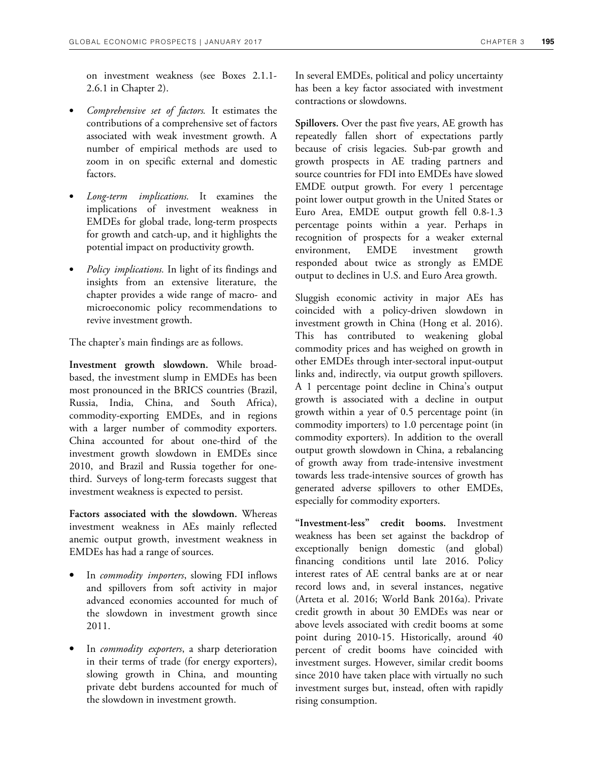on investment weakness (see Boxes 2.1.1-2.6.1 in Chapter 2).

- *Comprehensive set of factors.* It estimates the contributions of a comprehensive set of factors associated with weak investment growth. A number of empirical methods are used to zoom in on specific external and domestic factors.
- *Long-term implications.* It examines the implications of investment weakness in EMDEs for global trade, long-term prospects for growth and catch-up, and it highlights the potential impact on productivity growth.
- *Policy implications.* In light of its findings and insights from an extensive literature, the chapter provides a wide range of macro- and microeconomic policy recommendations to revive investment growth.

The chapter's main findings are as follows.

**Investment growth slowdown.** While broad-based, the investment slump in EMDEs has been most pronounced in the BRICS countries (Brazil, Russia, India, China, and South Africa), commodity-exporting EMDEs, and in regions with a larger number of commodity exporters. China accounted for about one-third of the investment growth slowdown in EMDEs since 2010, and Brazil and Russia together for one-third. Surveys of long-term forecasts suggest that investment weakness is expected to persist.

**Factors associated with the slowdown.** Whereas investment weakness in AEs mainly reflected anemic output growth, investment weakness in EMDEs has had a range of sources.

- In *commodity importers*, slowing FDI inflows and spillovers from soft activity in major advanced economies accounted for much of the slowdown in investment growth since 2011.
- In *commodity exporters*, a sharp deterioration in their terms of trade (for energy exporters), slowing growth in China, and mounting private debt burdens accounted for much of the slowdown in investment growth.

In several EMDEs, political and policy uncertainty has been a key factor associated with investment contractions or slowdowns.

**Spillovers.** Over the past five years, AE growth has repeatedly fallen short of expectations partly because of crisis legacies. Sub-par growth and growth prospects in AE trading partners and source countries for FDI into EMDEs have slowed EMDE output growth. For every 1 percentage point lower output growth in the United States or Euro Area, EMDE output growth fell 0.8-1.3 percentage points within a year. Perhaps in recognition of prospects for a weaker external environment, EMDE investment growth responded about twice as strongly as EMDE output to declines in U.S. and Euro Area growth.

Sluggish economic activity in major AEs has coincided with a policy-driven slowdown in investment growth in China (Hong et al. 2016). This has contributed to weakening global commodity prices and has weighed on growth in other EMDEs through inter-sectoral input-output links and, indirectly, via output growth spillovers. A 1 percentage point decline in China's output growth is associated with a decline in output growth within a year of 0.5 percentage point (in commodity importers) to 1.0 percentage point (in commodity exporters). In addition to the overall output growth slowdown in China, a rebalancing of growth away from trade-intensive investment towards less trade-intensive sources of growth has generated adverse spillovers to other EMDEs, especially for commodity exporters.

**"Investment-less" credit booms.** Investment weakness has been set against the backdrop of exceptionally benign domestic (and global) financing conditions until late 2016. Policy interest rates of AE central banks are at or near record lows and, in several instances, negative (Arteta et al. 2016; World Bank 2016a). Private credit growth in about 30 EMDEs was near or above levels associated with credit booms at some point during 2010-15. Historically, around 40 percent of credit booms have coincided with investment surges. However, similar credit booms since 2010 have taken place with virtually no such investment surges but, instead, often with rapidly rising consumption.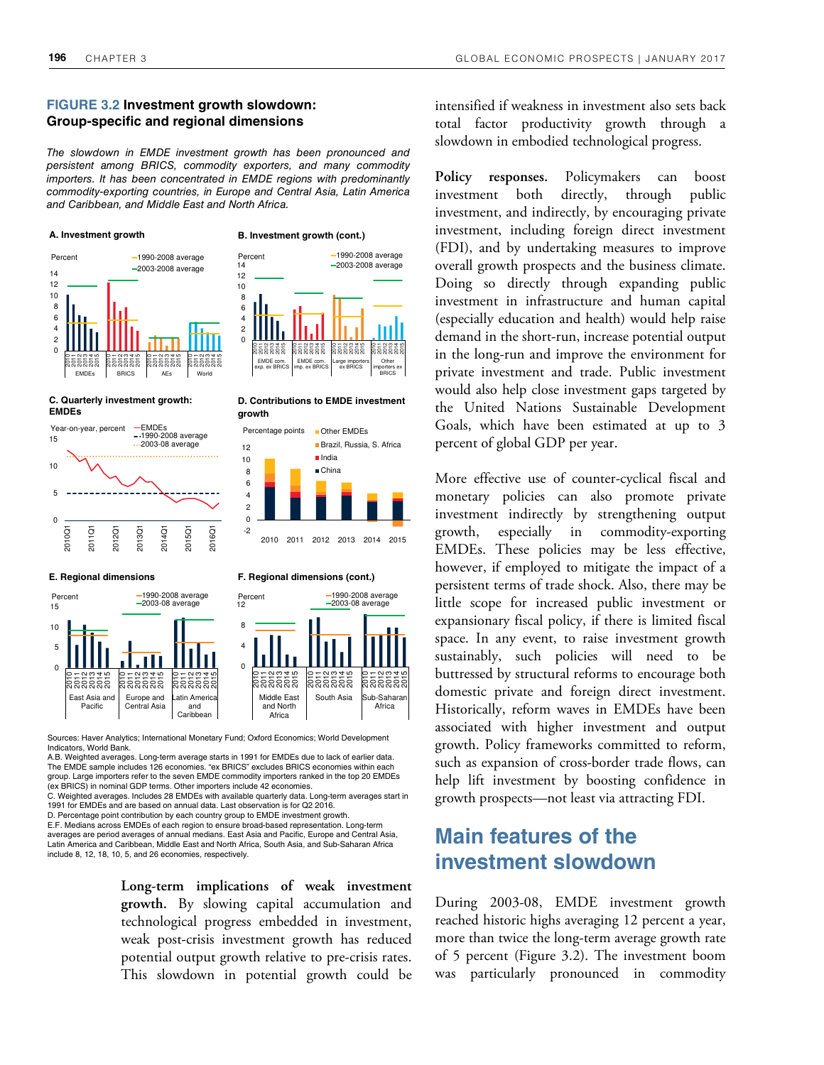### FIGURE 3.2 Investment growth slowdown: Group-specific and regional dimensions

*The slowdown in EMDE investment growth has been pronounced and persistent among BRICS, commodity exporters, and many commodity importers. It has been concentrated in EMDE regions with predominantly commodity-exporting countries, in Europe and Central Asia, Latin America and Caribbean, and Middle East and North Africa.*

A. Investment growth

B. Investment growth (cont.)

C. Quarterly investment growth: EMDEs

D. Contributions to EMDE investment growth

E. Regional dimensions

F. Regional dimensions (cont.)

Sources: Haver Analytics; International Monetary Fund; Oxford Economics; World Development Indicators, World Bank.

A.B. Weighted averages. Long-term average starts in 1991 for EMDEs due to lack of earlier data. The EMDE sample includes 126 economies. "ex BRICS" excludes BRICS economies within each group. Large importers refer to the seven EMDE commodity importers ranked in the top 20 EMDEs (ex BRICS) in nominal GDP terms. Other importers include 42 economies.

C. Weighted averages. Includes 28 EMDEs with available quarterly data. Long-term averages start in 1991 for EMDEs and are based on annual data. Last observation is for Q2 2016.

D. Percentage point contribution by each country group to EMDE investment growth.

E.F. Medians across EMDEs of each region to ensure broad-based representation. Long-term averages are period averages of annual medians. East Asia and Pacific, Europe and Central Asia, Latin America and Caribbean, Middle East and North Africa, South Asia, and Sub-Saharan Africa include 8, 12, 18, 10, 5, and 26 economies, respectively.

**Long-term implications of weak investment growth.** By slowing capital accumulation and technological progress embedded in investment, weak post-crisis investment growth has reduced potential output growth relative to pre-crisis rates. This slowdown in potential growth could be intensified if weakness in investment also sets back total factor productivity growth through a slowdown in embodied technological progress.

**Policy responses.** Policymakers can boost investment both directly, through public investment, and indirectly, by encouraging private investment, including foreign direct investment (FDI), and by undertaking measures to improve overall growth prospects and the business climate. Doing so directly through expanding public investment in infrastructure and human capital (especially education and health) would help raise demand in the short-run, increase potential output in the long-run and improve the environment for private investment and trade. Public investment would also help close investment gaps targeted by the United Nations Sustainable Development Goals, which have been estimated at up to 3 percent of global GDP per year.

More effective use of counter-cyclical fiscal and monetary policies can also promote private investment indirectly by strengthening output growth, especially in commodity-exporting EMDEs. These policies may be less effective, however, if employed to mitigate the impact of a persistent terms of trade shock. Also, there may be little scope for increased public investment or expansionary fiscal policy, if there is limited fiscal space. In any event, to raise investment growth sustainably, such policies will need to be buttressed by structural reforms to encourage both domestic private and foreign direct investment. Historically, reform waves in EMDEs have been associated with higher investment and output growth. Policy frameworks committed to reform, such as expansion of cross-border trade flows, can help lift investment by boosting confidence in growth prospects—not least via attracting FDI.

## Main features of the investment slowdown

During 2003-08, EMDE investment growth reached historic highs averaging 12 percent a year, more than twice the long-term average growth rate of 5 percent (Figure 3.2). The investment boom was particularly pronounced in commodity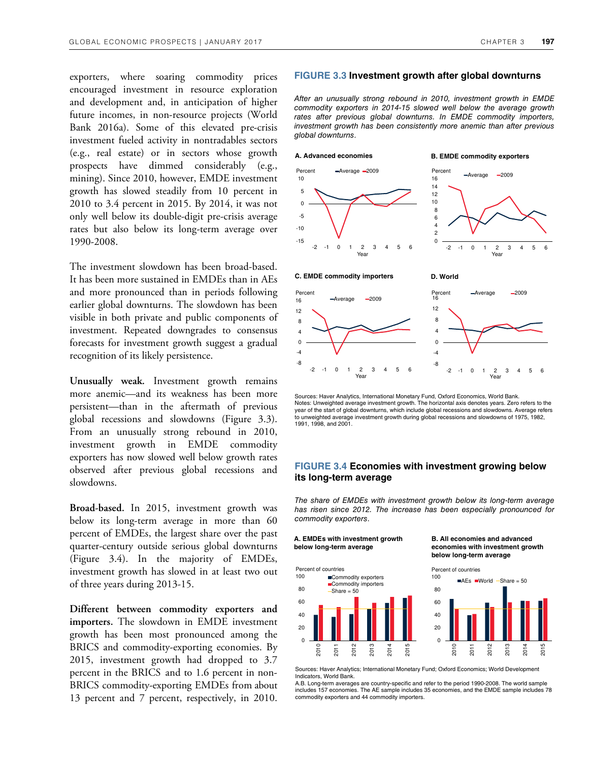exporters, where soaring commodity prices encouraged investment in resource exploration and development and, in anticipation of higher future incomes, in non-resource projects (World Bank 2016a). Some of this elevated pre-crisis investment fueled activity in nontradables sectors (e.g., real estate) or in sectors whose growth prospects have dimmed considerably (e.g., mining). Since 2010, however, EMDE investment growth has slowed steadily from 10 percent in 2010 to 3.4 percent in 2015. By 2014, it was not only well below its double-digit pre-crisis average rates but also below its long-term average over 1990-2008.

The investment slowdown has been broad-based. It has been more sustained in EMDEs than in AEs and more pronounced than in periods following earlier global downturns. The slowdown has been visible in both private and public components of investment. Repeated downgrades to consensus forecasts for investment growth suggest a gradual recognition of its likely persistence.

**Unusually weak.** Investment growth remains more anemic—and its weakness has been more persistent—than in the aftermath of previous global recessions and slowdowns (Figure 3.3). From an unusually strong rebound in 2010, investment growth in EMDE commodity exporters has now slowed well below growth rates observed after previous global recessions and slowdowns.

**Broad-based.** In 2015, investment growth was below its long-term average in more than 60 percent of EMDEs, the largest share over the past quarter-century outside serious global downturns (Figure 3.4). In the majority of EMDEs, investment growth has slowed in at least two out of three years during 2013-15.

**Different between commodity exporters and importers.** The slowdown in EMDE investment growth has been most pronounced among the BRICS and commodity-exporting economies. By 2015, investment growth had dropped to 3.7 percent in the BRICS and to 1.6 percent in non-BRICS commodity-exporting EMDEs from about 13 percent and 7 percent, respectively, in 2010.

### FIGURE 3.3 Investment growth after global downturns

*After an unusually strong rebound in 2010, investment growth in EMDE commodity exporters in 2014-15 slowed well below the average growth rates after previous global downturns. In EMDE commodity importers, investment growth has been consistently more anemic than after previous global downturns.*

A. Advanced economies

B. EMDE commodity exporters

C. EMDE commodity importers

D. World

Sources: Haver Analytics, International Monetary Fund, Oxford Economics, World Bank.
Notes: Unweighted average investment growth. The horizontal axis denotes years. Zero refers to the year of the start of global downturns, which include global recessions and slowdowns. Average refers to unweighted average investment growth during global recessions and slowdowns of 1975, 1982, 1991, 1998, and 2001.

### FIGURE 3.4 Economies with investment growing below its long-term average

*The share of EMDEs with investment growth below its long-term average has risen since 2012. The increase has been especially pronounced for commodity exporters.*

A. EMDEs with investment growth below long-term average

B. All economies and advanced economies with investment growth below long-term average

Sources: Haver Analytics; International Monetary Fund; Oxford Economics; World Development Indicators, World Bank.
A.B. Long-term averages are country-specific and refer to the period 1990-2008. The world sample includes 157 economies. The AE sample includes 35 economies, and the EMDE sample includes 78 commodity exporters and 44 commodity importers.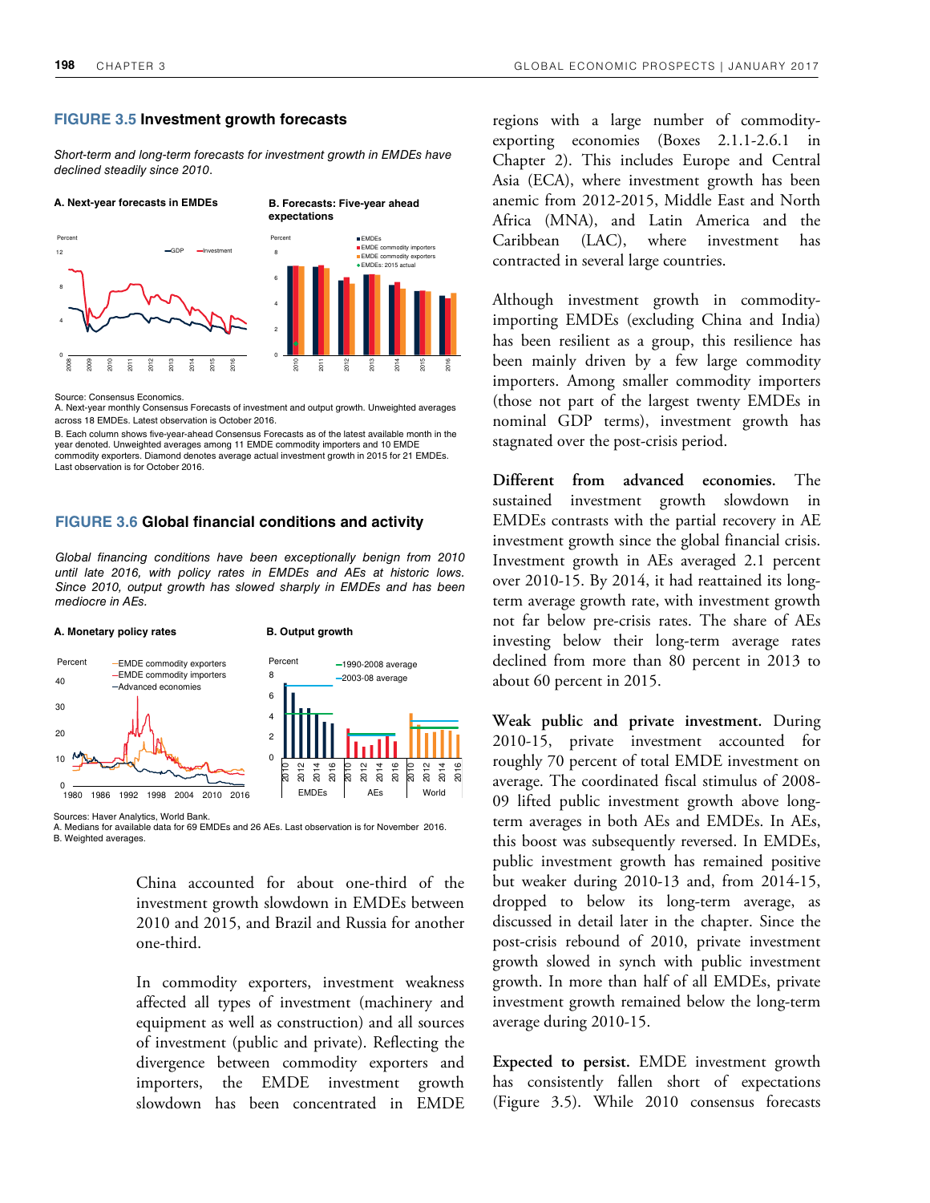**FIGURE 3.5 Investment growth forecasts**

*Short-term and long-term forecasts for investment growth in EMDEs have declined steadily since 2010.*

A. Next-year forecasts in EMDEs

B. Forecasts: Five-year ahead expectations

Source: Consensus Economics.
A. Next-year monthly Consensus Forecasts of investment and output growth. Unweighted averages across 18 EMDEs. Latest observation is October 2016.
B. Each column shows five-year-ahead Consensus Forecasts as of the latest available month in the year denoted. Unweighted averages among 11 EMDE commodity importers and 10 EMDE commodity exporters. Diamond denotes average actual investment growth in 2015 for 21 EMDEs. Last observation is for October 2016.

**FIGURE 3.6 Global financial conditions and activity**

*Global financing conditions have been exceptionally benign from 2010 until late 2016, with policy rates in EMDEs and AEs at historic lows. Since 2010, output growth has slowed sharply in EMDEs and has been mediocre in AEs.*

A. Monetary policy rates

B. Output growth

Sources: Haver Analytics, World Bank.
A. Medians for available data for 69 EMDEs and 26 AEs. Last observation is for November 2016.
B. Weighted averages.

China accounted for about one-third of the investment growth slowdown in EMDEs between 2010 and 2015, and Brazil and Russia for another one-third.

In commodity exporters, investment weakness affected all types of investment (machinery and equipment as well as construction) and all sources of investment (public and private). Reflecting the divergence between commodity exporters and importers, the EMDE investment growth slowdown has been concentrated in EMDE regions with a large number of commodity-exporting economies (Boxes 2.1.1-2.6.1 in Chapter 2). This includes Europe and Central Asia (ECA), where investment growth has been anemic from 2012-2015, Middle East and North Africa (MNA), and Latin America and the Caribbean (LAC), where investment has contracted in several large countries.

Although investment growth in commodity-importing EMDEs (excluding China and India) has been resilient as a group, this resilience has been mainly driven by a few large commodity importers. Among smaller commodity importers (those not part of the largest twenty EMDEs in nominal GDP terms), investment growth has stagnated over the post-crisis period.

**Different from advanced economies.** The sustained investment growth slowdown in EMDEs contrasts with the partial recovery in AE investment growth since the global financial crisis. Investment growth in AEs averaged 2.1 percent over 2010-15. By 2014, it had reattained its long-term average growth rate, with investment growth not far below pre-crisis rates. The share of AEs investing below their long-term average rates declined from more than 80 percent in 2013 to about 60 percent in 2015.

**Weak public and private investment.** During 2010-15, private investment accounted for roughly 70 percent of total EMDE investment on average. The coordinated fiscal stimulus of 2008-09 lifted public investment growth above long-term averages in both AEs and EMDEs. In AEs, this boost was subsequently reversed. In EMDEs, public investment growth has remained positive but weaker during 2010-13 and, from 2014-15, dropped to below its long-term average, as discussed in detail later in the chapter. Since the post-crisis rebound of 2010, private investment growth slowed in synch with public investment growth. In more than half of all EMDEs, private investment growth remained below the long-term average during 2010-15.

**Expected to persist.** EMDE investment growth has consistently fallen short of expectations (Figure 3.5). While 2010 consensus forecasts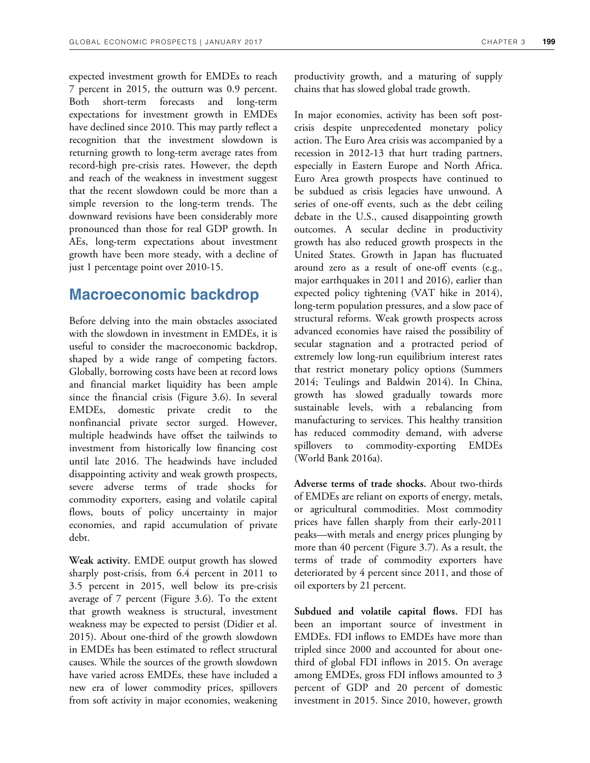expected investment growth for EMDEs to reach 7 percent in 2015, the outturn was 0.9 percent. Both short-term forecasts and long-term expectations for investment growth in EMDEs have declined since 2010. This may partly reflect a recognition that the investment slowdown is returning growth to long-term average rates from record-high pre-crisis rates. However, the depth and reach of the weakness in investment suggest that the recent slowdown could be more than a simple reversion to the long-term trends. The downward revisions have been considerably more pronounced than those for real GDP growth. In AEs, long-term expectations about investment growth have been more steady, with a decline of just 1 percentage point over 2010-15.

## Macroeconomic backdrop

Before delving into the main obstacles associated with the slowdown in investment in EMDEs, it is useful to consider the macroeconomic backdrop, shaped by a wide range of competing factors. Globally, borrowing costs have been at record lows and financial market liquidity has been ample since the financial crisis (Figure 3.6). In several EMDEs, domestic private credit to the nonfinancial private sector surged. However, multiple headwinds have offset the tailwinds to investment from historically low financing cost until late 2016. The headwinds have included disappointing activity and weak growth prospects, severe adverse terms of trade shocks for commodity exporters, easing and volatile capital flows, bouts of policy uncertainty in major economies, and rapid accumulation of private debt.

**Weak activity.** EMDE output growth has slowed sharply post-crisis, from 6.4 percent in 2011 to 3.5 percent in 2015, well below its pre-crisis average of 7 percent (Figure 3.6). To the extent that growth weakness is structural, investment weakness may be expected to persist (Didier et al. 2015). About one-third of the growth slowdown in EMDEs has been estimated to reflect structural causes. While the sources of the growth slowdown have varied across EMDEs, these have included a new era of lower commodity prices, spillovers from soft activity in major economies, weakening productivity growth, and a maturing of supply chains that has slowed global trade growth.

In major economies, activity has been soft post-crisis despite unprecedented monetary policy action. The Euro Area crisis was accompanied by a recession in 2012-13 that hurt trading partners, especially in Eastern Europe and North Africa. Euro Area growth prospects have continued to be subdued as crisis legacies have unwound. A series of one-off events, such as the debt ceiling debate in the U.S., caused disappointing growth outcomes. A secular decline in productivity growth has also reduced growth prospects in the United States. Growth in Japan has fluctuated around zero as a result of one-off events (e.g., major earthquakes in 2011 and 2016), earlier than expected policy tightening (VAT hike in 2014), long-term population pressures, and a slow pace of structural reforms. Weak growth prospects across advanced economies have raised the possibility of secular stagnation and a protracted period of extremely low long-run equilibrium interest rates that restrict monetary policy options (Summers 2014; Teulings and Baldwin 2014). In China, growth has slowed gradually towards more sustainable levels, with a rebalancing from manufacturing to services. This healthy transition has reduced commodity demand, with adverse spillovers to commodity-exporting EMDEs (World Bank 2016a).

**Adverse terms of trade shocks.** About two-thirds of EMDEs are reliant on exports of energy, metals, or agricultural commodities. Most commodity prices have fallen sharply from their early-2011 peaks—with metals and energy prices plunging by more than 40 percent (Figure 3.7). As a result, the terms of trade of commodity exporters have deteriorated by 4 percent since 2011, and those of oil exporters by 21 percent.

**Subdued and volatile capital flows.** FDI has been an important source of investment in EMDEs. FDI inflows to EMDEs have more than tripled since 2000 and accounted for about one-third of global FDI inflows in 2015. On average among EMDEs, gross FDI inflows amounted to 3 percent of GDP and 20 percent of domestic investment in 2015. Since 2010, however, growth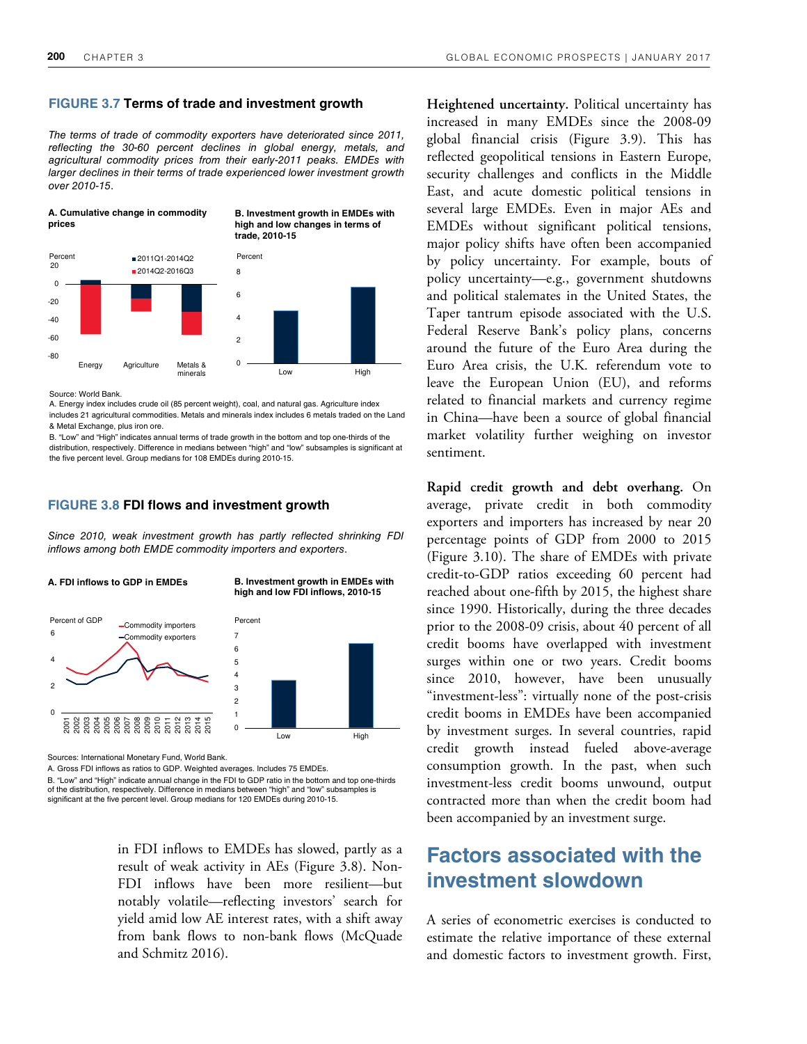**FIGURE 3.7 Terms of trade and investment growth**

*The terms of trade of commodity exporters have deteriorated since 2011, reflecting the 30-60 percent declines in global energy, metals, and agricultural commodity prices from their early-2011 peaks. EMDEs with larger declines in their terms of trade experienced lower investment growth over 2010-15.*

**A. Cumulative change in commodity prices**

**B. Investment growth in EMDEs with high and low changes in terms of trade, 2010-15**

Source: World Bank.

A. Energy index includes crude oil (85 percent weight), coal, and natural gas. Agriculture index includes 21 agricultural commodities. Metals and minerals index includes 6 metals traded on the Land & Metal Exchange, plus iron ore.

B. "Low" and "High" indicates annual terms of trade growth in the bottom and top one-thirds of the distribution, respectively. Difference in medians between "high" and "low" subsamples is significant at the five percent level. Group medians for 108 EMDEs during 2010-15.

**FIGURE 3.8 FDI flows and investment growth**

*Since 2010, weak investment growth has partly reflected shrinking FDI inflows among both EMDE commodity importers and exporters.*

**A. FDI inflows to GDP in EMDEs**

**B. Investment growth in EMDEs with high and low FDI inflows, 2010-15**

Sources: International Monetary Fund, World Bank.

A. Gross FDI inflows as ratios to GDP. Weighted averages. Includes 75 EMDEs.

B. "Low" and "High" indicate annual change in the FDI to GDP ratio in the bottom and top one-thirds of the distribution, respectively. Difference in medians between "high" and "low" subsamples is significant at the five percent level. Group medians for 120 EMDEs during 2010-15.

in FDI inflows to EMDEs has slowed, partly as a result of weak activity in AEs (Figure 3.8). Non-FDI inflows have been more resilient—but notably volatile—reflecting investors' search for yield amid low AE interest rates, with a shift away from bank flows to non-bank flows (McQuade and Schmitz 2016).

**Heightened uncertainty.** Political uncertainty has increased in many EMDEs since the 2008-09 global financial crisis (Figure 3.9). This has reflected geopolitical tensions in Eastern Europe, security challenges and conflicts in the Middle East, and acute domestic political tensions in several large EMDEs. Even in major AEs and EMDEs without significant political tensions, major policy shifts have often been accompanied by policy uncertainty. For example, bouts of policy uncertainty—e.g., government shutdowns and political stalemates in the United States, the Taper tantrum episode associated with the U.S. Federal Reserve Bank's policy plans, concerns around the future of the Euro Area during the Euro Area crisis, the U.K. referendum vote to leave the European Union (EU), and reforms related to financial markets and currency regime in China—have been a source of global financial market volatility further weighing on investor sentiment.

**Rapid credit growth and debt overhang.** On average, private credit in both commodity exporters and importers has increased by near 20 percentage points of GDP from 2000 to 2015 (Figure 3.10). The share of EMDEs with private credit-to-GDP ratios exceeding 60 percent had reached about one-fifth by 2015, the highest share since 1990. Historically, during the three decades prior to the 2008-09 crisis, about 40 percent of all credit booms have overlapped with investment surges within one or two years. Credit booms since 2010, however, have been unusually "investment-less": virtually none of the post-crisis credit booms in EMDEs have been accompanied by investment surges. In several countries, rapid credit growth instead fueled above-average consumption growth. In the past, when such investment-less credit booms unwound, output contracted more than when the credit boom had been accompanied by an investment surge.

## Factors associated with the investment slowdown

A series of econometric exercises is conducted to estimate the relative importance of these external and domestic factors to investment growth. First,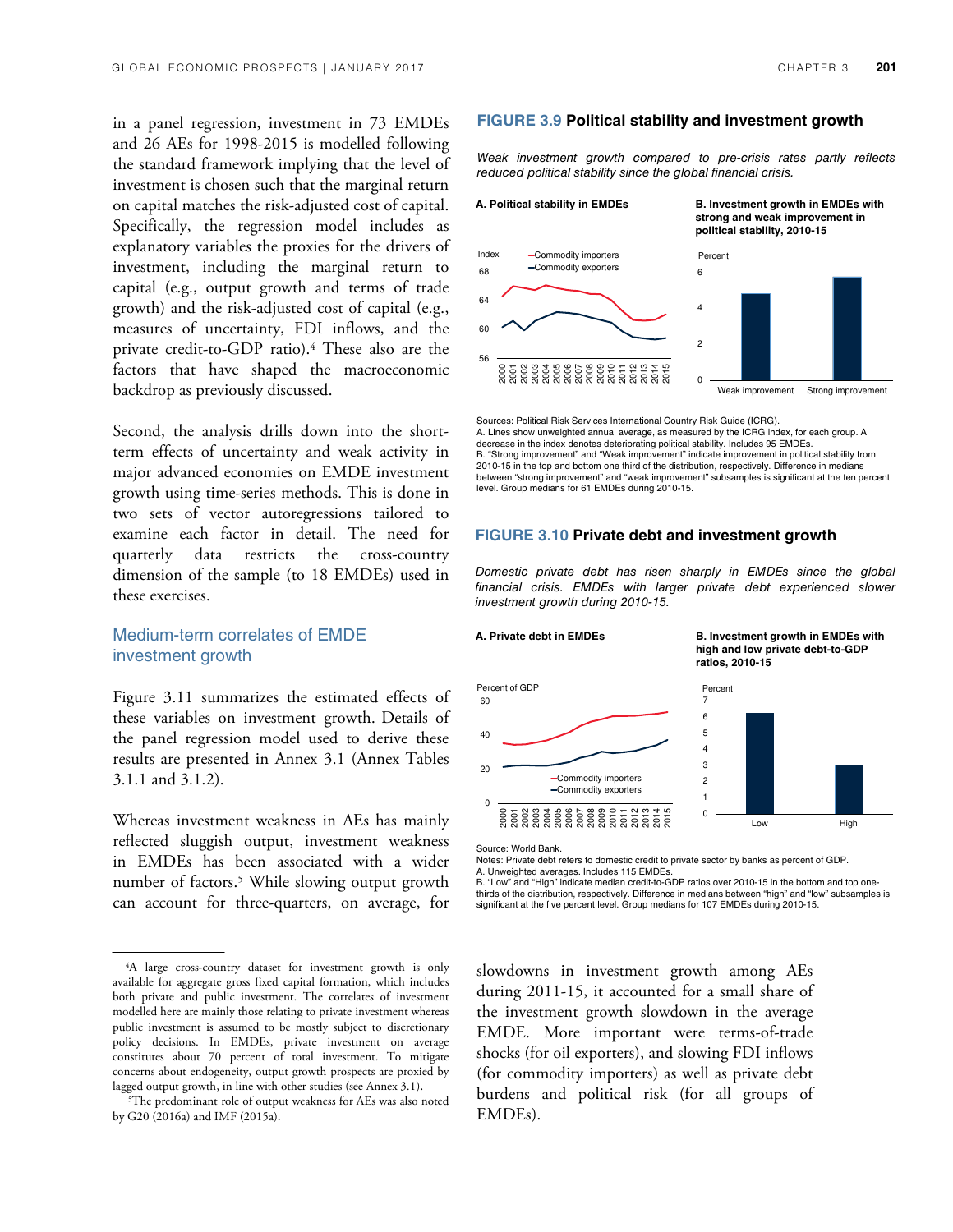in a panel regression, investment in 73 EMDEs and 26 AEs for 1998-2015 is modelled following the standard framework implying that the level of investment is chosen such that the marginal return on capital matches the risk-adjusted cost of capital. Specifically, the regression model includes as explanatory variables the proxies for the drivers of investment, including the marginal return to capital (e.g., output growth and terms of trade growth) and the risk-adjusted cost of capital (e.g., measures of uncertainty, FDI inflows, and the private credit-to-GDP ratio).[4] These also are the factors that have shaped the macroeconomic backdrop as previously discussed.

Second, the analysis drills down into the short-term effects of uncertainty and weak activity in major advanced economies on EMDE investment growth using time-series methods. This is done in two sets of vector autoregressions tailored to examine each factor in detail. The need for quarterly data restricts the cross-country dimension of the sample (to 18 EMDEs) used in these exercises.

## Medium-term correlates of EMDE investment growth

Figure 3.11 summarizes the estimated effects of these variables on investment growth. Details of the panel regression model used to derive these results are presented in Annex 3.1 (Annex Tables 3.1.1 and 3.1.2).

Whereas investment weakness in AEs has mainly reflected sluggish output, investment weakness in EMDEs has been associated with a wider number of factors.[5] While slowing output growth can account for three-quarters, on average, for slowdowns in investment growth among AEs during 2011-15, it accounted for a small share of the investment growth slowdown in the average EMDE. More important were terms-of-trade shocks (for oil exporters), and slowing FDI inflows (for commodity importers) as well as private debt burdens and political risk (for all groups of EMDEs).

**FIGURE 3.9 Political stability and investment growth**

*Weak investment growth compared to pre-crisis rates partly reflects reduced political stability since the global financial crisis.*

**A. Political stability in EMDEs**

**B. Investment growth in EMDEs with strong and weak improvement in political stability, 2010-15**

Sources: Political Risk Services International Country Risk Guide (ICRG).
A. Lines show unweighted annual average, as measured by the ICRG index, for each group. A decrease in the index denotes deteriorating political stability. Includes 95 EMDEs.
B. "Strong improvement" and "Weak improvement" indicate improvement in political stability from 2010-15 in the top and bottom one third of the distribution, respectively. Difference in medians between "strong improvement" and "weak improvement" subsamples is significant at the ten percent level. Group medians for 61 EMDEs during 2010-15.

**FIGURE 3.10 Private debt and investment growth**

*Domestic private debt has risen sharply in EMDEs since the global financial crisis. EMDEs with larger private debt experienced slower investment growth during 2010-15.*

**A. Private debt in EMDEs**

**B. Investment growth in EMDEs with high and low private debt-to-GDP ratios, 2010-15**

Source: World Bank.
Notes: Private debt refers to domestic credit to private sector by banks as percent of GDP.
A. Unweighted averages. Includes 115 EMDEs.
B. "Low" and "High" indicate median credit-to-GDP ratios over 2010-15 in the bottom and top one-thirds of the distribution, respectively. Difference in medians between "high" and "low" subsamples is significant at the five percent level. Group medians for 107 EMDEs during 2010-15.

---

[4] A large cross-country dataset for investment growth is only available for aggregate gross fixed capital formation, which includes both private and public investment. The correlates of investment modelled here are mainly those relating to private investment whereas public investment is assumed to be mostly subject to discretionary policy decisions. In EMDEs, private investment on average constitutes about 70 percent of total investment. To mitigate concerns about endogeneity, output growth prospects are proxied by lagged output growth, in line with other studies (see Annex 3.1).

[5] The predominant role of output weakness for AEs was also noted by G20 (2016a) and IMF (2015a).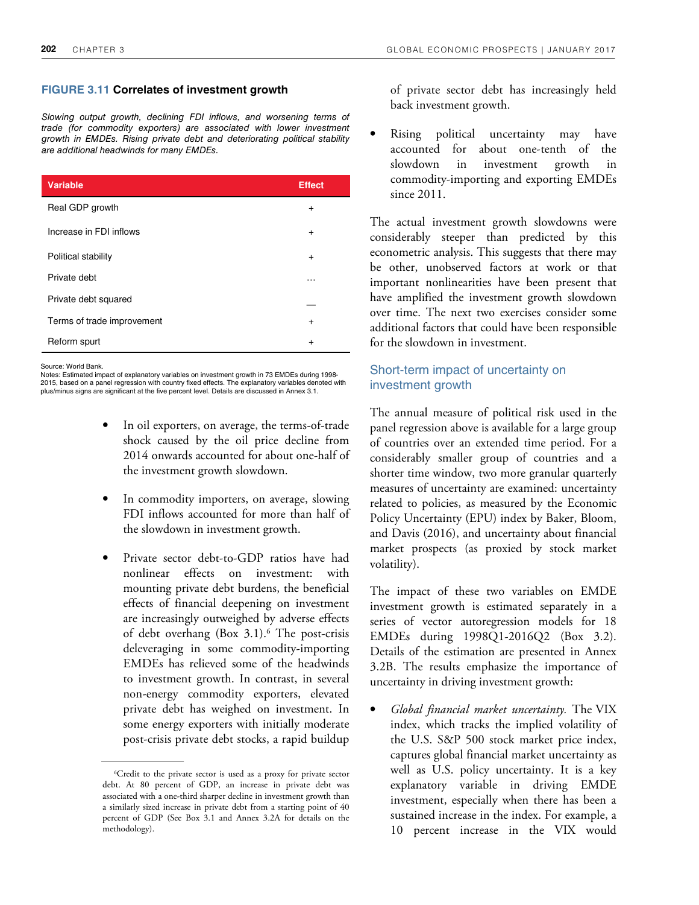**FIGURE 3.11 Correlates of investment growth**

*Slowing output growth, declining FDI inflows, and worsening terms of trade (for commodity exporters) are associated with lower investment growth in EMDEs. Rising private debt and deteriorating political stability are additional headwinds for many EMDEs.*

| Variable | Effect |
|---|---|
| Real GDP growth | + |
| Increase in FDI inflows | + |
| Political stability | + |
| Private debt | … |
| Private debt squared | — |
| Terms of trade improvement | + |
| Reform spurt | + |

Source: World Bank.
Notes: Estimated impact of explanatory variables on investment growth in 73 EMDEs during 1998-2015, based on a panel regression with country fixed effects. The explanatory variables denoted with plus/minus signs are significant at the five percent level. Details are discussed in Annex 3.1.

- In oil exporters, on average, the terms-of-trade shock caused by the oil price decline from 2014 onwards accounted for about one-half of the investment growth slowdown.

- In commodity importers, on average, slowing FDI inflows accounted for more than half of the slowdown in investment growth.

- Private sector debt-to-GDP ratios have had nonlinear effects on investment: with mounting private debt burdens, the beneficial effects of financial deepening on investment are increasingly outweighed by adverse effects of debt overhang (Box 3.1).[6] The post-crisis deleveraging in some commodity-importing EMDEs has relieved some of the headwinds to investment growth. In contrast, in several non-energy commodity exporters, elevated private debt has weighed on investment. In some energy exporters with initially moderate post-crisis private debt stocks, a rapid buildup of private sector debt has increasingly held back investment growth.

- Rising political uncertainty may have accounted for about one-tenth of the slowdown in investment growth in commodity-importing and exporting EMDEs since 2011.

The actual investment growth slowdowns were considerably steeper than predicted by this econometric analysis. This suggests that there may be other, unobserved factors at work or that important nonlinearities have been present that have amplified the investment growth slowdown over time. The next two exercises consider some additional factors that could have been responsible for the slowdown in investment.

## Short-term impact of uncertainty on investment growth

The annual measure of political risk used in the panel regression above is available for a large group of countries over an extended time period. For a considerably smaller group of countries and a shorter time window, two more granular quarterly measures of uncertainty are examined: uncertainty related to policies, as measured by the Economic Policy Uncertainty (EPU) index by Baker, Bloom, and Davis (2016), and uncertainty about financial market prospects (as proxied by stock market volatility).

The impact of these two variables on EMDE investment growth is estimated separately in a series of vector autoregression models for 18 EMDEs during 1998Q1-2016Q2 (Box 3.2). Details of the estimation are presented in Annex 3.2B. The results emphasize the importance of uncertainty in driving investment growth:

- *Global financial market uncertainty.* The VIX index, which tracks the implied volatility of the U.S. S&P 500 stock market price index, captures global financial market uncertainty as well as U.S. policy uncertainty. It is a key explanatory variable in driving EMDE investment, especially when there has been a sustained increase in the index. For example, a 10 percent increase in the VIX would

[6] Credit to the private sector is used as a proxy for private sector debt. At 80 percent of GDP, an increase in private debt was associated with a one-third sharper decline in investment growth than a similarly sized increase in private debt from a starting point of 40 percent of GDP (See Box 3.1 and Annex 3.2A for details on the methodology).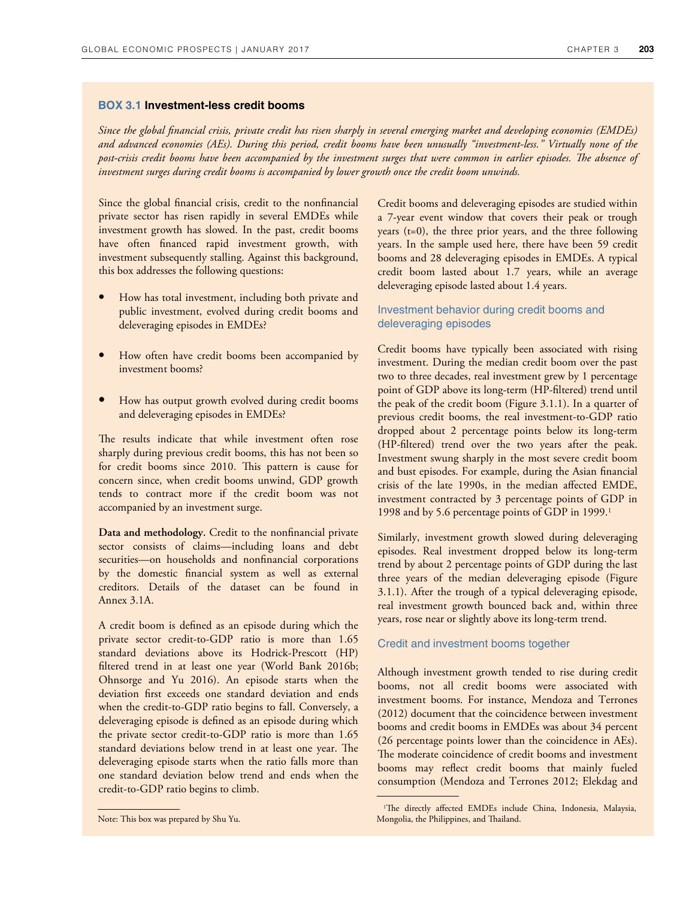## BOX 3.1 Investment-less credit booms

*Since the global financial crisis, private credit has risen sharply in several emerging market and developing economies (EMDEs) and advanced economies (AEs). During this period, credit booms have been unusually "investment-less." Virtually none of the post-crisis credit booms have been accompanied by the investment surges that were common in earlier episodes. The absence of investment surges during credit booms is accompanied by lower growth once the credit boom unwinds.*

Since the global financial crisis, credit to the nonfinancial private sector has risen rapidly in several EMDEs while investment growth has slowed. In the past, credit booms have often financed rapid investment growth, with investment subsequently stalling. Against this background, this box addresses the following questions:

- How has total investment, including both private and public investment, evolved during credit booms and deleveraging episodes in EMDEs?
- How often have credit booms been accompanied by investment booms?
- How has output growth evolved during credit booms and deleveraging episodes in EMDEs?

The results indicate that while investment often rose sharply during previous credit booms, this has not been so for credit booms since 2010. This pattern is cause for concern since, when credit booms unwind, GDP growth tends to contract more if the credit boom was not accompanied by an investment surge.

**Data and methodology.** Credit to the nonfinancial private sector consists of claims—including loans and debt securities—on households and nonfinancial corporations by the domestic financial system as well as external creditors. Details of the dataset can be found in Annex 3.1A.

A credit boom is defined as an episode during which the private sector credit-to-GDP ratio is more than 1.65 standard deviations above its Hodrick-Prescott (HP) filtered trend in at least one year (World Bank 2016b; Ohnsorge and Yu 2016). An episode starts when the deviation first exceeds one standard deviation and ends when the credit-to-GDP ratio begins to fall. Conversely, a deleveraging episode is defined as an episode during which the private sector credit-to-GDP ratio is more than 1.65 standard deviations below trend in at least one year. The deleveraging episode starts when the ratio falls more than one standard deviation below trend and ends when the credit-to-GDP ratio begins to climb.

Credit booms and deleveraging episodes are studied within a 7-year event window that covers their peak or trough years (t=0), the three prior years, and the three following years. In the sample used here, there have been 59 credit booms and 28 deleveraging episodes in EMDEs. A typical credit boom lasted about 1.7 years, while an average deleveraging episode lasted about 1.4 years.

### Investment behavior during credit booms and deleveraging episodes

Credit booms have typically been associated with rising investment. During the median credit boom over the past two to three decades, real investment grew by 1 percentage point of GDP above its long-term (HP-filtered) trend until the peak of the credit boom (Figure 3.1.1). In a quarter of previous credit booms, the real investment-to-GDP ratio dropped about 2 percentage points below its long-term (HP-filtered) trend over the two years after the peak. Investment swung sharply in the most severe credit boom and bust episodes. For example, during the Asian financial crisis of the late 1990s, in the median affected EMDE, investment contracted by 3 percentage points of GDP in 1998 and by 5.6 percentage points of GDP in 1999.[1]

Similarly, investment growth slowed during deleveraging episodes. Real investment dropped below its long-term trend by about 2 percentage points of GDP during the last three years of the median deleveraging episode (Figure 3.1.1). After the trough of a typical deleveraging episode, real investment growth bounced back and, within three years, rose near or slightly above its long-term trend.

### Credit and investment booms together

Although investment growth tended to rise during credit booms, not all credit booms were associated with investment booms. For instance, Mendoza and Terrones (2012) document that the coincidence between investment booms and credit booms in EMDEs was about 34 percent (26 percentage points lower than the coincidence in AEs). The moderate coincidence of credit booms and investment booms may reflect credit booms that mainly fueled consumption (Mendoza and Terrones 2012; Elekdag and

Note: This box was prepared by Shu Yu.

[1] The directly affected EMDEs include China, Indonesia, Malaysia, Mongolia, the Philippines, and Thailand.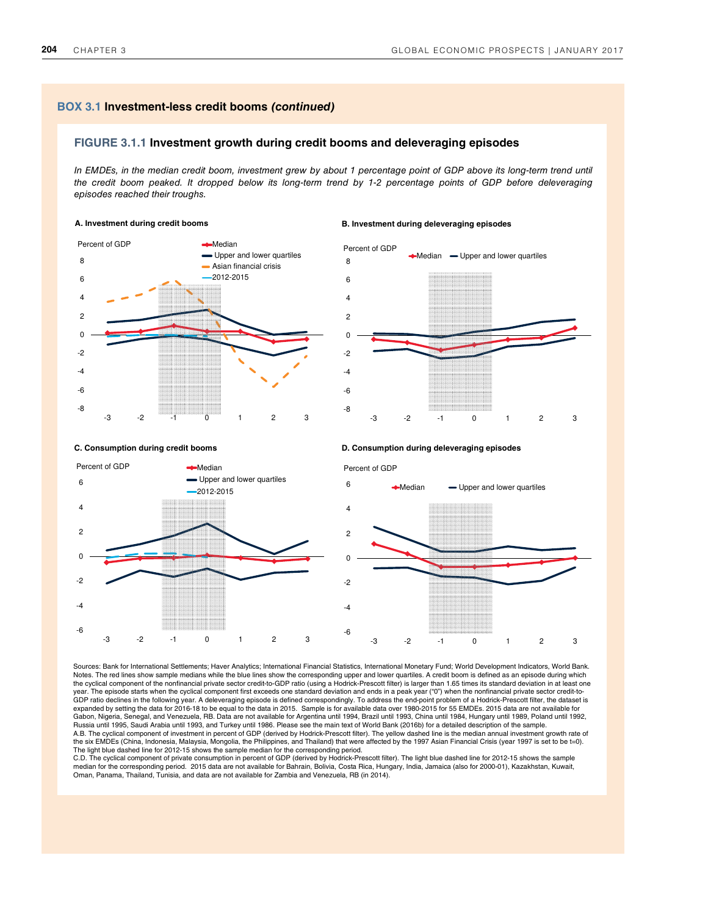## BOX 3.1 Investment-less credit booms *(continued)*

### FIGURE 3.1.1 Investment growth during credit booms and deleveraging episodes

*In EMDEs, in the median credit boom, investment grew by about 1 percentage point of GDP above its long-term trend until the credit boom peaked. It dropped below its long-term trend by 1-2 percentage points of GDP before deleveraging episodes reached their troughs.*

**A. Investment during credit booms**

**B. Investment during deleveraging episodes**

**C. Consumption during credit booms**

**D. Consumption during deleveraging episodes**

Sources: Bank for International Settlements; Haver Analytics; International Financial Statistics, International Monetary Fund; World Development Indicators, World Bank.

Notes. The red lines show sample medians while the blue lines show the corresponding upper and lower quartiles. A credit boom is defined as an episode during which the cyclical component of the nonfinancial private sector credit-to-GDP ratio (using a Hodrick-Prescott filter) is larger than 1.65 times its standard deviation in at least one year. The episode starts when the cyclical component first exceeds one standard deviation and ends in a peak year ("0") when the nonfinancial private sector credit-to-GDP ratio declines in the following year. A deleveraging episode is defined correspondingly. To address the end-point problem of a Hodrick-Prescott filter, the dataset is expanded by setting the data for 2016-18 to be equal to the data in 2015. Sample is for available data over 1980-2015 for 55 EMDEs. 2015 data are not available for Gabon, Nigeria, Senegal, and Venezuela, RB. Data are not available for Argentina until 1994, Brazil until 1993, China until 1984, Hungary until 1989, Poland until 1992, Russia until 1995, Saudi Arabia until 1993, and Turkey until 1986. Please see the main text of World Bank (2016b) for a detailed description of the sample.

A.B. The cyclical component of investment in percent of GDP (derived by Hodrick-Prescott filter). The yellow dashed line is the median annual investment growth rate of the six EMDEs (China, Indonesia, Malaysia, Mongolia, the Philippines, and Thailand) that were affected by the 1997 Asian Financial Crisis (year 1997 is set to be t=0). The light blue dashed line for 2012-15 shows the sample median for the corresponding period.

C.D. The cyclical component of private consumption in percent of GDP (derived by Hodrick-Prescott filter). The light blue dashed line for 2012-15 shows the sample median for the corresponding period. 2015 data are not available for Bahrain, Bolivia, Costa Rica, Hungary, India, Jamaica (also for 2000-01), Kazakhstan, Kuwait, Oman, Panama, Thailand, Tunisia, and data are not available for Zambia and Venezuela, RB (in 2014).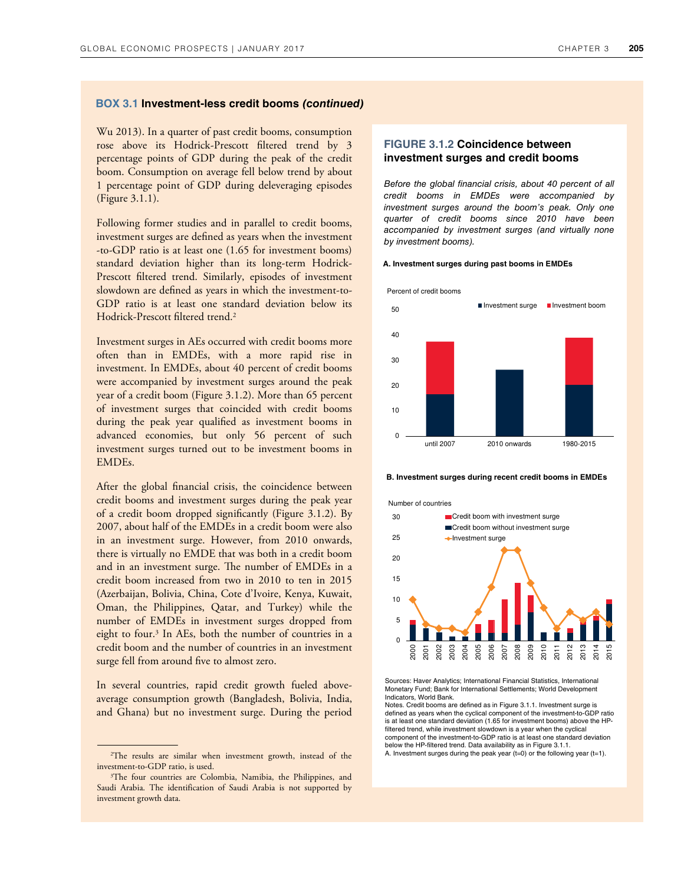## BOX 3.1 Investment-less credit booms *(continued)*

Wu 2013). In a quarter of past credit booms, consumption rose above its Hodrick-Prescott filtered trend by 3 percentage points of GDP during the peak of the credit boom. Consumption on average fell below trend by about 1 percentage point of GDP during deleveraging episodes (Figure 3.1.1).

Following former studies and in parallel to credit booms, investment surges are defined as years when the investment-to-GDP ratio is at least one (1.65 for investment booms) standard deviation higher than its long-term Hodrick-Prescott filtered trend. Similarly, episodes of investment slowdown are defined as years in which the investment-to-GDP ratio is at least one standard deviation below its Hodrick-Prescott filtered trend.[2]

Investment surges in AEs occurred with credit booms more often than in EMDEs, with a more rapid rise in investment. In EMDEs, about 40 percent of credit booms were accompanied by investment surges around the peak year of a credit boom (Figure 3.1.2). More than 65 percent of investment surges that coincided with credit booms during the peak year qualified as investment booms in advanced economies, but only 56 percent of such investment surges turned out to be investment booms in EMDEs.

After the global financial crisis, the coincidence between credit booms and investment surges during the peak year of a credit boom dropped significantly (Figure 3.1.2). By 2007, about half of the EMDEs in a credit boom were also in an investment surge. However, from 2010 onwards, there is virtually no EMDE that was both in a credit boom and in an investment surge. The number of EMDEs in a credit boom increased from two in 2010 to ten in 2015 (Azerbaijan, Bolivia, China, Cote d'Ivoire, Kenya, Kuwait, Oman, the Philippines, Qatar, and Turkey) while the number of EMDEs in investment surges dropped from eight to four.[3] In AEs, both the number of countries in a credit boom and the number of countries in an investment surge fell from around five to almost zero.

In several countries, rapid credit growth fueled above-average consumption growth (Bangladesh, Bolivia, India, and Ghana) but no investment surge. During the period

[2]The results are similar when investment growth, instead of the investment-to-GDP ratio, is used.

[3]The four countries are Colombia, Namibia, the Philippines, and Saudi Arabia. The identification of Saudi Arabia is not supported by investment growth data.

### FIGURE 3.1.2 Coincidence between investment surges and credit booms

*Before the global financial crisis, about 40 percent of all credit booms in EMDEs were accompanied by investment surges around the boom's peak. Only one quarter of credit booms since 2010 have been accompanied by investment surges (and virtually none by investment booms).*

**A. Investment surges during past booms in EMDEs**

**B. Investment surges during recent credit booms in EMDEs**

Sources: Haver Analytics; International Financial Statistics, International Monetary Fund; Bank for International Settlements; World Development Indicators, World Bank.

Notes. Credit booms are defined as in Figure 3.1.1. Investment surge is defined as years when the cyclical component of the investment-to-GDP ratio is at least one standard deviation (1.65 for investment booms) above the HP-filtered trend, while investment slowdown is a year when the cyclical component of the investment-to-GDP ratio is at least one standard deviation below the HP-filtered trend. Data availability as in Figure 3.1.1.

A. Investment surges during the peak year (t=0) or the following year (t=1).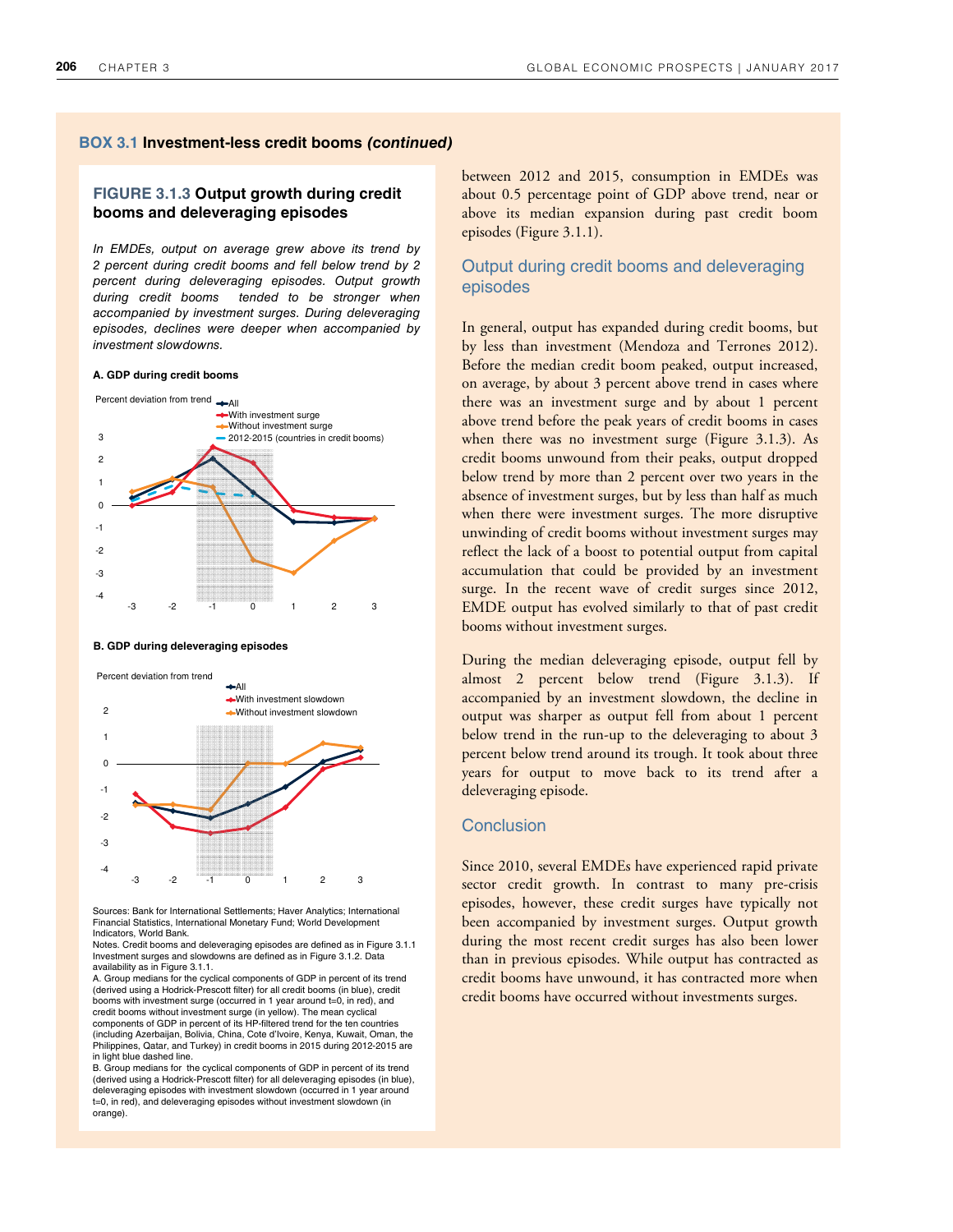**BOX 3.1 Investment-less credit booms *(continued)***

### FIGURE 3.1.3 Output growth during credit booms and deleveraging episodes

*In EMDEs, output on average grew above its trend by 2 percent during credit booms and fell below trend by 2 percent during deleveraging episodes. Output growth during credit booms tended to be stronger when accompanied by investment surges. During deleveraging episodes, declines were deeper when accompanied by investment slowdowns.*

**A. GDP during credit booms**

Percent deviation from trend

- All
- With investment surge
- Without investment surge
- 2012-2015 (countries in credit booms)

**B. GDP during deleveraging episodes**

Percent deviation from trend

- All
- With investment slowdown
- Without investment slowdown

Sources: Bank for International Settlements; Haver Analytics; International Financial Statistics, International Monetary Fund; World Development Indicators, World Bank.

Notes. Credit booms and deleveraging episodes are defined as in Figure 3.1.1 Investment surges and slowdowns are defined as in Figure 3.1.2. Data availability as in Figure 3.1.1.

A. Group medians for the cyclical components of GDP in percent of its trend (derived using a Hodrick-Prescott filter) for all credit booms (in blue), credit booms with investment surge (occurred in 1 year around t=0, in red), and credit booms without investment surge (in yellow). The mean cyclical components of GDP in percent of its HP-filtered trend for the ten countries (including Azerbaijan, Bolivia, China, Cote d'Ivoire, Kenya, Kuwait, Oman, the Philippines, Qatar, and Turkey) in credit booms in 2015 during 2012-2015 are in light blue dashed line.

B. Group medians for the cyclical components of GDP in percent of its trend (derived using a Hodrick-Prescott filter) for all deleveraging episodes (in blue), deleveraging episodes with investment slowdown (occurred in 1 year around t=0, in red), and deleveraging episodes without investment slowdown (in orange).

between 2012 and 2015, consumption in EMDEs was about 0.5 percentage point of GDP above trend, near or above its median expansion during past credit boom episodes (Figure 3.1.1).

## Output during credit booms and deleveraging episodes

In general, output has expanded during credit booms, but by less than investment (Mendoza and Terrones 2012). Before the median credit boom peaked, output increased, on average, by about 3 percent above trend in cases where there was an investment surge and by about 1 percent above trend before the peak years of credit booms in cases when there was no investment surge (Figure 3.1.3). As credit booms unwound from their peaks, output dropped below trend by more than 2 percent over two years in the absence of investment surges, but by less than half as much when there were investment surges. The more disruptive unwinding of credit booms without investment surges may reflect the lack of a boost to potential output from capital accumulation that could be provided by an investment surge. In the recent wave of credit surges since 2012, EMDE output has evolved similarly to that of past credit booms without investment surges.

During the median deleveraging episode, output fell by almost 2 percent below trend (Figure 3.1.3). If accompanied by an investment slowdown, the decline in output was sharper as output fell from about 1 percent below trend in the run-up to the deleveraging to about 3 percent below trend around its trough. It took about three years for output to move back to its trend after a deleveraging episode.

## Conclusion

Since 2010, several EMDEs have experienced rapid private sector credit growth. In contrast to many pre-crisis episodes, however, these credit surges have typically not been accompanied by investment surges. Output growth during the most recent credit surges has also been lower than in previous episodes. While output has contracted as credit booms have unwound, it has contracted more when credit booms have occurred without investments surges.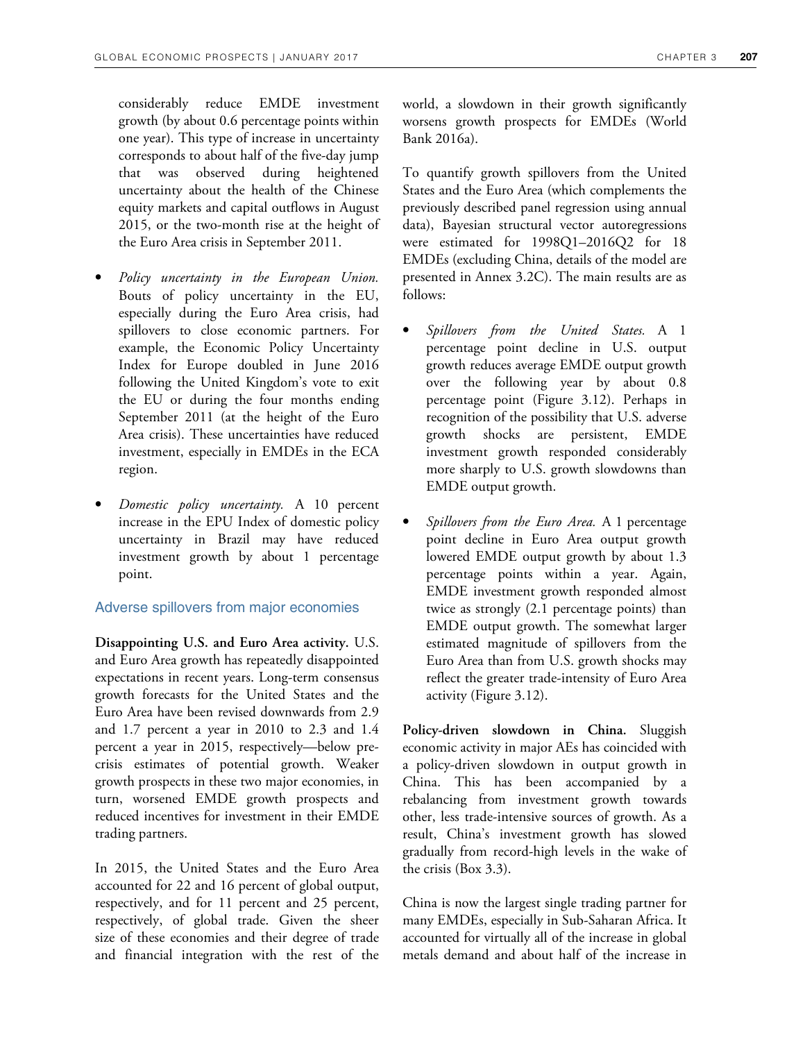considerably reduce EMDE investment growth (by about 0.6 percentage points within one year). This type of increase in uncertainty corresponds to about half of the five-day jump that was observed during heightened uncertainty about the health of the Chinese equity markets and capital outflows in August 2015, or the two-month rise at the height of the Euro Area crisis in September 2011.

- *Policy uncertainty in the European Union.* Bouts of policy uncertainty in the EU, especially during the Euro Area crisis, had spillovers to close economic partners. For example, the Economic Policy Uncertainty Index for Europe doubled in June 2016 following the United Kingdom's vote to exit the EU or during the four months ending September 2011 (at the height of the Euro Area crisis). These uncertainties have reduced investment, especially in EMDEs in the ECA region.

- *Domestic policy uncertainty.* A 10 percent increase in the EPU Index of domestic policy uncertainty in Brazil may have reduced investment growth by about 1 percentage point.

### Adverse spillovers from major economies

**Disappointing U.S. and Euro Area activity.** U.S. and Euro Area growth has repeatedly disappointed expectations in recent years. Long-term consensus growth forecasts for the United States and the Euro Area have been revised downwards from 2.9 and 1.7 percent a year in 2010 to 2.3 and 1.4 percent a year in 2015, respectively—below pre-crisis estimates of potential growth. Weaker growth prospects in these two major economies, in turn, worsened EMDE growth prospects and reduced incentives for investment in their EMDE trading partners.

In 2015, the United States and the Euro Area accounted for 22 and 16 percent of global output, respectively, and for 11 percent and 25 percent, respectively, of global trade. Given the sheer size of these economies and their degree of trade and financial integration with the rest of the world, a slowdown in their growth significantly worsens growth prospects for EMDEs (World Bank 2016a).

To quantify growth spillovers from the United States and the Euro Area (which complements the previously described panel regression using annual data), Bayesian structural vector autoregressions were estimated for 1998Q1–2016Q2 for 18 EMDEs (excluding China, details of the model are presented in Annex 3.2C). The main results are as follows:

- *Spillovers from the United States.* A 1 percentage point decline in U.S. output growth reduces average EMDE output growth over the following year by about 0.8 percentage point (Figure 3.12). Perhaps in recognition of the possibility that U.S. adverse growth shocks are persistent, EMDE investment growth responded considerably more sharply to U.S. growth slowdowns than EMDE output growth.

- *Spillovers from the Euro Area.* A 1 percentage point decline in Euro Area output growth lowered EMDE output growth by about 1.3 percentage points within a year. Again, EMDE investment growth responded almost twice as strongly (2.1 percentage points) than EMDE output growth. The somewhat larger estimated magnitude of spillovers from the Euro Area than from U.S. growth shocks may reflect the greater trade-intensity of Euro Area activity (Figure 3.12).

**Policy-driven slowdown in China.** Sluggish economic activity in major AEs has coincided with a policy-driven slowdown in output growth in China. This has been accompanied by a rebalancing from investment growth towards other, less trade-intensive sources of growth. As a result, China's investment growth has slowed gradually from record-high levels in the wake of the crisis (Box 3.3).

China is now the largest single trading partner for many EMDEs, especially in Sub-Saharan Africa. It accounted for virtually all of the increase in global metals demand and about half of the increase in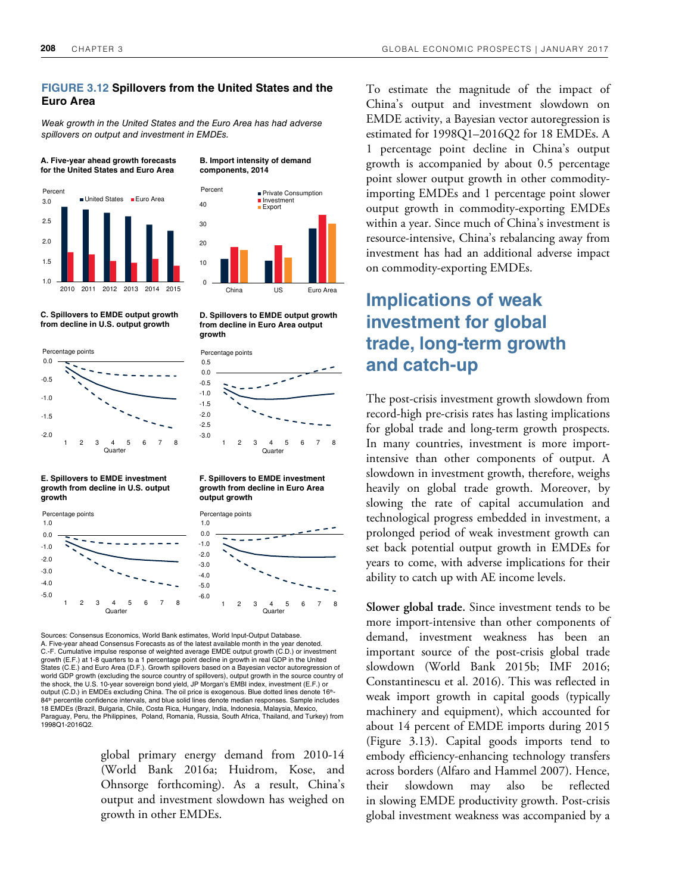**FIGURE 3.12 Spillovers from the United States and the Euro Area**

*Weak growth in the United States and the Euro Area has had adverse spillovers on output and investment in EMDEs.*

**A. Five-year ahead growth forecasts for the United States and Euro Area**

**B. Import intensity of demand components, 2014**

**C. Spillovers to EMDE output growth from decline in U.S. output growth**

**D. Spillovers to EMDE output growth from decline in Euro Area output growth**

**E. Spillovers to EMDE investment growth from decline in U.S. output growth**

**F. Spillovers to EMDE investment growth from decline in Euro Area output growth**

Sources: Consensus Economics, World Bank estimates, World Input-Output Database.
A. Five-year ahead Consensus Forecasts as of the latest available month in the year denoted.
C.-F. Cumulative impulse response of weighted average EMDE output growth (C.D.) or investment growth (E.F.) at 1-8 quarters to a 1 percentage point decline in growth in real GDP in the United States (C.E.) and Euro Area (D.F.). Growth spillovers based on a Bayesian vector autoregression of world GDP growth (excluding the source country of spillovers), output growth in the source country of the shock, the U.S. 10-year sovereign bond yield, JP Morgan's EMBI index, investment (E.F.) or output (C.D.) in EMDEs excluding China. The oil price is exogenous. Blue dotted lines denote 16th-84th percentile confidence intervals, and blue solid lines denote median responses. Sample includes 18 EMDEs (Brazil, Bulgaria, Chile, Costa Rica, Hungary, India, Indonesia, Malaysia, Mexico, Paraguay, Peru, the Philippines, Poland, Romania, Russia, South Africa, Thailand, and Turkey) from 1998Q1-2016Q2.

global primary energy demand from 2010-14 (World Bank 2016a; Huidrom, Kose, and Ohnsorge forthcoming). As a result, China's output and investment slowdown has weighed on growth in other EMDEs.

To estimate the magnitude of the impact of China's output and investment slowdown on EMDE activity, a Bayesian vector autoregression is estimated for 1998Q1–2016Q2 for 18 EMDEs. A 1 percentage point decline in China's output growth is accompanied by about 0.5 percentage point slower output growth in other commodity-importing EMDEs and 1 percentage point slower output growth in commodity-exporting EMDEs within a year. Since much of China's investment is resource-intensive, China's rebalancing away from investment has had an additional adverse impact on commodity-exporting EMDEs.

## Implications of weak investment for global trade, long-term growth and catch-up

The post-crisis investment growth slowdown from record-high pre-crisis rates has lasting implications for global trade and long-term growth prospects. In many countries, investment is more import-intensive than other components of output. A slowdown in investment growth, therefore, weighs heavily on global trade growth. Moreover, by slowing the rate of capital accumulation and technological progress embedded in investment, a prolonged period of weak investment growth can set back potential output growth in EMDEs for years to come, with adverse implications for their ability to catch up with AE income levels.

**Slower global trade.** Since investment tends to be more import-intensive than other components of demand, investment weakness has been an important source of the post-crisis global trade slowdown (World Bank 2015b; IMF 2016; Constantinescu et al. 2016). This was reflected in weak import growth in capital goods (typically machinery and equipment), which accounted for about 14 percent of EMDE imports during 2015 (Figure 3.13). Capital goods imports tend to embody efficiency-enhancing technology transfers across borders (Alfaro and Hammel 2007). Hence, their slowdown may also be reflected in slowing EMDE productivity growth. Post-crisis global investment weakness was accompanied by a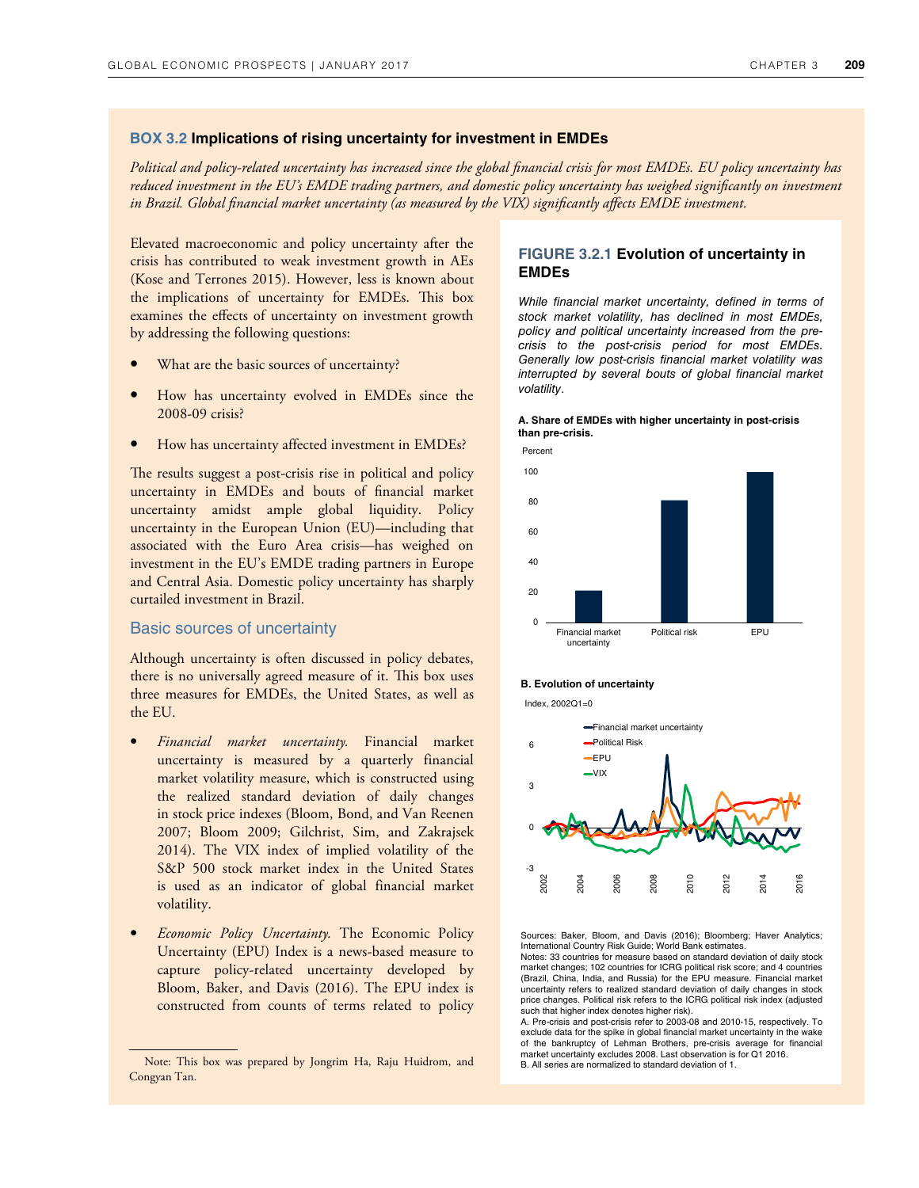## BOX 3.2 Implications of rising uncertainty for investment in EMDEs

*Political and policy-related uncertainty has increased since the global financial crisis for most EMDEs. EU policy uncertainty has reduced investment in the EU's EMDE trading partners, and domestic policy uncertainty has weighed significantly on investment in Brazil. Global financial market uncertainty (as measured by the VIX) significantly affects EMDE investment.*

Elevated macroeconomic and policy uncertainty after the crisis has contributed to weak investment growth in AEs (Kose and Terrones 2015). However, less is known about the implications of uncertainty for EMDEs. This box examines the effects of uncertainty on investment growth by addressing the following questions:

- What are the basic sources of uncertainty?
- How has uncertainty evolved in EMDEs since the 2008-09 crisis?
- How has uncertainty affected investment in EMDEs?

The results suggest a post-crisis rise in political and policy uncertainty in EMDEs and bouts of financial market uncertainty amidst ample global liquidity. Policy uncertainty in the European Union (EU)—including that associated with the Euro Area crisis—has weighed on investment in the EU's EMDE trading partners in Europe and Central Asia. Domestic policy uncertainty has sharply curtailed investment in Brazil.

### Basic sources of uncertainty

Although uncertainty is often discussed in policy debates, there is no universally agreed measure of it. This box uses three measures for EMDEs, the United States, as well as the EU.

- *Financial market uncertainty.* Financial market uncertainty is measured by a quarterly financial market volatility measure, which is constructed using the realized standard deviation of daily changes in stock price indexes (Bloom, Bond, and Van Reenen 2007; Bloom 2009; Gilchrist, Sim, and Zakrajsek 2014). The VIX index of implied volatility of the S&P 500 stock market index in the United States is used as an indicator of global financial market volatility.
- *Economic Policy Uncertainty.* The Economic Policy Uncertainty (EPU) Index is a news-based measure to capture policy-related uncertainty developed by Bloom, Baker, and Davis (2016). The EPU index is constructed from counts of terms related to policy

Note: This box was prepared by Jongrim Ha, Raju Huidrom, and Congyan Tan.

### FIGURE 3.2.1 Evolution of uncertainty in EMDEs

*While financial market uncertainty, defined in terms of stock market volatility, has declined in most EMDEs, policy and political uncertainty increased from the pre-crisis to the post-crisis period for most EMDEs. Generally low post-crisis financial market volatility was interrupted by several bouts of global financial market volatility.*

**A. Share of EMDEs with higher uncertainty in post-crisis than pre-crisis.**

**B. Evolution of uncertainty**

Sources: Baker, Bloom, and Davis (2016); Bloomberg; Haver Analytics; International Country Risk Guide; World Bank estimates.

Notes: 33 countries for measure based on standard deviation of daily stock market changes; 102 countries for ICRG political risk score; and 4 countries (Brazil, China, India, and Russia) for the EPU measure. Financial market uncertainty refers to realized standard deviation of daily changes in stock price changes. Political risk refers to the ICRG political risk index (adjusted such that higher index denotes higher risk).

A. Pre-crisis and post-crisis refer to 2003-08 and 2010-15, respectively. To exclude data for the spike in global financial market uncertainty in the wake of the bankruptcy of Lehman Brothers, pre-crisis average for financial market uncertainty excludes 2008. Last observation is for Q1 2016.

B. All series are normalized to standard deviation of 1.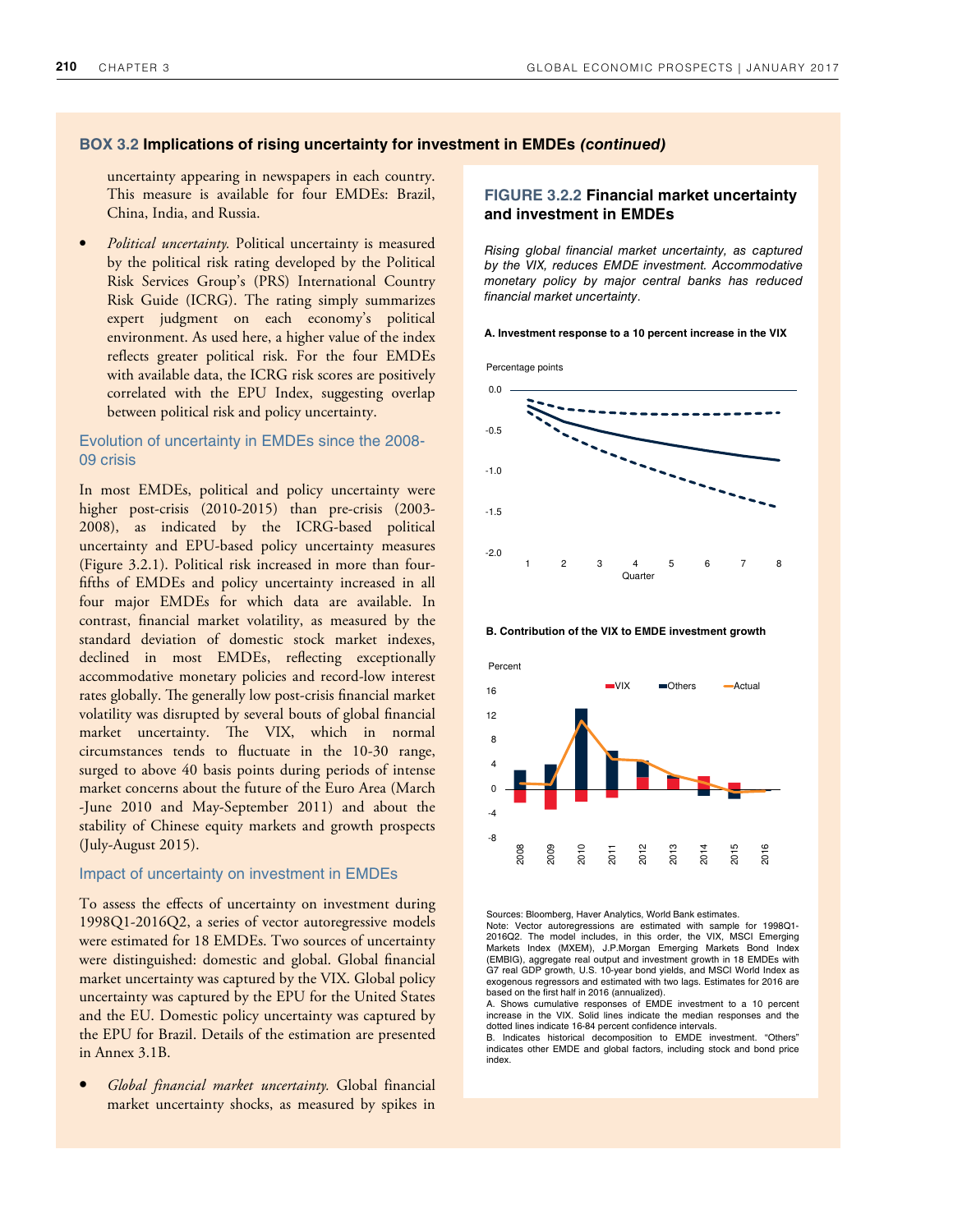## BOX 3.2 Implications of rising uncertainty for investment in EMDEs *(continued)*

uncertainty appearing in newspapers in each country. This measure is available for four EMDEs: Brazil, China, India, and Russia.

- *Political uncertainty.* Political uncertainty is measured by the political risk rating developed by the Political Risk Services Group's (PRS) International Country Risk Guide (ICRG). The rating simply summarizes expert judgment on each economy's political environment. As used here, a higher value of the index reflects greater political risk. For the four EMDEs with available data, the ICRG risk scores are positively correlated with the EPU Index, suggesting overlap between political risk and policy uncertainty.

### Evolution of uncertainty in EMDEs since the 2008-09 crisis

In most EMDEs, political and policy uncertainty were higher post-crisis (2010-2015) than pre-crisis (2003-2008), as indicated by the ICRG-based political uncertainty and EPU-based policy uncertainty measures (Figure 3.2.1). Political risk increased in more than four-fifths of EMDEs and policy uncertainty increased in all four major EMDEs for which data are available. In contrast, financial market volatility, as measured by the standard deviation of domestic stock market indexes, declined in most EMDEs, reflecting exceptionally accommodative monetary policies and record-low interest rates globally. The generally low post-crisis financial market volatility was disrupted by several bouts of global financial market uncertainty. The VIX, which in normal circumstances tends to fluctuate in the 10-30 range, surged to above 40 basis points during periods of intense market concerns about the future of the Euro Area (March -June 2010 and May-September 2011) and about the stability of Chinese equity markets and growth prospects (July-August 2015).

### Impact of uncertainty on investment in EMDEs

To assess the effects of uncertainty on investment during 1998Q1-2016Q2, a series of vector autoregressive models were estimated for 18 EMDEs. Two sources of uncertainty were distinguished: domestic and global. Global financial market uncertainty was captured by the VIX. Global policy uncertainty was captured by the EPU for the United States and the EU. Domestic policy uncertainty was captured by the EPU for Brazil. Details of the estimation are presented in Annex 3.1B.

- *Global financial market uncertainty.* Global financial market uncertainty shocks, as measured by spikes in

### FIGURE 3.2.2 Financial market uncertainty and investment in EMDEs

*Rising global financial market uncertainty, as captured by the VIX, reduces EMDE investment. Accommodative monetary policy by major central banks has reduced financial market uncertainty.*

**A. Investment response to a 10 percent increase in the VIX**

**B. Contribution of the VIX to EMDE investment growth**

Sources: Bloomberg, Haver Analytics, World Bank estimates.

Note: Vector autoregressions are estimated with sample for 1998Q1-2016Q2. The model includes, in this order, the VIX, MSCI Emerging Markets Index (MXEM), J.P.Morgan Emerging Markets Bond Index (EMBIG), aggregate real output and investment growth in 18 EMDEs with G7 real GDP growth, U.S. 10-year bond yields, and MSCI World Index as exogenous regressors and estimated with two lags. Estimates for 2016 are based on the first half in 2016 (annualized).

A. Shows cumulative responses of EMDE investment to a 10 percent increase in the VIX. Solid lines indicate the median responses and the dotted lines indicate 16-84 percent confidence intervals.

B. Indicates historical decomposition to EMDE investment. "Others" indicates other EMDE and global factors, including stock and bond price index.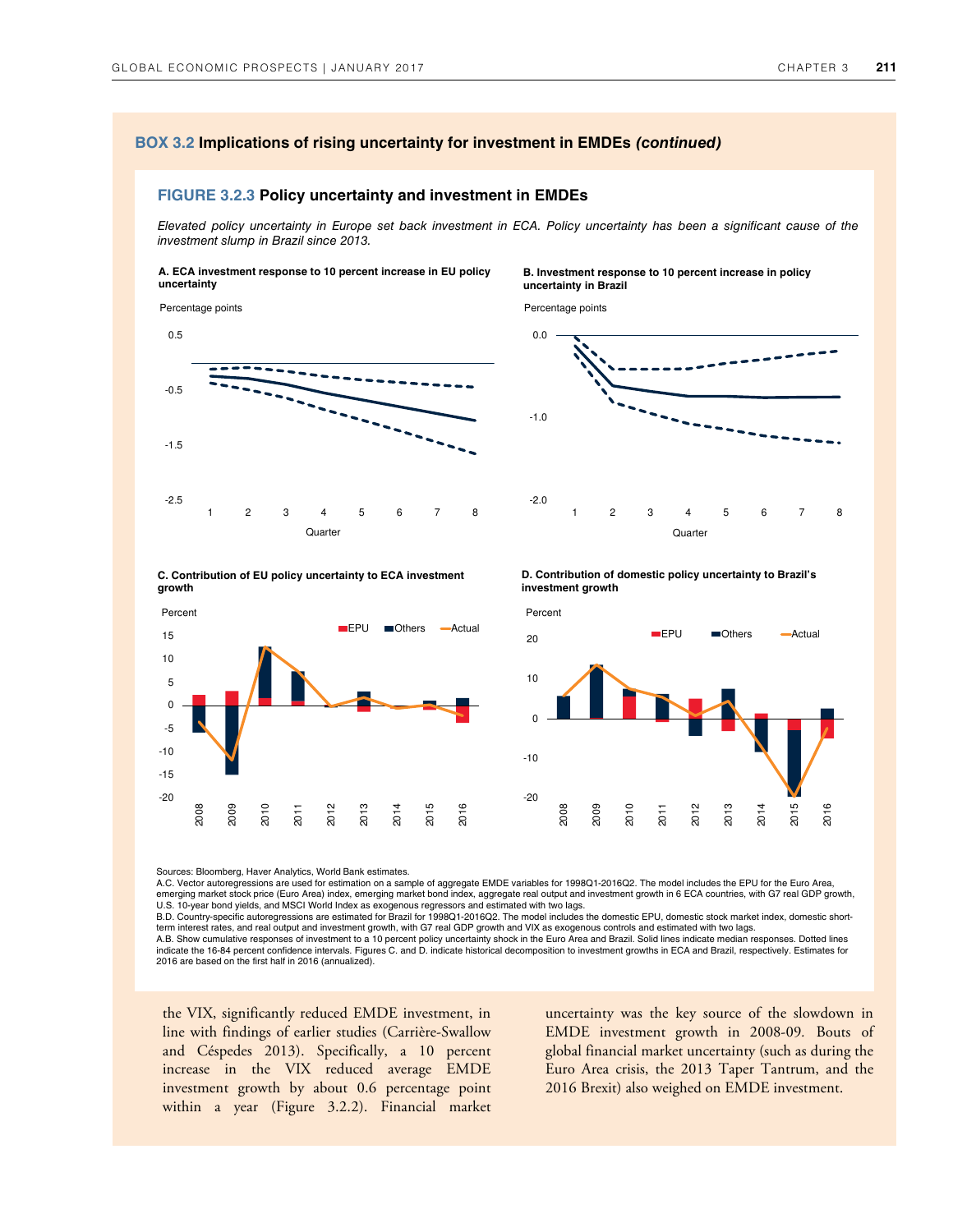## BOX 3.2 Implications of rising uncertainty for investment in EMDEs *(continued)*

### FIGURE 3.2.3 Policy uncertainty and investment in EMDEs

*Elevated policy uncertainty in Europe set back investment in ECA. Policy uncertainty has been a significant cause of the investment slump in Brazil since 2013.*

**A. ECA investment response to 10 percent increase in EU policy uncertainty**

**B. Investment response to 10 percent increase in policy uncertainty in Brazil**

**C. Contribution of EU policy uncertainty to ECA investment growth**

**D. Contribution of domestic policy uncertainty to Brazil's investment growth**

Sources: Bloomberg, Haver Analytics, World Bank estimates.

A.C. Vector autoregressions are used for estimation on a sample of aggregate EMDE variables for 1998Q1-2016Q2. The model includes the EPU for the Euro Area, emerging market stock price (Euro Area) index, emerging market bond index, aggregate real output and investment growth in 6 ECA countries, with G7 real GDP growth, U.S. 10-year bond yields, and MSCI World Index as exogenous regressors and estimated with two lags.

B.D. Country-specific autoregressions are estimated for Brazil for 1998Q1-2016Q2. The model includes the domestic EPU, domestic stock market index, domestic short-term interest rates, and real output and investment growth, with G7 real GDP growth and VIX as exogenous controls and estimated with two lags.

A.B. Show cumulative responses of investment to a 10 percent policy uncertainty shock in the Euro Area and Brazil. Solid lines indicate median responses. Dotted lines indicate the 16-84 percent confidence intervals. Figures C. and D. indicate historical decomposition to investment growths in ECA and Brazil, respectively. Estimates for 2016 are based on the first half in 2016 (annualized).

the VIX, significantly reduced EMDE investment, in line with findings of earlier studies (Carrière-Swallow and Céspedes 2013). Specifically, a 10 percent increase in the VIX reduced average EMDE investment growth by about 0.6 percentage point within a year (Figure 3.2.2). Financial market uncertainty was the key source of the slowdown in EMDE investment growth in 2008-09. Bouts of global financial market uncertainty (such as during the Euro Area crisis, the 2013 Taper Tantrum, and the 2016 Brexit) also weighed on EMDE investment.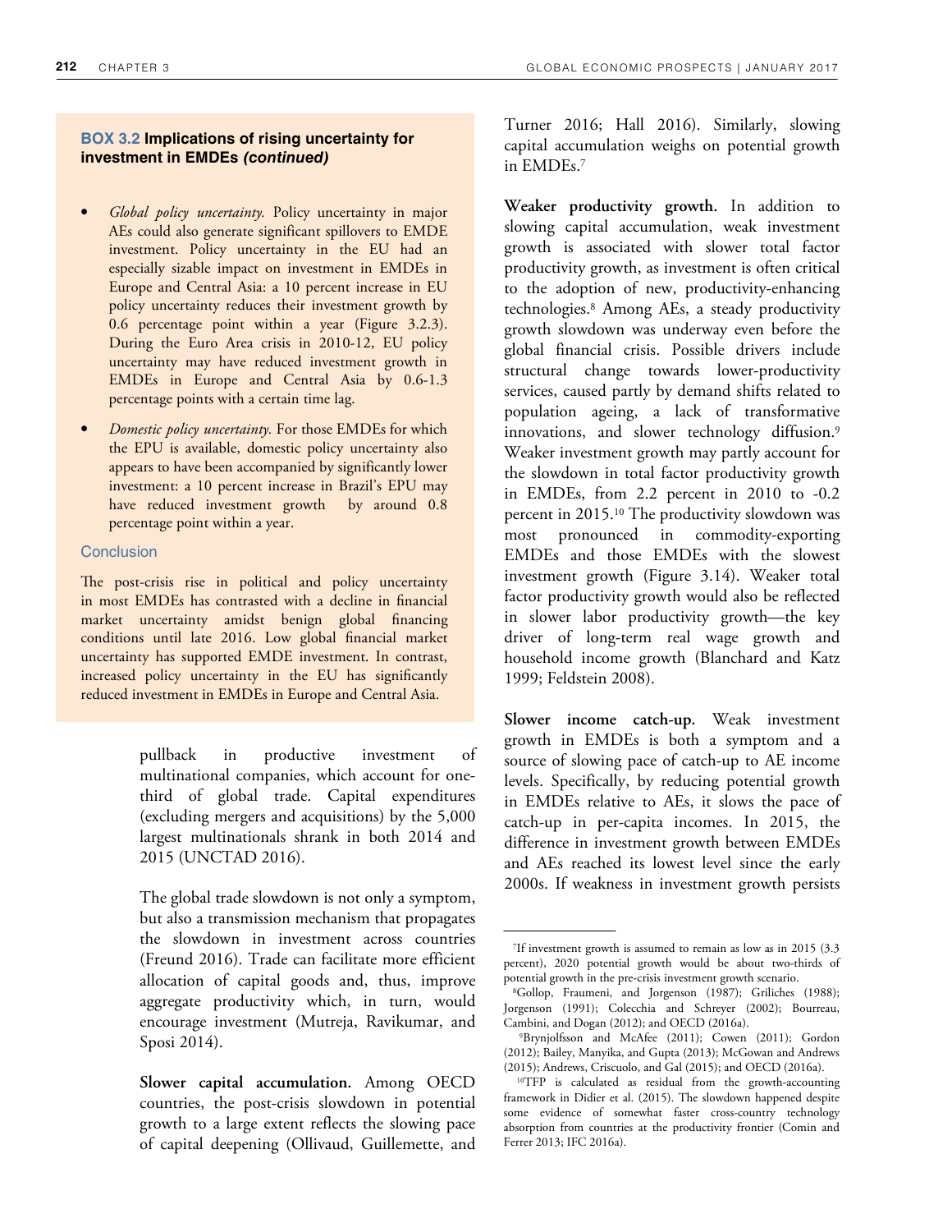### BOX 3.2 Implications of rising uncertainty for investment in EMDEs *(continued)*

- *Global policy uncertainty.* Policy uncertainty in major AEs could also generate significant spillovers to EMDE investment. Policy uncertainty in the EU had an especially sizable impact on investment in EMDEs in Europe and Central Asia: a 10 percent increase in EU policy uncertainty reduces their investment growth by 0.6 percentage point within a year (Figure 3.2.3). During the Euro Area crisis in 2010-12, EU policy uncertainty may have reduced investment growth in EMDEs in Europe and Central Asia by 0.6-1.3 percentage points with a certain time lag.
- *Domestic policy uncertainty.* For those EMDEs for which the EPU is available, domestic policy uncertainty also appears to have been accompanied by significantly lower investment: a 10 percent increase in Brazil's EPU may have reduced investment growth by around 0.8 percentage point within a year.

#### Conclusion

The post-crisis rise in political and policy uncertainty in most EMDEs has contrasted with a decline in financial market uncertainty amidst benign global financing conditions until late 2016. Low global financial market uncertainty has supported EMDE investment. In contrast, increased policy uncertainty in the EU has significantly reduced investment in EMDEs in Europe and Central Asia.

---

pullback in productive investment of multinational companies, which account for one-third of global trade. Capital expenditures (excluding mergers and acquisitions) by the 5,000 largest multinationals shrank in both 2014 and 2015 (UNCTAD 2016).

The global trade slowdown is not only a symptom, but also a transmission mechanism that propagates the slowdown in investment across countries (Freund 2016). Trade can facilitate more efficient allocation of capital goods and, thus, improve aggregate productivity which, in turn, would encourage investment (Mutreja, Ravikumar, and Sposi 2014).

**Slower capital accumulation.** Among OECD countries, the post-crisis slowdown in potential growth to a large extent reflects the slowing pace of capital deepening (Ollivaud, Guillemette, and Turner 2016; Hall 2016). Similarly, slowing capital accumulation weighs on potential growth in EMDEs.[7]

**Weaker productivity growth.** In addition to slowing capital accumulation, weak investment growth is associated with slower total factor productivity growth, as investment is often critical to the adoption of new, productivity-enhancing technologies.[8] Among AEs, a steady productivity growth slowdown was underway even before the global financial crisis. Possible drivers include structural change towards lower-productivity services, caused partly by demand shifts related to population ageing, a lack of transformative innovations, and slower technology diffusion.[9] Weaker investment growth may partly account for the slowdown in total factor productivity growth in EMDEs, from 2.2 percent in 2010 to -0.2 percent in 2015.[10] The productivity slowdown was most pronounced in commodity-exporting EMDEs and those EMDEs with the slowest investment growth (Figure 3.14). Weaker total factor productivity growth would also be reflected in slower labor productivity growth—the key driver of long-term real wage growth and household income growth (Blanchard and Katz 1999; Feldstein 2008).

**Slower income catch-up.** Weak investment growth in EMDEs is both a symptom and a source of slowing pace of catch-up to AE income levels. Specifically, by reducing potential growth in EMDEs relative to AEs, it slows the pace of catch-up in per-capita incomes. In 2015, the difference in investment growth between EMDEs and AEs reached its lowest level since the early 2000s. If weakness in investment growth persists

---

[7] If investment growth is assumed to remain as low as in 2015 (3.3 percent), 2020 potential growth would be about two-thirds of potential growth in the pre-crisis investment growth scenario.

[8] Gollop, Fraumeni, and Jorgenson (1987); Griliches (1988); Jorgenson (1991); Colecchia and Schreyer (2002); Bourreau, Cambini, and Dogan (2012); and OECD (2016a).

[9] Brynjolfsson and McAfee (2011); Cowen (2011); Gordon (2012); Bailey, Manyika, and Gupta (2013); McGowan and Andrews (2015); Andrews, Criscuolo, and Gal (2015); and OECD (2016a).

[10] TFP is calculated as residual from the growth-accounting framework in Didier et al. (2015). The slowdown happened despite some evidence of somewhat faster cross-country technology absorption from countries at the productivity frontier (Comin and Ferrer 2013; IFC 2016a).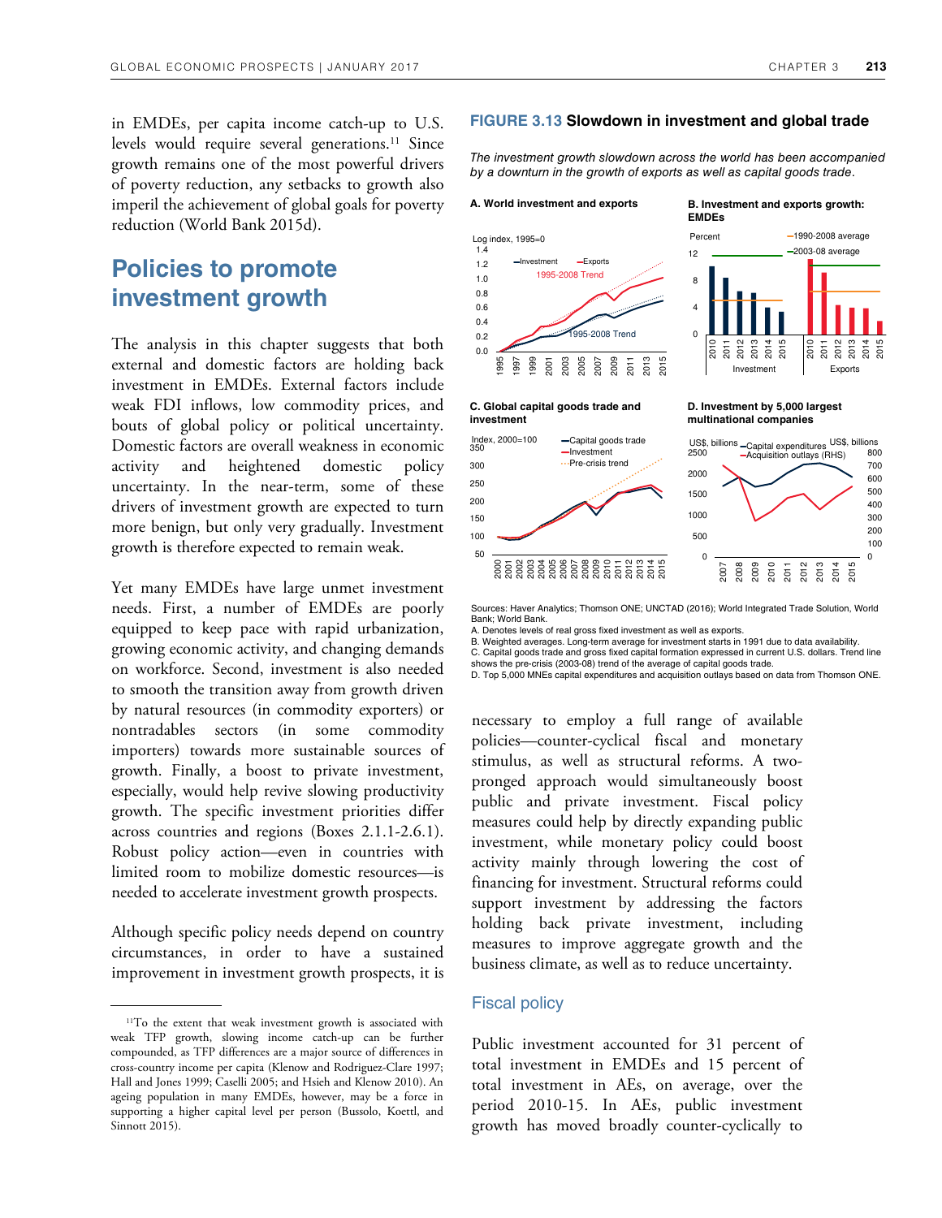in EMDEs, per capita income catch-up to U.S. levels would require several generations.[11] Since growth remains one of the most powerful drivers of poverty reduction, any setbacks to growth also imperil the achievement of global goals for poverty reduction (World Bank 2015d).

## Policies to promote investment growth

The analysis in this chapter suggests that both external and domestic factors are holding back investment in EMDEs. External factors include weak FDI inflows, low commodity prices, and bouts of global policy or political uncertainty. Domestic factors are overall weakness in economic activity and heightened domestic policy uncertainty. In the near-term, some of these drivers of investment growth are expected to turn more benign, but only very gradually. Investment growth is therefore expected to remain weak.

Yet many EMDEs have large unmet investment needs. First, a number of EMDEs are poorly equipped to keep pace with rapid urbanization, growing economic activity, and changing demands on workforce. Second, investment is also needed to smooth the transition away from growth driven by natural resources (in commodity exporters) or nontradables sectors (in some commodity importers) towards more sustainable sources of growth. Finally, a boost to private investment, especially, would help revive slowing productivity growth. The specific investment priorities differ across countries and regions (Boxes 2.1.1-2.6.1). Robust policy action—even in countries with limited room to mobilize domestic resources—is needed to accelerate investment growth prospects.

Although specific policy needs depend on country circumstances, in order to have a sustained improvement in investment growth prospects, it is necessary to employ a full range of available policies—counter-cyclical fiscal and monetary stimulus, as well as structural reforms. A two-pronged approach would simultaneously boost public and private investment. Fiscal policy measures could help by directly expanding public investment, while monetary policy could boost activity mainly through lowering the cost of financing for investment. Structural reforms could support investment by addressing the factors holding back private investment, including measures to improve aggregate growth and the business climate, as well as to reduce uncertainty.

**FIGURE 3.13 Slowdown in investment and global trade**

*The investment growth slowdown across the world has been accompanied by a downturn in the growth of exports as well as capital goods trade.*

**A. World investment and exports**

**B. Investment and exports growth: EMDEs**

**C. Global capital goods trade and investment**

**D. Investment by 5,000 largest multinational companies**

Sources: Haver Analytics; Thomson ONE; UNCTAD (2016); World Integrated Trade Solution, World Bank; World Bank.

A. Denotes levels of real gross fixed investment as well as exports.

B. Weighted averages. Long-term average for investment starts in 1991 due to data availability.

C. Capital goods trade and gross fixed capital formation expressed in current U.S. dollars. Trend line shows the pre-crisis (2003-08) trend of the average of capital goods trade.

D. Top 5,000 MNEs capital expenditures and acquisition outlays based on data from Thomson ONE.

### Fiscal policy

Public investment accounted for 31 percent of total investment in EMDEs and 15 percent of total investment in AEs, on average, over the period 2010-15. In AEs, public investment growth has moved broadly counter-cyclically to

---

[11] To the extent that weak investment growth is associated with weak TFP growth, slowing income catch-up can be further compounded, as TFP differences are a major source of differences in cross-country income per capita (Klenow and Rodriguez-Clare 1997; Hall and Jones 1999; Caselli 2005; and Hsieh and Klenow 2010). An ageing population in many EMDEs, however, may be a force in supporting a higher capital level per person (Bussolo, Koettl, and Sinnott 2015).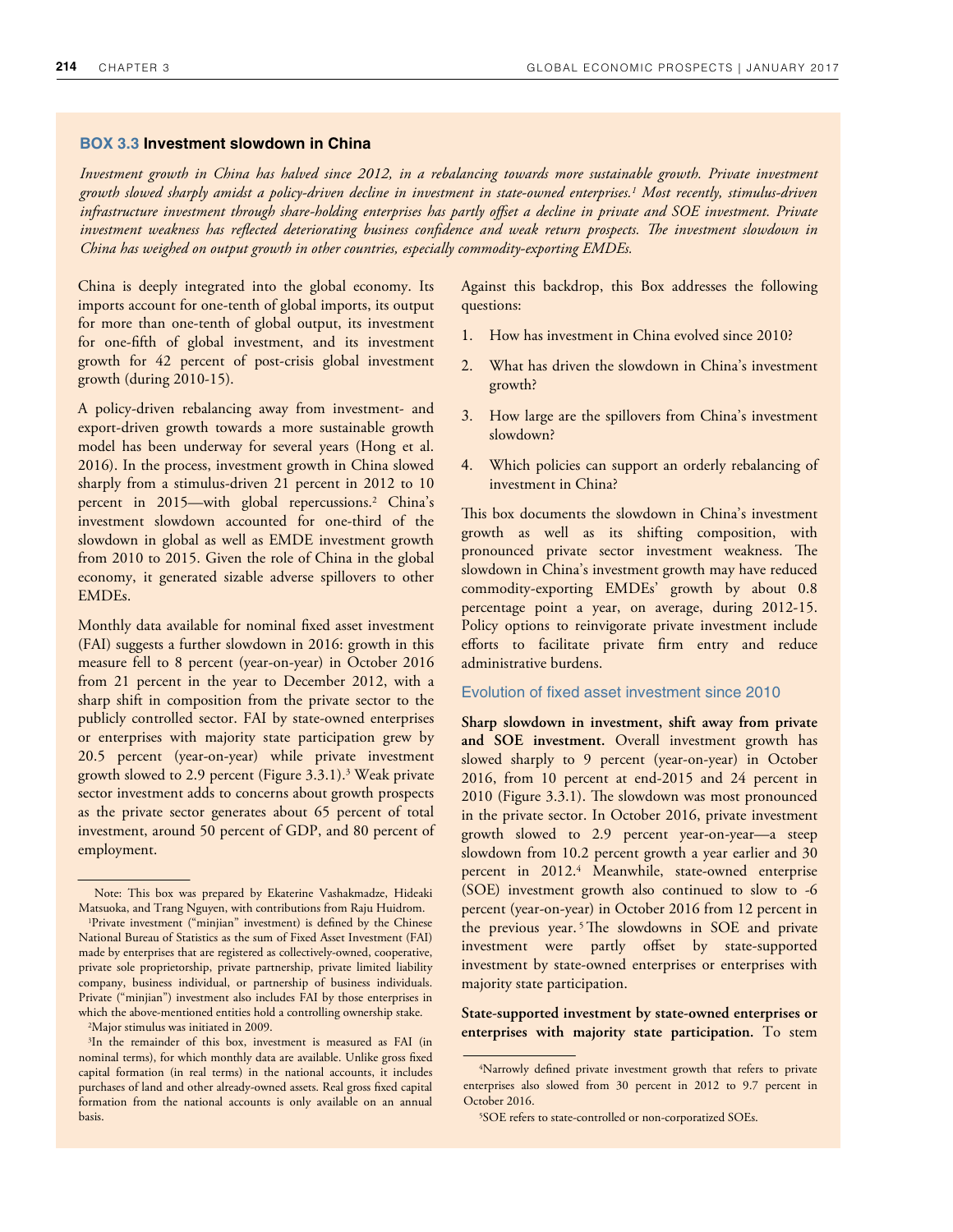## BOX 3.3 Investment slowdown in China

*Investment growth in China has halved since 2012, in a rebalancing towards more sustainable growth. Private investment growth slowed sharply amidst a policy-driven decline in investment in state-owned enterprises.[1] Most recently, stimulus-driven infrastructure investment through share-holding enterprises has partly offset a decline in private and SOE investment. Private investment weakness has reflected deteriorating business confidence and weak return prospects. The investment slowdown in China has weighed on output growth in other countries, especially commodity-exporting EMDEs.*

China is deeply integrated into the global economy. Its imports account for one-tenth of global imports, its output for more than one-tenth of global output, its investment for one-fifth of global investment, and its investment growth for 42 percent of post-crisis global investment growth (during 2010-15).

A policy-driven rebalancing away from investment- and export-driven growth towards a more sustainable growth model has been underway for several years (Hong et al. 2016). In the process, investment growth in China slowed sharply from a stimulus-driven 21 percent in 2012 to 10 percent in 2015—with global repercussions.[2] China's investment slowdown accounted for one-third of the slowdown in global as well as EMDE investment growth from 2010 to 2015. Given the role of China in the global economy, it generated sizable adverse spillovers to other EMDEs.

Monthly data available for nominal fixed asset investment (FAI) suggests a further slowdown in 2016: growth in this measure fell to 8 percent (year-on-year) in October 2016 from 21 percent in the year to December 2012, with a sharp shift in composition from the private sector to the publicly controlled sector. FAI by state-owned enterprises or enterprises with majority state participation grew by 20.5 percent (year-on-year) while private investment growth slowed to 2.9 percent (Figure 3.3.1).[3] Weak private sector investment adds to concerns about growth prospects as the private sector generates about 65 percent of total investment, around 50 percent of GDP, and 80 percent of employment.

Against this backdrop, this Box addresses the following questions:

1. How has investment in China evolved since 2010?
2. What has driven the slowdown in China's investment growth?
3. How large are the spillovers from China's investment slowdown?
4. Which policies can support an orderly rebalancing of investment in China?

This box documents the slowdown in China's investment growth as well as its shifting composition, with pronounced private sector investment weakness. The slowdown in China's investment growth may have reduced commodity-exporting EMDEs' growth by about 0.8 percentage point a year, on average, during 2012-15. Policy options to reinvigorate private investment include efforts to facilitate private firm entry and reduce administrative burdens.

### Evolution of fixed asset investment since 2010

**Sharp slowdown in investment, shift away from private and SOE investment.** Overall investment growth has slowed sharply to 9 percent (year-on-year) in October 2016, from 10 percent at end-2015 and 24 percent in 2010 (Figure 3.3.1). The slowdown was most pronounced in the private sector. In October 2016, private investment growth slowed to 2.9 percent year-on-year—a steep slowdown from 10.2 percent growth a year earlier and 30 percent in 2012.[4] Meanwhile, state-owned enterprise (SOE) investment growth also continued to slow to -6 percent (year-on-year) in October 2016 from 12 percent in the previous year.[5] The slowdowns in SOE and private investment were partly offset by state-supported investment by state-owned enterprises or enterprises with majority state participation.

**State-supported investment by state-owned enterprises or enterprises with majority state participation.** To stem

---

Note: This box was prepared by Ekaterine Vashakmadze, Hideaki Matsuoka, and Trang Nguyen, with contributions from Raju Huidrom.

[1] Private investment ("minjian" investment) is defined by the Chinese National Bureau of Statistics as the sum of Fixed Asset Investment (FAI) made by enterprises that are registered as collectively-owned, cooperative, private sole proprietorship, private partnership, private limited liability company, business individual, or partnership of business individuals. Private ("minjian") investment also includes FAI by those enterprises in which the above-mentioned entities hold a controlling ownership stake.

[2] Major stimulus was initiated in 2009.

[3] In the remainder of this box, investment is measured as FAI (in nominal terms), for which monthly data are available. Unlike gross fixed capital formation (in real terms) in the national accounts, it includes purchases of land and other already-owned assets. Real gross fixed capital formation from the national accounts is only available on an annual basis.

[4] Narrowly defined private investment growth that refers to private enterprises also slowed from 30 percent in 2012 to 9.7 percent in October 2016.

[5] SOE refers to state-controlled or non-corporatized SOEs.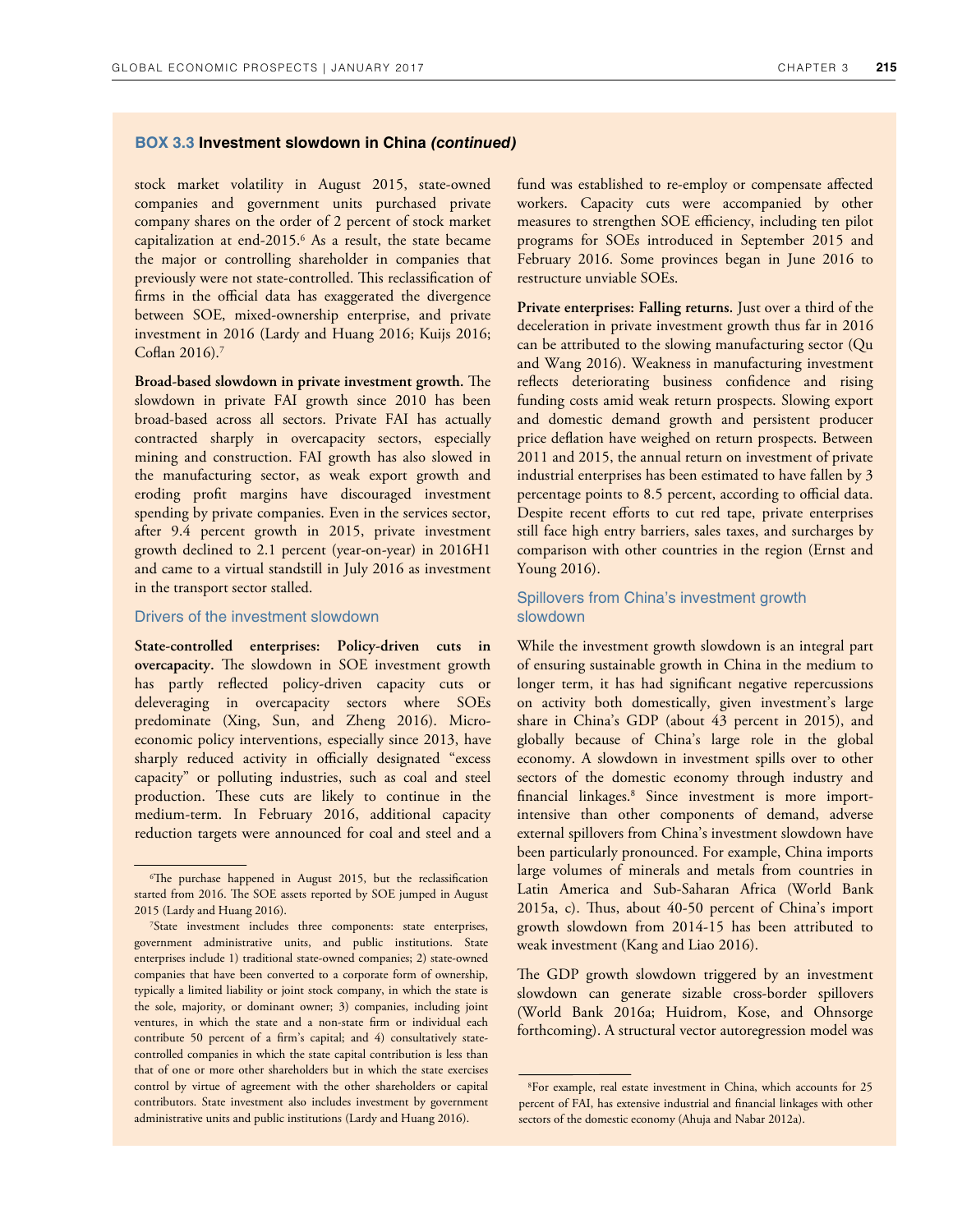### BOX 3.3 Investment slowdown in China *(continued)*

stock market volatility in August 2015, state-owned companies and government units purchased private company shares on the order of 2 percent of stock market capitalization at end-2015.[6] As a result, the state became the major or controlling shareholder in companies that previously were not state-controlled. This reclassification of firms in the official data has exaggerated the divergence between SOE, mixed-ownership enterprise, and private investment in 2016 (Lardy and Huang 2016; Kuijs 2016; Coflan 2016).[7]

**Broad-based slowdown in private investment growth.** The slowdown in private FAI growth since 2010 has been broad-based across all sectors. Private FAI has actually contracted sharply in overcapacity sectors, especially mining and construction. FAI growth has also slowed in the manufacturing sector, as weak export growth and eroding profit margins have discouraged investment spending by private companies. Even in the services sector, after 9.4 percent growth in 2015, private investment growth declined to 2.1 percent (year-on-year) in 2016H1 and came to a virtual standstill in July 2016 as investment in the transport sector stalled.

#### Drivers of the investment slowdown

**State-controlled enterprises: Policy-driven cuts in overcapacity.** The slowdown in SOE investment growth has partly reflected policy-driven capacity cuts or deleveraging in overcapacity sectors where SOEs predominate (Xing, Sun, and Zheng 2016). Micro-economic policy interventions, especially since 2013, have sharply reduced activity in officially designated "excess capacity" or polluting industries, such as coal and steel production. These cuts are likely to continue in the medium-term. In February 2016, additional capacity reduction targets were announced for coal and steel and a fund was established to re-employ or compensate affected workers. Capacity cuts were accompanied by other measures to strengthen SOE efficiency, including ten pilot programs for SOEs introduced in September 2015 and February 2016. Some provinces began in June 2016 to restructure unviable SOEs.

**Private enterprises: Falling returns.** Just over a third of the deceleration in private investment growth thus far in 2016 can be attributed to the slowing manufacturing sector (Qu and Wang 2016). Weakness in manufacturing investment reflects deteriorating business confidence and rising funding costs amid weak return prospects. Slowing export and domestic demand growth and persistent producer price deflation have weighed on return prospects. Between 2011 and 2015, the annual return on investment of private industrial enterprises has been estimated to have fallen by 3 percentage points to 8.5 percent, according to official data. Despite recent efforts to cut red tape, private enterprises still face high entry barriers, sales taxes, and surcharges by comparison with other countries in the region (Ernst and Young 2016).

#### Spillovers from China's investment growth slowdown

While the investment growth slowdown is an integral part of ensuring sustainable growth in China in the medium to longer term, it has had significant negative repercussions on activity both domestically, given investment's large share in China's GDP (about 43 percent in 2015), and globally because of China's large role in the global economy. A slowdown in investment spills over to other sectors of the domestic economy through industry and financial linkages.[8] Since investment is more import-intensive than other components of demand, adverse external spillovers from China's investment slowdown have been particularly pronounced. For example, China imports large volumes of minerals and metals from countries in Latin America and Sub-Saharan Africa (World Bank 2015a, c). Thus, about 40-50 percent of China's import growth slowdown from 2014-15 has been attributed to weak investment (Kang and Liao 2016).

The GDP growth slowdown triggered by an investment slowdown can generate sizable cross-border spillovers (World Bank 2016a; Huidrom, Kose, and Ohnsorge forthcoming). A structural vector autoregression model was

---

[6] The purchase happened in August 2015, but the reclassification started from 2016. The SOE assets reported by SOE jumped in August 2015 (Lardy and Huang 2016).

[7] State investment includes three components: state enterprises, government administrative units, and public institutions. State enterprises include 1) traditional state-owned companies; 2) state-owned companies that have been converted to a corporate form of ownership, typically a limited liability or joint stock company, in which the state is the sole, majority, or dominant owner; 3) companies, including joint ventures, in which the state and a non-state firm or individual each contribute 50 percent of a firm's capital; and 4) consultatively state-controlled companies in which the state capital contribution is less than that of one or more other shareholders but in which the state exercises control by virtue of agreement with the other shareholders or capital contributors. State investment also includes investment by government administrative units and public institutions (Lardy and Huang 2016).

[8] For example, real estate investment in China, which accounts for 25 percent of FAI, has extensive industrial and financial linkages with other sectors of the domestic economy (Ahuja and Nabar 2012a).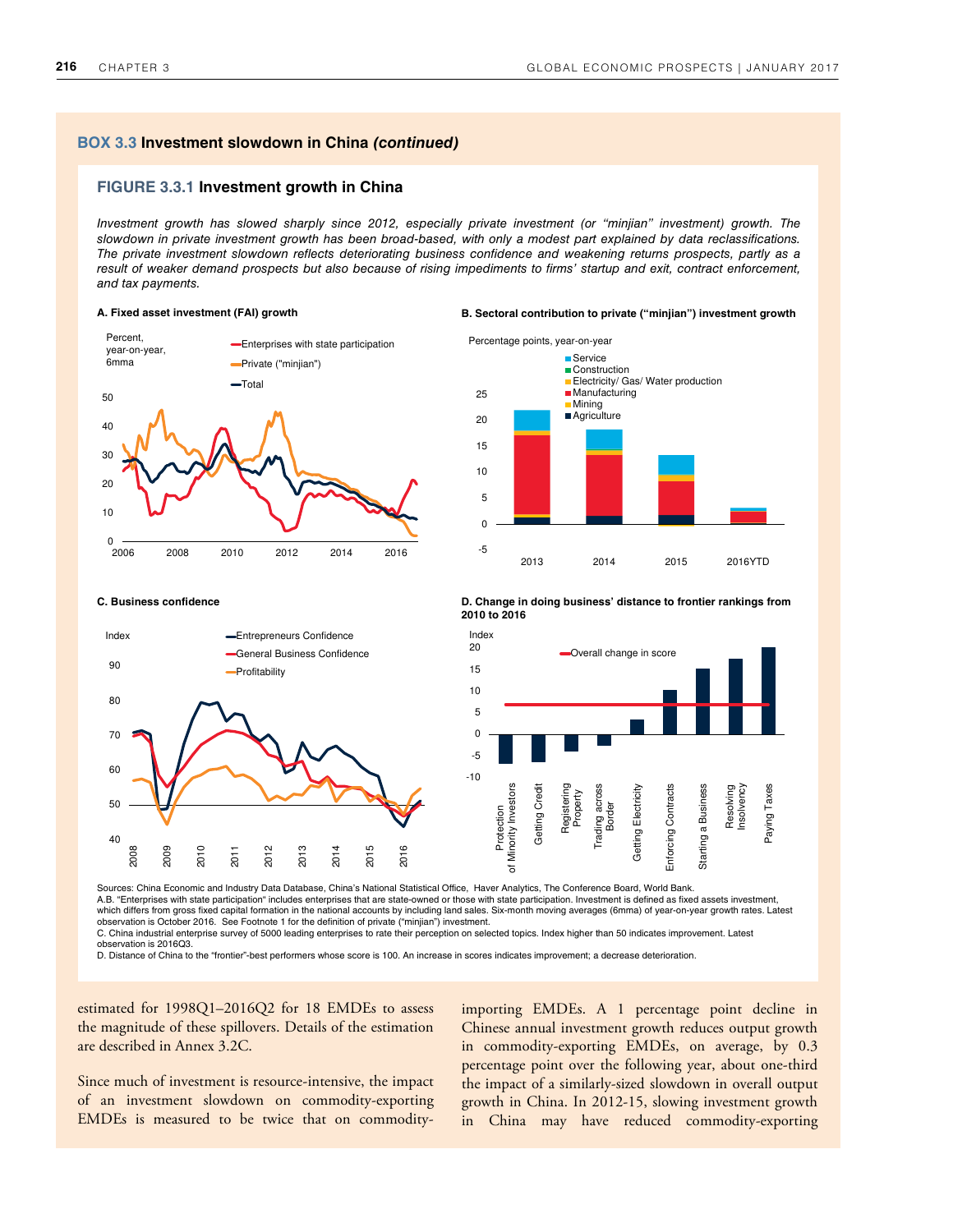## BOX 3.3 Investment slowdown in China *(continued)*

### FIGURE 3.3.1 Investment growth in China

*Investment growth has slowed sharply since 2012, especially private investment (or "minjian" investment) growth. The slowdown in private investment growth has been broad-based, with only a modest part explained by data reclassifications. The private investment slowdown reflects deteriorating business confidence and weakening returns prospects, partly as a result of weaker demand prospects but also because of rising impediments to firms' startup and exit, contract enforcement, and tax payments.*

**A. Fixed asset investment (FAI) growth**

**B. Sectoral contribution to private ("minjian") investment growth**

**C. Business confidence**

**D. Change in doing business' distance to frontier rankings from 2010 to 2016**

Sources: China Economic and Industry Data Database, China's National Statistical Office, Haver Analytics, The Conference Board, World Bank.

A.B. "Enterprises with state participation" includes enterprises that are state-owned or those with state participation. Investment is defined as fixed assets investment, which differs from gross fixed capital formation in the national accounts by including land sales. Six-month moving averages (6mma) of year-on-year growth rates. Latest observation is October 2016. See Footnote 1 for the definition of private ("minjian") investment.

C. China industrial enterprise survey of 5000 leading enterprises to rate their perception on selected topics. Index higher than 50 indicates improvement. Latest observation is 2016Q3.

D. Distance of China to the "frontier"-best performers whose score is 100. An increase in scores indicates improvement; a decrease deterioration.

estimated for 1998Q1–2016Q2 for 18 EMDEs to assess the magnitude of these spillovers. Details of the estimation are described in Annex 3.2C.

Since much of investment is resource-intensive, the impact of an investment slowdown on commodity-exporting EMDEs is measured to be twice that on commodity-importing EMDEs. A 1 percentage point decline in Chinese annual investment growth reduces output growth in commodity-exporting EMDEs, on average, by 0.3 percentage point over the following year, about one-third the impact of a similarly-sized slowdown in overall output growth in China. In 2012-15, slowing investment growth in China may have reduced commodity-exporting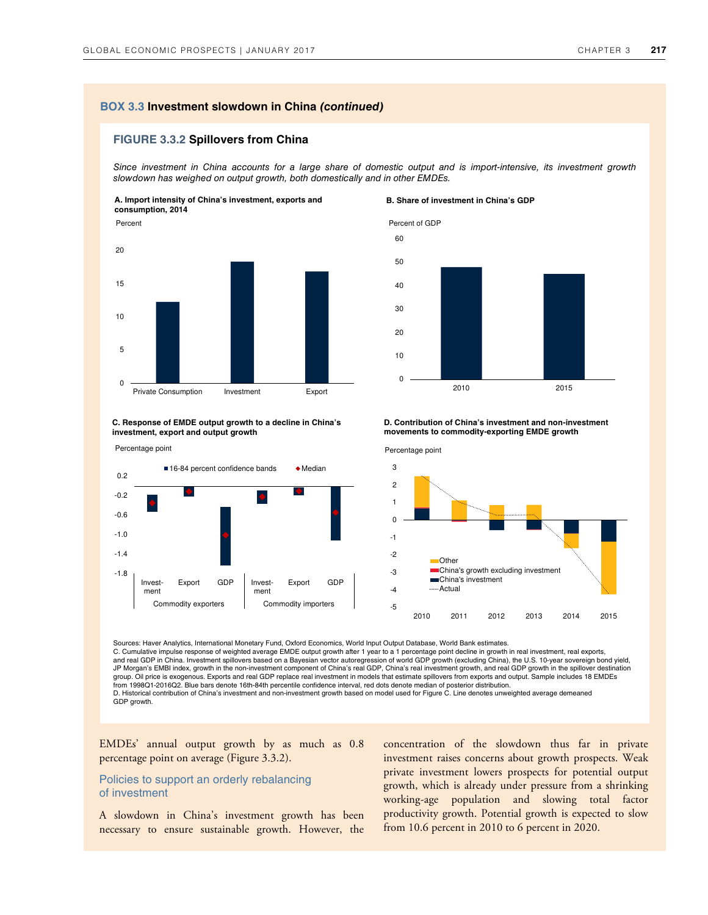## BOX 3.3 Investment slowdown in China *(continued)*

### FIGURE 3.3.2 Spillovers from China

*Since investment in China accounts for a large share of domestic output and is import-intensive, its investment growth slowdown has weighed on output growth, both domestically and in other EMDEs.*

**A. Import intensity of China's investment, exports and consumption, 2014**

**B. Share of investment in China's GDP**

**C. Response of EMDE output growth to a decline in China's investment, export and output growth**

**D. Contribution of China's investment and non-investment movements to commodity-exporting EMDE growth**

Sources: Haver Analytics, International Monetary Fund, Oxford Economics, World Input Output Database, World Bank estimates.

C. Cumulative impulse response of weighted average EMDE output growth after 1 year to a 1 percentage point decline in growth in real investment, real exports, and real GDP in China. Investment spillovers based on a Bayesian vector autoregression of world GDP growth (excluding China), the U.S. 10-year sovereign bond yield, JP Morgan's EMBI index, growth in the non-investment component of China's real GDP, China's real investment growth, and real GDP growth in the spillover destination group. Oil price is exogenous. Exports and real GDP replace real investment in models that estimate spillovers from exports and output. Sample includes 18 EMDEs from 1998Q1-2016Q2. Blue bars denote 16th-84th percentile confidence interval, red dots denote median of posterior distribution.

D. Historical contribution of China's investment and non-investment growth based on model used for Figure C. Line denotes unweighted average demeaned GDP growth.

EMDEs' annual output growth by as much as 0.8 percentage point on average (Figure 3.3.2).

### Policies to support an orderly rebalancing of investment

A slowdown in China's investment growth has been necessary to ensure sustainable growth. However, the concentration of the slowdown thus far in private investment raises concerns about growth prospects. Weak private investment lowers prospects for potential output growth, which is already under pressure from a shrinking working-age population and slowing total factor productivity growth. Potential growth is expected to slow from 10.6 percent in 2010 to 6 percent in 2020.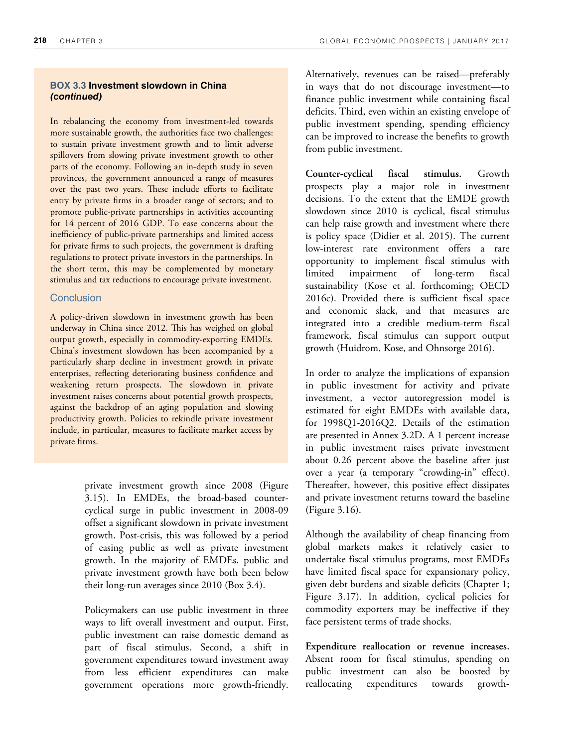### BOX 3.3 Investment slowdown in China *(continued)*

In rebalancing the economy from investment-led towards more sustainable growth, the authorities face two challenges: to sustain private investment growth and to limit adverse spillovers from slowing private investment growth to other parts of the economy. Following an in-depth study in seven provinces, the government announced a range of measures over the past two years. These include efforts to facilitate entry by private firms in a broader range of sectors; and to promote public-private partnerships in activities accounting for 14 percent of 2016 GDP. To ease concerns about the inefficiency of public-private partnerships and limited access for private firms to such projects, the government is drafting regulations to protect private investors in the partnerships. In the short term, this may be complemented by monetary stimulus and tax reductions to encourage private investment.

#### Conclusion

A policy-driven slowdown in investment growth has been underway in China since 2012. This has weighed on global output growth, especially in commodity-exporting EMDEs. China's investment slowdown has been accompanied by a particularly sharp decline in investment growth in private enterprises, reflecting deteriorating business confidence and weakening return prospects. The slowdown in private investment raises concerns about potential growth prospects, against the backdrop of an aging population and slowing productivity growth. Policies to rekindle private investment include, in particular, measures to facilitate market access by private firms.

private investment growth since 2008 (Figure 3.15). In EMDEs, the broad-based counter-cyclical surge in public investment in 2008-09 offset a significant slowdown in private investment growth. Post-crisis, this was followed by a period of easing public as well as private investment growth. In the majority of EMDEs, public and private investment growth have both been below their long-run averages since 2010 (Box 3.4).

Policymakers can use public investment in three ways to lift overall investment and output. First, public investment can raise domestic demand as part of fiscal stimulus. Second, a shift in government expenditures toward investment away from less efficient expenditures can make government operations more growth-friendly. Alternatively, revenues can be raised—preferably in ways that do not discourage investment—to finance public investment while containing fiscal deficits. Third, even within an existing envelope of public investment spending, spending efficiency can be improved to increase the benefits to growth from public investment.

**Counter-cyclical fiscal stimulus.** Growth prospects play a major role in investment decisions. To the extent that the EMDE growth slowdown since 2010 is cyclical, fiscal stimulus can help raise growth and investment where there is policy space (Didier et al. 2015). The current low-interest rate environment offers a rare opportunity to implement fiscal stimulus with limited impairment of long-term fiscal sustainability (Kose et al. forthcoming; OECD 2016c). Provided there is sufficient fiscal space and economic slack, and that measures are integrated into a credible medium-term fiscal framework, fiscal stimulus can support output growth (Huidrom, Kose, and Ohnsorge 2016).

In order to analyze the implications of expansion in public investment for activity and private investment, a vector autoregression model is estimated for eight EMDEs with available data, for 1998Q1-2016Q2. Details of the estimation are presented in Annex 3.2D. A 1 percent increase in public investment raises private investment about 0.26 percent above the baseline after just over a year (a temporary "crowding-in" effect). Thereafter, however, this positive effect dissipates and private investment returns toward the baseline (Figure 3.16).

Although the availability of cheap financing from global markets makes it relatively easier to undertake fiscal stimulus programs, most EMDEs have limited fiscal space for expansionary policy, given debt burdens and sizable deficits (Chapter 1; Figure 3.17). In addition, cyclical policies for commodity exporters may be ineffective if they face persistent terms of trade shocks.

**Expenditure reallocation or revenue increases.** Absent room for fiscal stimulus, spending on public investment can also be boosted by reallocating expenditures towards growth-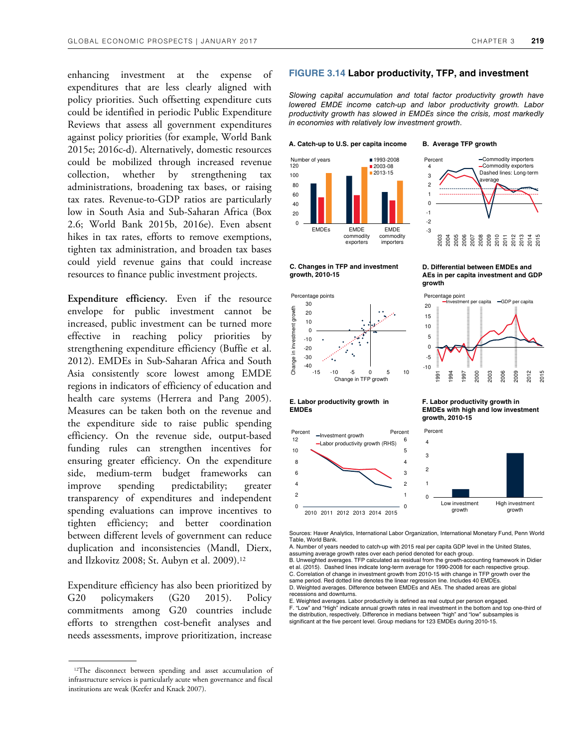enhancing investment at the expense of expenditures that are less clearly aligned with policy priorities. Such offsetting expenditure cuts could be identified in periodic Public Expenditure Reviews that assess all government expenditures against policy priorities (for example, World Bank 2015e; 2016c-d). Alternatively, domestic resources could be mobilized through increased revenue collection, whether by strengthening tax administrations, broadening tax bases, or raising tax rates. Revenue-to-GDP ratios are particularly low in South Asia and Sub-Saharan Africa (Box 2.6; World Bank 2015b, 2016e). Even absent hikes in tax rates, efforts to remove exemptions, tighten tax administration, and broaden tax bases could yield revenue gains that could increase resources to finance public investment projects.

**Expenditure efficiency.** Even if the resource envelope for public investment cannot be increased, public investment can be turned more effective in reaching policy priorities by strengthening expenditure efficiency (Buffie et al. 2012). EMDEs in Sub-Saharan Africa and South Asia consistently score lowest among EMDE regions in indicators of efficiency of education and health care systems (Herrera and Pang 2005). Measures can be taken both on the revenue and the expenditure side to raise public spending efficiency. On the revenue side, output-based funding rules can strengthen incentives for ensuring greater efficiency. On the expenditure side, medium-term budget frameworks can improve spending predictability; greater transparency of expenditures and independent spending evaluations can improve incentives to tighten efficiency; and better coordination between different levels of government can reduce duplication and inconsistencies (Mandl, Dierx, and Ilzkovitz 2008; St. Aubyn et al. 2009).[12]

Expenditure efficiency has also been prioritized by G20 policymakers (G20 2015). Policy commitments among G20 countries include efforts to strengthen cost-benefit analyses and needs assessments, improve prioritization, increase

## FIGURE 3.14 Labor productivity, TFP, and investment

*Slowing capital accumulation and total factor productivity growth have lowered EMDE income catch-up and labor productivity growth. Labor productivity growth has slowed in EMDEs since the crisis, most markedly in economies with relatively low investment growth.*

**A. Catch-up to U.S. per capita income**

**B. Average TFP growth**

**C. Changes in TFP and investment growth, 2010-15**

**D. Differential between EMDEs and AEs in per capita investment and GDP growth**

**E. Labor productivity growth in EMDEs**

**F. Labor productivity growth in EMDEs with high and low investment growth, 2010-15**

Sources: Haver Analytics, International Labor Organization, International Monetary Fund, Penn World Table, World Bank.

A. Number of years needed to catch-up with 2015 real per capita GDP level in the United States, assuming average growth rates over each period denoted for each group.

B. Unweighted averages. TFP calculated as residual from the growth-accounting framework in Didier et al. (2015). Dashed lines indicate long-term average for 1990-2008 for each respective group.

C. Correlation of change in investment growth from 2010-15 with change in TFP growth over the same period. Red dotted line denotes the linear regression line. Includes 40 EMDEs.

D. Weighted averages. Difference between EMDEs and AEs. The shaded areas are global recessions and downturns.

E. Weighted averages. Labor productivity is defined as real output per person engaged.

F. "Low" and "High" indicate annual growth rates in real investment in the bottom and top one-third of the distribution, respectively. Difference in medians between "high" and "low" subsamples is significant at the five percent level. Group medians for 123 EMDEs during 2010-15.

[12] The disconnect between spending and asset accumulation of infrastructure services is particularly acute when governance and fiscal institutions are weak (Keefer and Knack 2007).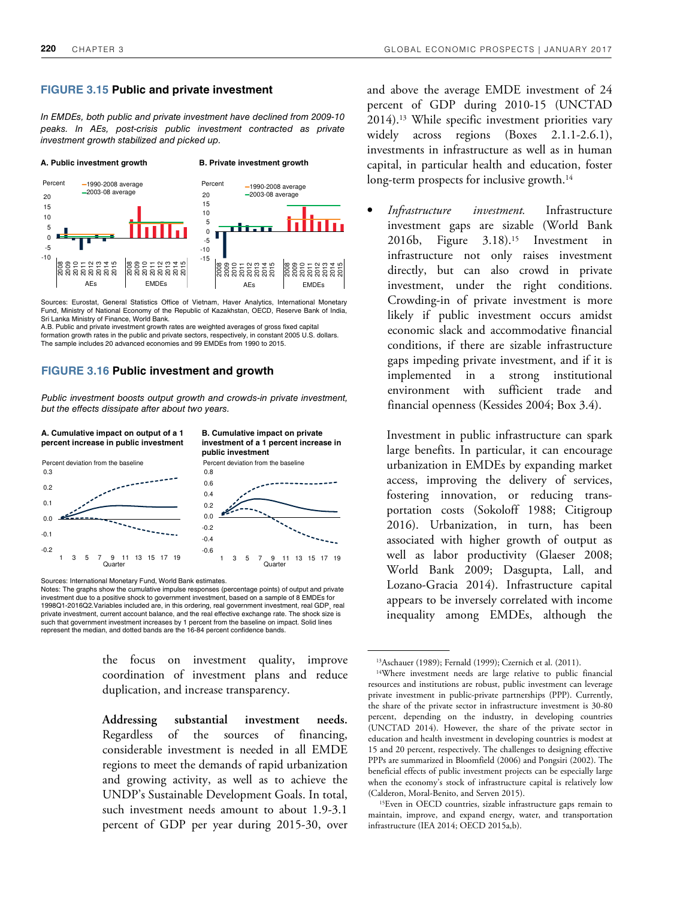### FIGURE 3.15 Public and private investment

*In EMDEs, both public and private investment have declined from 2009-10 peaks. In AEs, post-crisis public investment contracted as private investment growth stabilized and picked up.*

**A. Public investment growth**

**B. Private investment growth**

Sources: Eurostat, General Statistics Office of Vietnam, Haver Analytics, International Monetary Fund, Ministry of National Economy of the Republic of Kazakhstan, OECD, Reserve Bank of India, Sri Lanka Ministry of Finance, World Bank.

A.B. Public and private investment growth rates are weighted averages of gross fixed capital formation growth rates in the public and private sectors, respectively, in constant 2005 U.S. dollars. The sample includes 20 advanced economies and 99 EMDEs from 1990 to 2015.

### FIGURE 3.16 Public investment and growth

*Public investment boosts output growth and crowds-in private investment, but the effects dissipate after about two years.*

**A. Cumulative impact on output of a 1 percent increase in public investment**

**B. Cumulative impact on private investment of a 1 percent increase in public investment**

Sources: International Monetary Fund, World Bank estimates.

Notes: The graphs show the cumulative impulse responses (percentage points) of output and private investment due to a positive shock to government investment, based on a sample of 8 EMDEs for 1998Q1-2016Q2. Variables included are, in this ordering, real government investment, real GDP, real private investment, current account balance, and the real effective exchange rate. The shock size is such that government investment increases by 1 percent from the baseline on impact. Solid lines represent the median, and dotted bands are the 16-84 percent confidence bands.

the focus on investment quality, improve coordination of investment plans and reduce duplication, and increase transparency.

**Addressing substantial investment needs.** Regardless of the sources of financing, considerable investment is needed in all EMDE regions to meet the demands of rapid urbanization and growing activity, as well as to achieve the UNDP's Sustainable Development Goals. In total, such investment needs amount to about 1.9-3.1 percent of GDP per year during 2015-30, over and above the average EMDE investment of 24 percent of GDP during 2010-15 (UNCTAD 2014).[13] While specific investment priorities vary widely across regions (Boxes 2.1.1-2.6.1), investments in infrastructure as well as in human capital, in particular health and education, foster long-term prospects for inclusive growth.[14]

- *Infrastructure investment.* Infrastructure investment gaps are sizable (World Bank 2016b, Figure 3.18).[15] Investment in infrastructure not only raises investment directly, but can also crowd in private investment, under the right conditions. Crowding-in of private investment is more likely if public investment occurs amidst economic slack and accommodative financial conditions, if there are sizable infrastructure gaps impeding private investment, and if it is implemented in a strong institutional environment with sufficient trade and financial openness (Kessides 2004; Box 3.4).

  Investment in public infrastructure can spark large benefits. In particular, it can encourage urbanization in EMDEs by expanding market access, improving the delivery of services, fostering innovation, or reducing transportation costs (Sokoloff 1988; Citigroup 2016). Urbanization, in turn, has been associated with higher growth of output as well as labor productivity (Glaeser 2008; World Bank 2009; Dasgupta, Lall, and Lozano-Gracia 2014). Infrastructure capital appears to be inversely correlated with income inequality among EMDEs, although the

---

[13] Aschauer (1989); Fernald (1999); Czernich et al. (2011).

[14] Where investment needs are large relative to public financial resources and institutions are robust, public investment can leverage private investment in public-private partnerships (PPP). Currently, the share of the private sector in infrastructure investment is 30-80 percent, depending on the industry, in developing countries (UNCTAD 2014). However, the share of the private sector in education and health investment in developing countries is modest at 15 and 20 percent, respectively. The challenges to designing effective PPPs are summarized in Bloomfield (2006) and Pongsiri (2002). The beneficial effects of public investment projects can be especially large when the economy's stock of infrastructure capital is relatively low (Calderon, Moral-Benito, and Serven 2015).

[15] Even in OECD countries, sizable infrastructure gaps remain to maintain, improve, and expand energy, water, and transportation infrastructure (IEA 2014; OECD 2015a,b).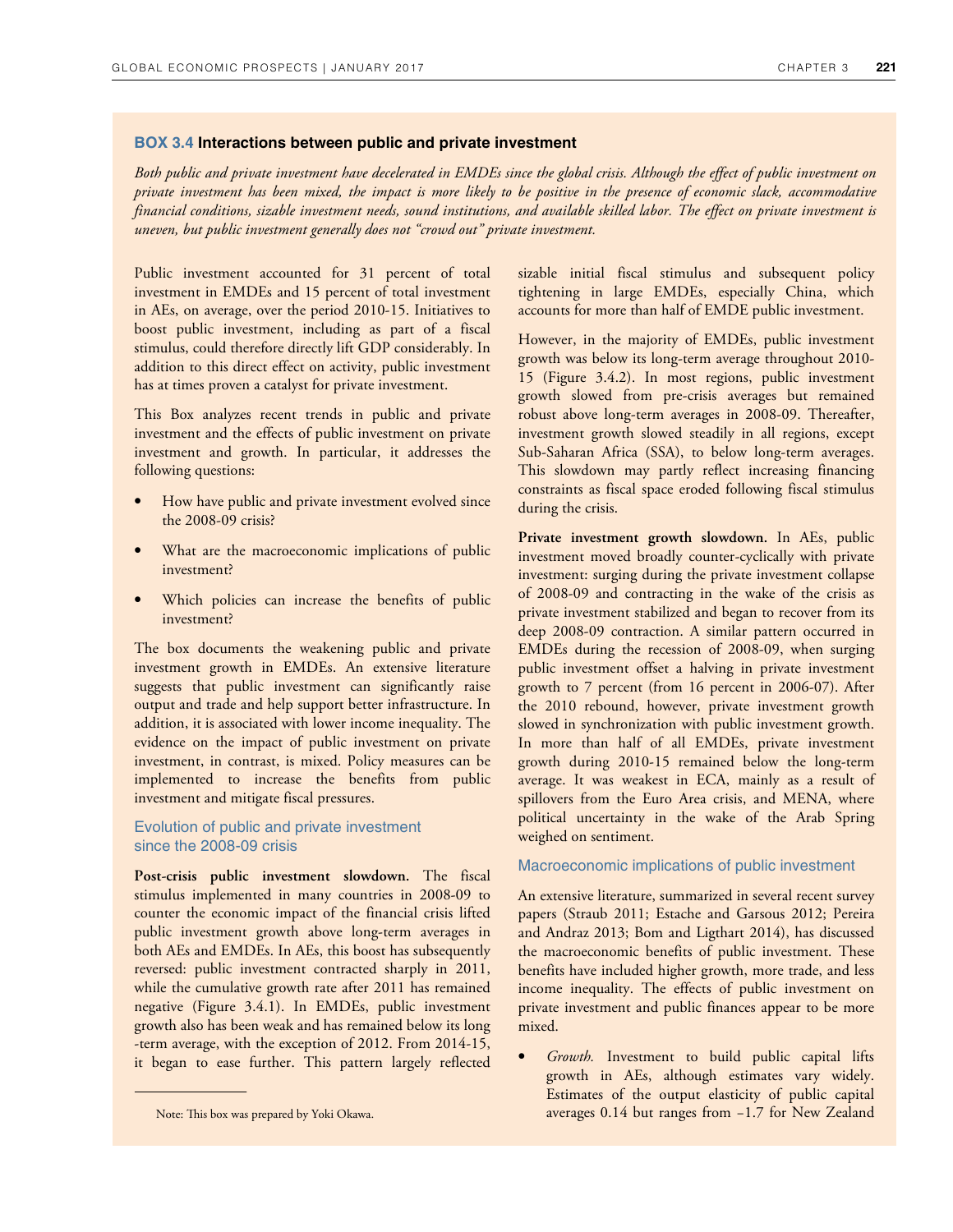### BOX 3.4 Interactions between public and private investment

*Both public and private investment have decelerated in EMDEs since the global crisis. Although the effect of public investment on private investment has been mixed, the impact is more likely to be positive in the presence of economic slack, accommodative financial conditions, sizable investment needs, sound institutions, and available skilled labor. The effect on private investment is uneven, but public investment generally does not "crowd out" private investment.*

Public investment accounted for 31 percent of total investment in EMDEs and 15 percent of total investment in AEs, on average, over the period 2010-15. Initiatives to boost public investment, including as part of a fiscal stimulus, could therefore directly lift GDP considerably. In addition to this direct effect on activity, public investment has at times proven a catalyst for private investment.

This Box analyzes recent trends in public and private investment and the effects of public investment on private investment and growth. In particular, it addresses the following questions:

- How have public and private investment evolved since the 2008-09 crisis?
- What are the macroeconomic implications of public investment?
- Which policies can increase the benefits of public investment?

The box documents the weakening public and private investment growth in EMDEs. An extensive literature suggests that public investment can significantly raise output and trade and help support better infrastructure. In addition, it is associated with lower income inequality. The evidence on the impact of public investment on private investment, in contrast, is mixed. Policy measures can be implemented to increase the benefits from public investment and mitigate fiscal pressures.

#### Evolution of public and private investment since the 2008-09 crisis

**Post-crisis public investment slowdown.** The fiscal stimulus implemented in many countries in 2008-09 to counter the economic impact of the financial crisis lifted public investment growth above long-term averages in both AEs and EMDEs. In AEs, this boost has subsequently reversed: public investment contracted sharply in 2011, while the cumulative growth rate after 2011 has remained negative (Figure 3.4.1). In EMDEs, public investment growth also has been weak and has remained below its long-term average, with the exception of 2012. From 2014-15, it began to ease further. This pattern largely reflected sizable initial fiscal stimulus and subsequent policy tightening in large EMDEs, especially China, which accounts for more than half of EMDE public investment.

However, in the majority of EMDEs, public investment growth was below its long-term average throughout 2010-15 (Figure 3.4.2). In most regions, public investment growth slowed from pre-crisis averages but remained robust above long-term averages in 2008-09. Thereafter, investment growth slowed steadily in all regions, except Sub-Saharan Africa (SSA), to below long-term averages. This slowdown may partly reflect increasing financing constraints as fiscal space eroded following fiscal stimulus during the crisis.

**Private investment growth slowdown.** In AEs, public investment moved broadly counter-cyclically with private investment: surging during the private investment collapse of 2008-09 and contracting in the wake of the crisis as private investment stabilized and began to recover from its deep 2008-09 contraction. A similar pattern occurred in EMDEs during the recession of 2008-09, when surging public investment offset a halving in private investment growth to 7 percent (from 16 percent in 2006-07). After the 2010 rebound, however, private investment growth slowed in synchronization with public investment growth. In more than half of all EMDEs, private investment growth during 2010-15 remained below the long-term average. It was weakest in ECA, mainly as a result of spillovers from the Euro Area crisis, and MENA, where political uncertainty in the wake of the Arab Spring weighed on sentiment.

#### Macroeconomic implications of public investment

An extensive literature, summarized in several recent survey papers (Straub 2011; Estache and Garsous 2012; Pereira and Andraz 2013; Bom and Ligthart 2014), has discussed the macroeconomic benefits of public investment. These benefits have included higher growth, more trade, and less income inequality. The effects of public investment on private investment and public finances appear to be more mixed.

- *Growth.* Investment to build public capital lifts growth in AEs, although estimates vary widely. Estimates of the output elasticity of public capital averages 0.14 but ranges from −1.7 for New Zealand

Note: This box was prepared by Yoki Okawa.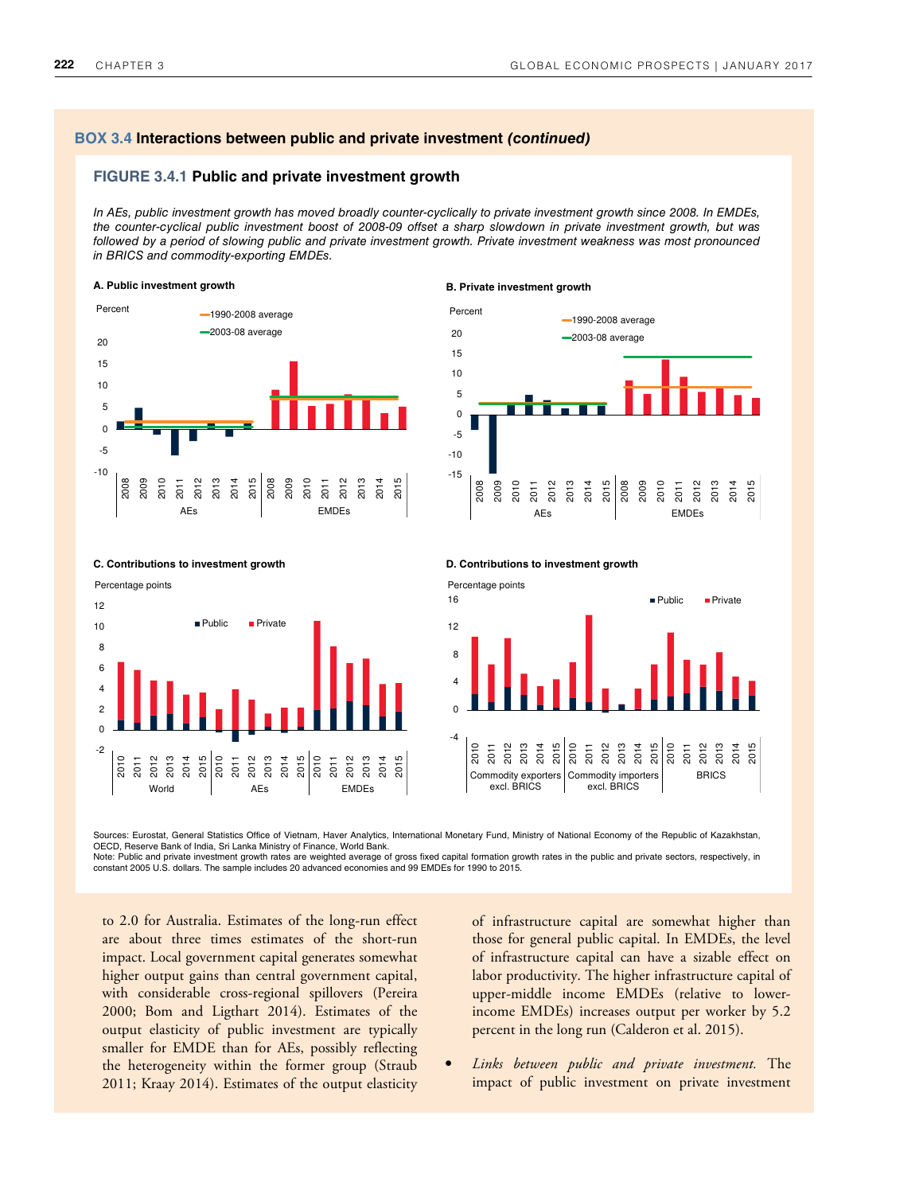## BOX 3.4 Interactions between public and private investment *(continued)*

### FIGURE 3.4.1 Public and private investment growth

*In AEs, public investment growth has moved broadly counter-cyclically to private investment growth since 2008. In EMDEs, the counter-cyclical public investment boost of 2008-09 offset a sharp slowdown in private investment growth, but was followed by a period of slowing public and private investment growth. Private investment weakness was most pronounced in BRICS and commodity-exporting EMDEs.*

**A. Public investment growth**

**B. Private investment growth**

**C. Contributions to investment growth**

**D. Contributions to investment growth**

Sources: Eurostat, General Statistics Office of Vietnam, Haver Analytics, International Monetary Fund, Ministry of National Economy of the Republic of Kazakhstan, OECD, Reserve Bank of India, Sri Lanka Ministry of Finance, World Bank.
Note: Public and private investment growth rates are weighted average of gross fixed capital formation growth rates in the public and private sectors, respectively, in constant 2005 U.S. dollars. The sample includes 20 advanced economies and 99 EMDEs for 1990 to 2015.

to 2.0 for Australia. Estimates of the long-run effect are about three times estimates of the short-run impact. Local government capital generates somewhat higher output gains than central government capital, with considerable cross-regional spillovers (Pereira 2000; Bom and Ligthart 2014). Estimates of the output elasticity of public investment are typically smaller for EMDE than for AEs, possibly reflecting the heterogeneity within the former group (Straub 2011; Kraay 2014). Estimates of the output elasticity of infrastructure capital are somewhat higher than those for general public capital. In EMDEs, the level of infrastructure capital can have a sizable effect on labor productivity. The higher infrastructure capital of upper-middle income EMDEs (relative to lower-income EMDEs) increases output per worker by 5.2 percent in the long run (Calderon et al. 2015).

- *Links between public and private investment.* The impact of public investment on private investment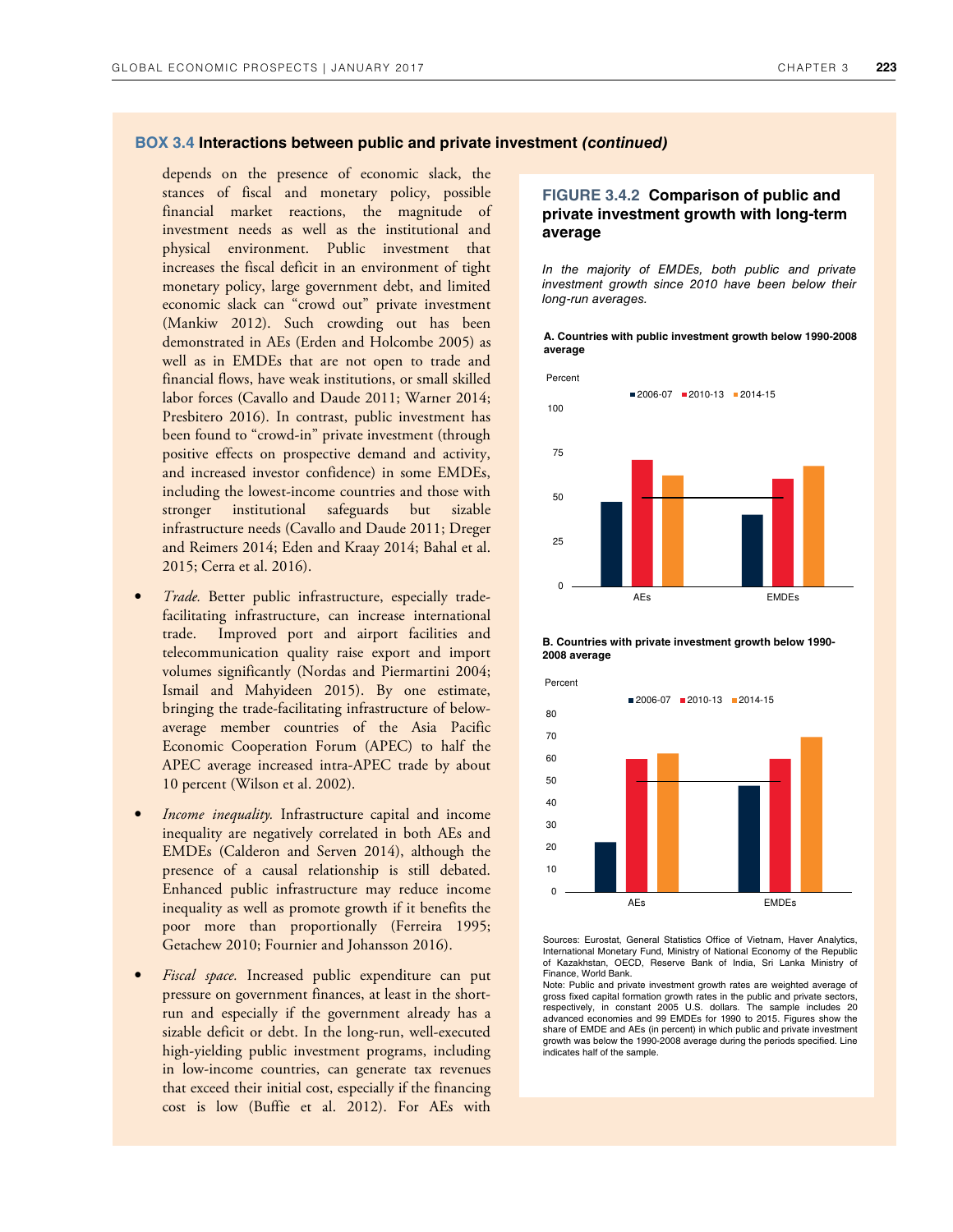### BOX 3.4 Interactions between public and private investment *(continued)*

depends on the presence of economic slack, the stances of fiscal and monetary policy, possible financial market reactions, the magnitude of investment needs as well as the institutional and physical environment. Public investment that increases the fiscal deficit in an environment of tight monetary policy, large government debt, and limited economic slack can "crowd out" private investment (Mankiw 2012). Such crowding out has been demonstrated in AEs (Erden and Holcombe 2005) as well as in EMDEs that are not open to trade and financial flows, have weak institutions, or small skilled labor forces (Cavallo and Daude 2011; Warner 2014; Presbitero 2016). In contrast, public investment has been found to "crowd-in" private investment (through positive effects on prospective demand and activity, and increased investor confidence) in some EMDEs, including the lowest-income countries and those with stronger institutional safeguards but sizable infrastructure needs (Cavallo and Daude 2011; Dreger and Reimers 2014; Eden and Kraay 2014; Bahal et al. 2015; Cerra et al. 2016).

- *Trade.* Better public infrastructure, especially trade-facilitating infrastructure, can increase international trade. Improved port and airport facilities and telecommunication quality raise export and import volumes significantly (Nordas and Piermartini 2004; Ismail and Mahyideen 2015). By one estimate, bringing the trade-facilitating infrastructure of below-average member countries of the Asia Pacific Economic Cooperation Forum (APEC) to half the APEC average increased intra-APEC trade by about 10 percent (Wilson et al. 2002).

- *Income inequality.* Infrastructure capital and income inequality are negatively correlated in both AEs and EMDEs (Calderon and Serven 2014), although the presence of a causal relationship is still debated. Enhanced public infrastructure may reduce income inequality as well as promote growth if it benefits the poor more than proportionally (Ferreira 1995; Getachew 2010; Fournier and Johansson 2016).

- *Fiscal space.* Increased public expenditure can put pressure on government finances, at least in the short-run and especially if the government already has a sizable deficit or debt. In the long-run, well-executed high-yielding public investment programs, including in low-income countries, can generate tax revenues that exceed their initial cost, especially if the financing cost is low (Buffie et al. 2012). For AEs with

**FIGURE 3.4.2 Comparison of public and private investment growth with long-term average**

*In the majority of EMDEs, both public and private investment growth since 2010 have been below their long-run averages.*

**A. Countries with public investment growth below 1990-2008 average**

**B. Countries with private investment growth below 1990-2008 average**

Sources: Eurostat, General Statistics Office of Vietnam, Haver Analytics, International Monetary Fund, Ministry of National Economy of the Republic of Kazakhstan, OECD, Reserve Bank of India, Sri Lanka Ministry of Finance, World Bank.

Note: Public and private investment growth rates are weighted average of gross fixed capital formation growth rates in the public and private sectors, respectively, in constant 2005 U.S. dollars. The sample includes 20 advanced economies and 99 EMDEs for 1990 to 2015. Figures show the share of EMDE and AEs (in percent) in which public and private investment growth was below the 1990-2008 average during the periods specified. Line indicates half of the sample.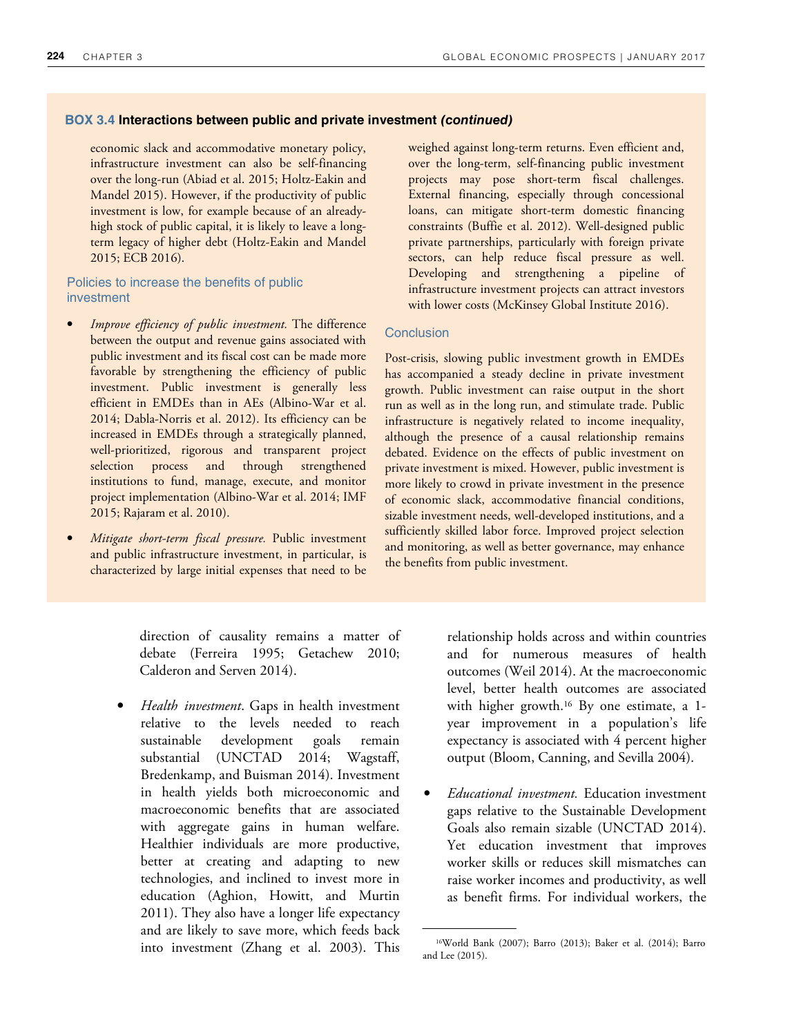### BOX 3.4 Interactions between public and private investment *(continued)*

economic slack and accommodative monetary policy, infrastructure investment can also be self-financing over the long-run (Abiad et al. 2015; Holtz-Eakin and Mandel 2015). However, if the productivity of public investment is low, for example because of an already-high stock of public capital, it is likely to leave a long-term legacy of higher debt (Holtz-Eakin and Mandel 2015; ECB 2016).

#### Policies to increase the benefits of public investment

- *Improve efficiency of public investment.* The difference between the output and revenue gains associated with public investment and its fiscal cost can be made more favorable by strengthening the efficiency of public investment. Public investment is generally less efficient in EMDEs than in AEs (Albino-War et al. 2014; Dabla-Norris et al. 2012). Its efficiency can be increased in EMDEs through a strategically planned, well-prioritized, rigorous and transparent project selection process and through strengthened institutions to fund, manage, execute, and monitor project implementation (Albino-War et al. 2014; IMF 2015; Rajaram et al. 2010).
- *Mitigate short-term fiscal pressure.* Public investment and public infrastructure investment, in particular, is characterized by large initial expenses that need to be weighed against long-term returns. Even efficient and, over the long-term, self-financing public investment projects may pose short-term fiscal challenges. External financing, especially through concessional loans, can mitigate short-term domestic financing constraints (Buffie et al. 2012). Well-designed public private partnerships, particularly with foreign private sectors, can help reduce fiscal pressure as well. Developing and strengthening a pipeline of infrastructure investment projects can attract investors with lower costs (McKinsey Global Institute 2016).

#### Conclusion

Post-crisis, slowing public investment growth in EMDEs has accompanied a steady decline in private investment growth. Public investment can raise output in the short run as well as in the long run, and stimulate trade. Public infrastructure is negatively related to income inequality, although the presence of a causal relationship remains debated. Evidence on the effects of public investment on private investment is mixed. However, public investment is more likely to crowd in private investment in the presence of economic slack, accommodative financial conditions, sizable investment needs, well-developed institutions, and a sufficiently skilled labor force. Improved project selection and monitoring, as well as better governance, may enhance the benefits from public investment.

---

direction of causality remains a matter of debate (Ferreira 1995; Getachew 2010; Calderon and Serven 2014).

- *Health investment*. Gaps in health investment relative to the levels needed to reach sustainable development goals remain substantial (UNCTAD 2014; Wagstaff, Bredenkamp, and Buisman 2014). Investment in health yields both microeconomic and macroeconomic benefits that are associated with aggregate gains in human welfare. Healthier individuals are more productive, better at creating and adapting to new technologies, and inclined to invest more in education (Aghion, Howitt, and Murtin 2011). They also have a longer life expectancy and are likely to save more, which feeds back into investment (Zhang et al. 2003). This relationship holds across and within countries and for numerous measures of health outcomes (Weil 2014). At the macroeconomic level, better health outcomes are associated with higher growth.[16] By one estimate, a 1-year improvement in a population's life expectancy is associated with 4 percent higher output (Bloom, Canning, and Sevilla 2004).
- *Educational investment.* Education investment gaps relative to the Sustainable Development Goals also remain sizable (UNCTAD 2014). Yet education investment that improves worker skills or reduces skill mismatches can raise worker incomes and productivity, as well as benefit firms. For individual workers, the

[16] World Bank (2007); Barro (2013); Baker et al. (2014); Barro and Lee (2015).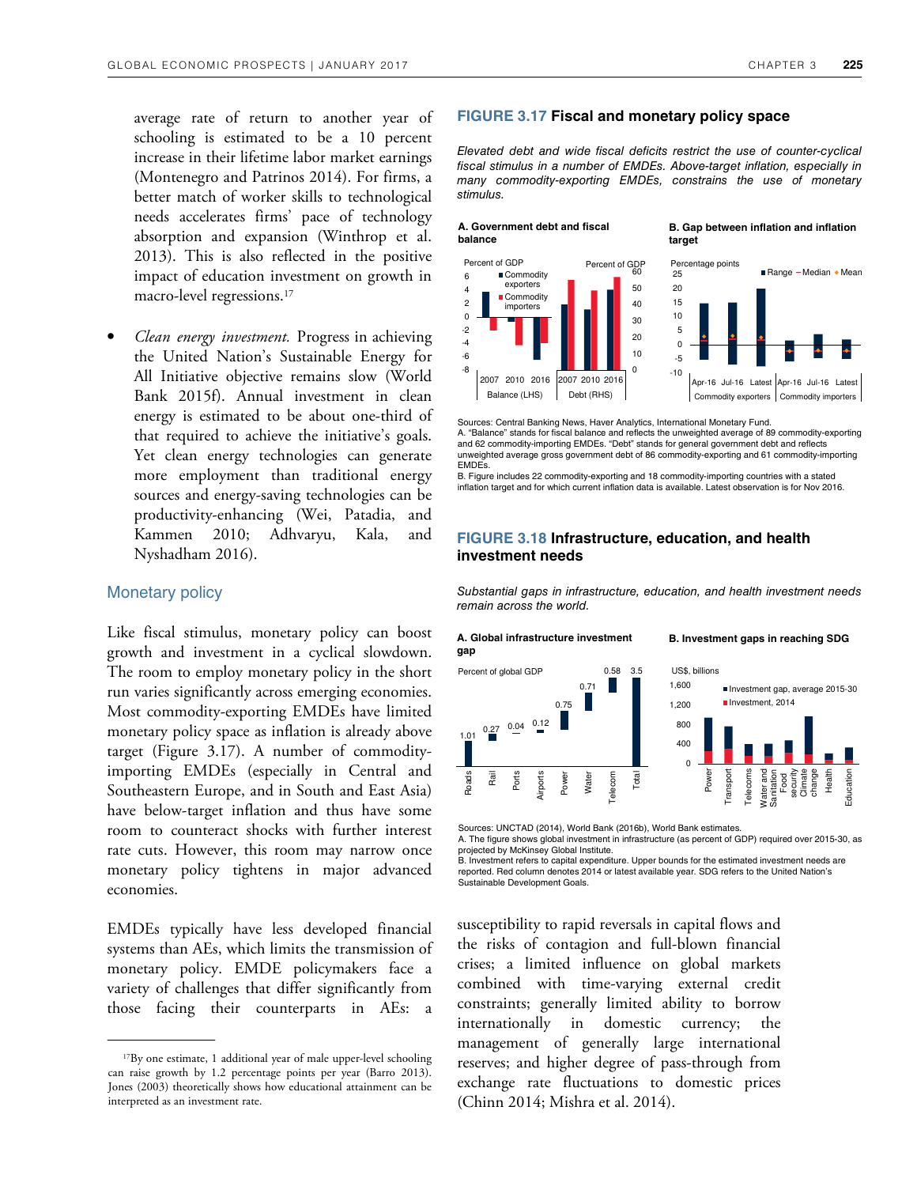average rate of return to another year of schooling is estimated to be a 10 percent increase in their lifetime labor market earnings (Montenegro and Patrinos 2014). For firms, a better match of worker skills to technological needs accelerates firms' pace of technology absorption and expansion (Winthrop et al. 2013). This is also reflected in the positive impact of education investment on growth in macro-level regressions.[17]

- *Clean energy investment.* Progress in achieving the United Nation's Sustainable Energy for All Initiative objective remains slow (World Bank 2015f). Annual investment in clean energy is estimated to be about one-third of that required to achieve the initiative's goals. Yet clean energy technologies can generate more employment than traditional energy sources and energy-saving technologies can be productivity-enhancing (Wei, Patadia, and Kammen 2010; Adhvaryu, Kala, and Nyshadham 2016).

## Monetary policy

Like fiscal stimulus, monetary policy can boost growth and investment in a cyclical slowdown. The room to employ monetary policy in the short run varies significantly across emerging economies. Most commodity-exporting EMDEs have limited monetary policy space as inflation is already above target (Figure 3.17). A number of commodity-importing EMDEs (especially in Central and Southeastern Europe, and in South and East Asia) have below-target inflation and thus have some room to counteract shocks with further interest rate cuts. However, this room may narrow once monetary policy tightens in major advanced economies.

EMDEs typically have less developed financial systems than AEs, which limits the transmission of monetary policy. EMDE policymakers face a variety of challenges that differ significantly from those facing their counterparts in AEs: a susceptibility to rapid reversals in capital flows and the risks of contagion and full-blown financial crises; a limited influence on global markets combined with time-varying external credit constraints; generally limited ability to borrow internationally in domestic currency; the management of generally large international reserves; and higher degree of pass-through from exchange rate fluctuations to domestic prices (Chinn 2014; Mishra et al. 2014).

[17] By one estimate, 1 additional year of male upper-level schooling can raise growth by 1.2 percentage points per year (Barro 2013). Jones (2003) theoretically shows how educational attainment can be interpreted as an investment rate.

### FIGURE 3.17 Fiscal and monetary policy space

*Elevated debt and wide fiscal deficits restrict the use of counter-cyclical fiscal stimulus in a number of EMDEs. Above-target inflation, especially in many commodity-exporting EMDEs, constrains the use of monetary stimulus.*

**A. Government debt and fiscal balance**

**B. Gap between inflation and inflation target**

Sources: Central Banking News, Haver Analytics, International Monetary Fund.
A. "Balance" stands for fiscal balance and reflects the unweighted average of 89 commodity-exporting and 62 commodity-importing EMDEs. "Debt" stands for general government debt and reflects unweighted average gross government debt of 86 commodity-exporting and 61 commodity-importing EMDEs.
B. Figure includes 22 commodity-exporting and 18 commodity-importing countries with a stated inflation target and for which current inflation data is available. Latest observation is for Nov 2016.

### FIGURE 3.18 Infrastructure, education, and health investment needs

*Substantial gaps in infrastructure, education, and health investment needs remain across the world.*

**A. Global infrastructure investment gap**

| | Roads | Rail | Ports | Airports | Power | Water | Telecom | Total |
|---|---|---|---|---|---|---|---|---|
| Percent of global GDP | 1.01 | 0.27 | 0.04 | 0.12 | 0.75 | 0.71 | 0.58 | 3.5 |

**B. Investment gaps in reaching SDG**

Sources: UNCTAD (2014), World Bank (2016b), World Bank estimates.
A. The figure shows global investment in infrastructure (as percent of GDP) required over 2015-30, as projected by McKinsey Global Institute.
B. Investment refers to capital expenditure. Upper bounds for the estimated investment needs are reported. Red column denotes 2014 or latest available year. SDG refers to the United Nation's Sustainable Development Goals.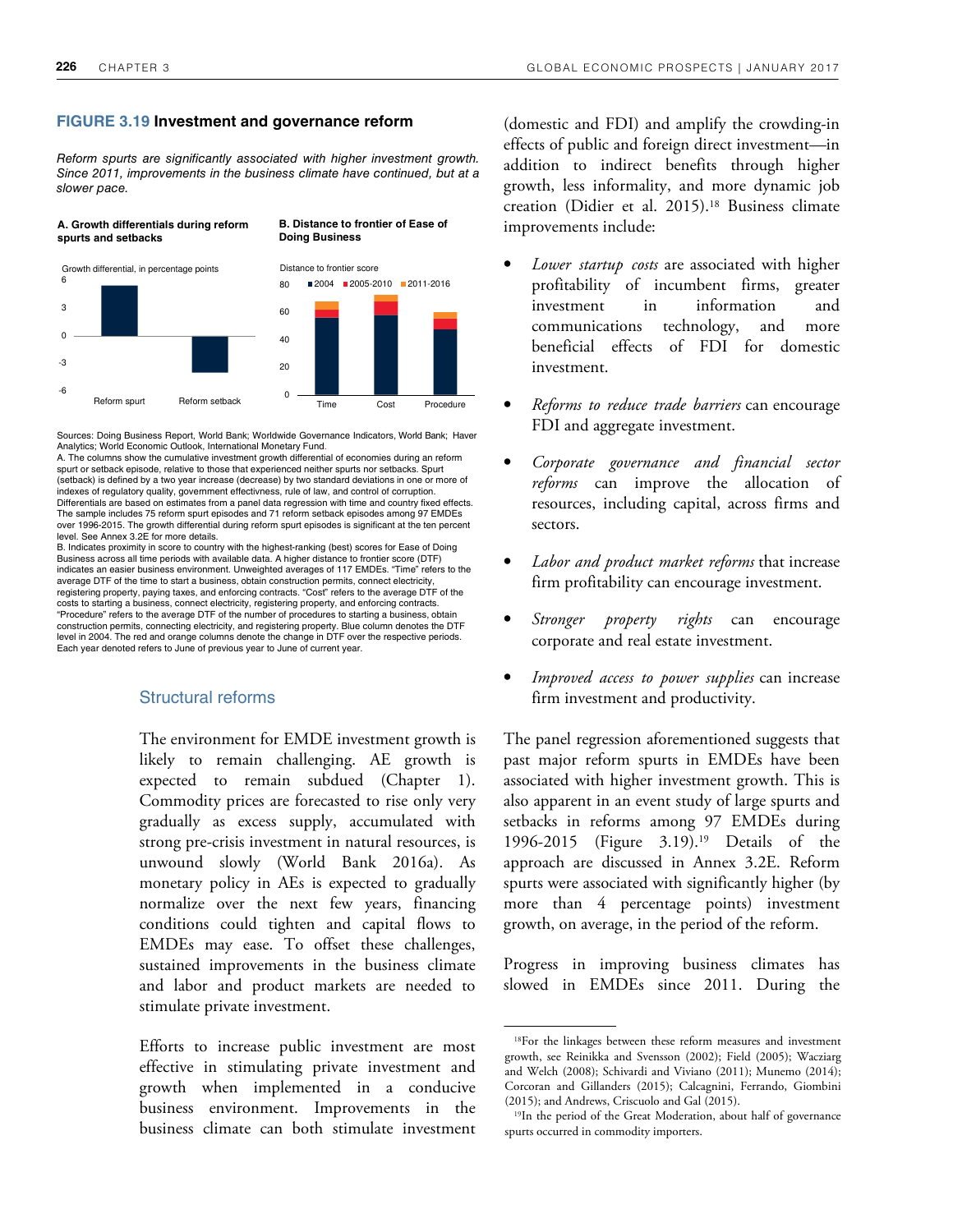**FIGURE 3.19 Investment and governance reform**

*Reform spurts are significantly associated with higher investment growth. Since 2011, improvements in the business climate have continued, but at a slower pace.*

**A. Growth differentials during reform spurts and setbacks**

**B. Distance to frontier of Ease of Doing Business**

Sources: Doing Business Report, World Bank; Worldwide Governance Indicators, World Bank; Haver Analytics; World Economic Outlook, International Monetary Fund.

A. The columns show the cumulative investment growth differential of economies during an reform spurt or setback episode, relative to those that experienced neither spurts nor setbacks. Spurt (setback) is defined by a two year increase (decrease) by two standard deviations in one or more of indexes of regulatory quality, government effectivness, rule of law, and control of corruption. Differentials are based on estimates from a panel data regression with time and country fixed effects. The sample includes 75 reform spurt episodes and 71 reform setback episodes among 97 EMDEs over 1996-2015. The growth differential during reform spurt episodes is significant at the ten percent level. See Annex 3.2E for more details.

B. Indicates proximity in score to country with the highest-ranking (best) scores for Ease of Doing Business across all time periods with available data. A higher distance to frontier score (DTF) indicates an easier business environment. Unweighted averages of 117 EMDEs. "Time" refers to the average DTF of the time to start a business, obtain construction permits, connect electricity, registering property, paying taxes, and enforcing contracts. "Cost" refers to the average DTF of the costs to starting a business, connect electricity, registering property, and enforcing contracts. "Procedure" refers to the average DTF of the number of procedures to starting a business, obtain construction permits, connecting electricity, and registering property. Blue column denotes the DTF level in 2004. The red and orange columns denote the change in DTF over the respective periods. Each year denoted refers to June of previous year to June of current year.

## Structural reforms

The environment for EMDE investment growth is likely to remain challenging. AE growth is expected to remain subdued (Chapter 1). Commodity prices are forecasted to rise only very gradually as excess supply, accumulated with strong pre-crisis investment in natural resources, is unwound slowly (World Bank 2016a). As monetary policy in AEs is expected to gradually normalize over the next few years, financing conditions could tighten and capital flows to EMDEs may ease. To offset these challenges, sustained improvements in the business climate and labor and product markets are needed to stimulate private investment.

Efforts to increase public investment are most effective in stimulating private investment and growth when implemented in a conducive business environment. Improvements in the business climate can both stimulate investment (domestic and FDI) and amplify the crowding-in effects of public and foreign direct investment—in addition to indirect benefits through higher growth, less informality, and more dynamic job creation (Didier et al. 2015).[18] Business climate improvements include:

- *Lower startup costs* are associated with higher profitability of incumbent firms, greater investment in information and communications technology, and more beneficial effects of FDI for domestic investment.
- *Reforms to reduce trade barriers* can encourage FDI and aggregate investment.
- *Corporate governance and financial sector reforms* can improve the allocation of resources, including capital, across firms and sectors.
- *Labor and product market reforms* that increase firm profitability can encourage investment.
- *Stronger property rights* can encourage corporate and real estate investment.
- *Improved access to power supplies* can increase firm investment and productivity.

The panel regression aforementioned suggests that past major reform spurts in EMDEs have been associated with higher investment growth. This is also apparent in an event study of large spurts and setbacks in reforms among 97 EMDEs during 1996-2015 (Figure 3.19).[19] Details of the approach are discussed in Annex 3.2E. Reform spurts were associated with significantly higher (by more than 4 percentage points) investment growth, on average, in the period of the reform.

Progress in improving business climates has slowed in EMDEs since 2011. During the

[18] For the linkages between these reform measures and investment growth, see Reinikka and Svensson (2002); Field (2005); Wacziarg and Welch (2008); Schivardi and Viviano (2011); Munemo (2014); Corcoran and Gillanders (2015); Calcagnini, Ferrando, Giombini (2015); and Andrews, Criscuolo and Gal (2015).

[19] In the period of the Great Moderation, about half of governance spurts occurred in commodity importers.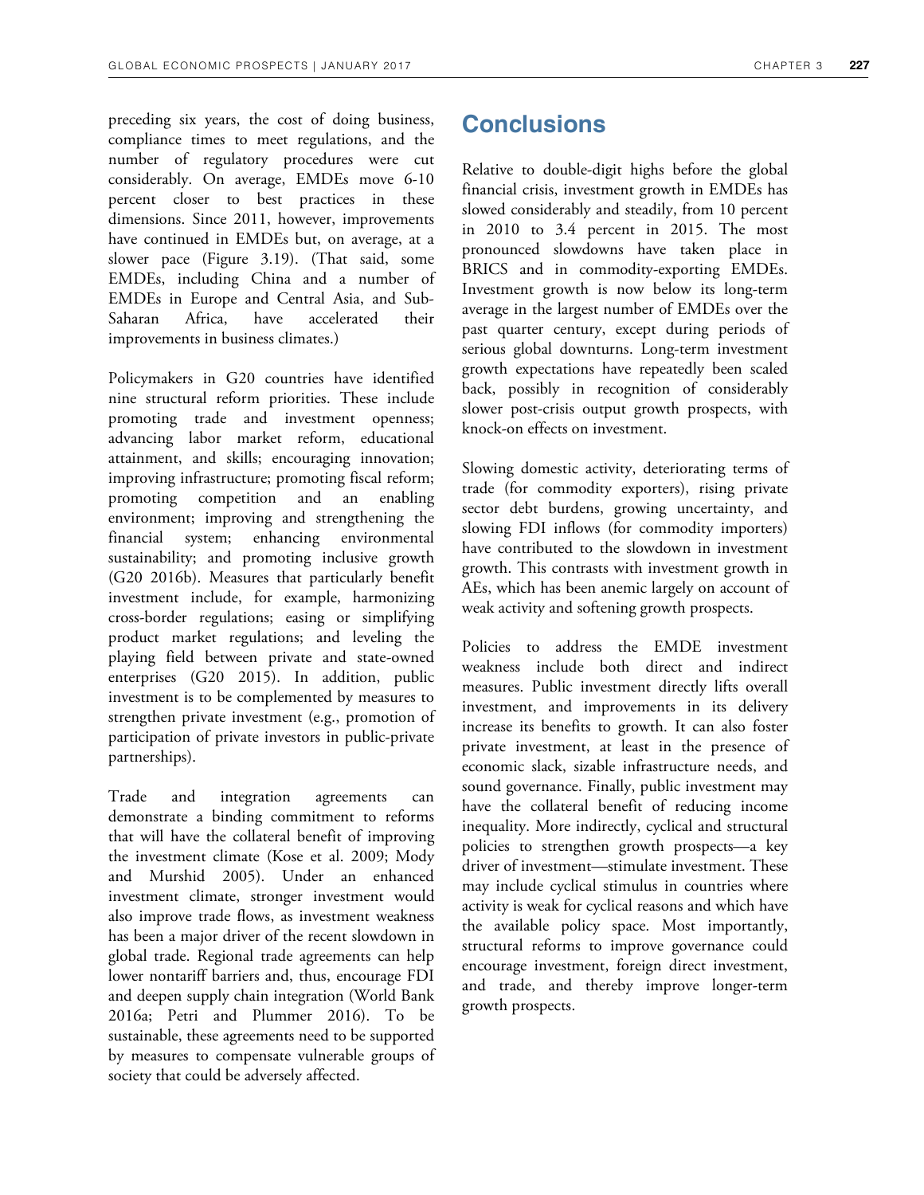preceding six years, the cost of doing business, compliance times to meet regulations, and the number of regulatory procedures were cut considerably. On average, EMDEs move 6-10 percent closer to best practices in these dimensions. Since 2011, however, improvements have continued in EMDEs but, on average, at a slower pace (Figure 3.19). (That said, some EMDEs, including China and a number of EMDEs in Europe and Central Asia, and Sub-Saharan Africa, have accelerated their improvements in business climates.)

Policymakers in G20 countries have identified nine structural reform priorities. These include promoting trade and investment openness; advancing labor market reform, educational attainment, and skills; encouraging innovation; improving infrastructure; promoting fiscal reform; promoting competition and an enabling environment; improving and strengthening the financial system; enhancing environmental sustainability; and promoting inclusive growth (G20 2016b). Measures that particularly benefit investment include, for example, harmonizing cross-border regulations; easing or simplifying product market regulations; and leveling the playing field between private and state-owned enterprises (G20 2015). In addition, public investment is to be complemented by measures to strengthen private investment (e.g., promotion of participation of private investors in public-private partnerships).

Trade and integration agreements can demonstrate a binding commitment to reforms that will have the collateral benefit of improving the investment climate (Kose et al. 2009; Mody and Murshid 2005). Under an enhanced investment climate, stronger investment would also improve trade flows, as investment weakness has been a major driver of the recent slowdown in global trade. Regional trade agreements can help lower nontariff barriers and, thus, encourage FDI and deepen supply chain integration (World Bank 2016a; Petri and Plummer 2016). To be sustainable, these agreements need to be supported by measures to compensate vulnerable groups of society that could be adversely affected.

## Conclusions

Relative to double-digit highs before the global financial crisis, investment growth in EMDEs has slowed considerably and steadily, from 10 percent in 2010 to 3.4 percent in 2015. The most pronounced slowdowns have taken place in BRICS and in commodity-exporting EMDEs. Investment growth is now below its long-term average in the largest number of EMDEs over the past quarter century, except during periods of serious global downturns. Long-term investment growth expectations have repeatedly been scaled back, possibly in recognition of considerably slower post-crisis output growth prospects, with knock-on effects on investment.

Slowing domestic activity, deteriorating terms of trade (for commodity exporters), rising private sector debt burdens, growing uncertainty, and slowing FDI inflows (for commodity importers) have contributed to the slowdown in investment growth. This contrasts with investment growth in AEs, which has been anemic largely on account of weak activity and softening growth prospects.

Policies to address the EMDE investment weakness include both direct and indirect measures. Public investment directly lifts overall investment, and improvements in its delivery increase its benefits to growth. It can also foster private investment, at least in the presence of economic slack, sizable infrastructure needs, and sound governance. Finally, public investment may have the collateral benefit of reducing income inequality. More indirectly, cyclical and structural policies to strengthen growth prospects—a key driver of investment—stimulate investment. These may include cyclical stimulus in countries where activity is weak for cyclical reasons and which have the available policy space. Most importantly, structural reforms to improve governance could encourage investment, foreign direct investment, and trade, and thereby improve longer-term growth prospects.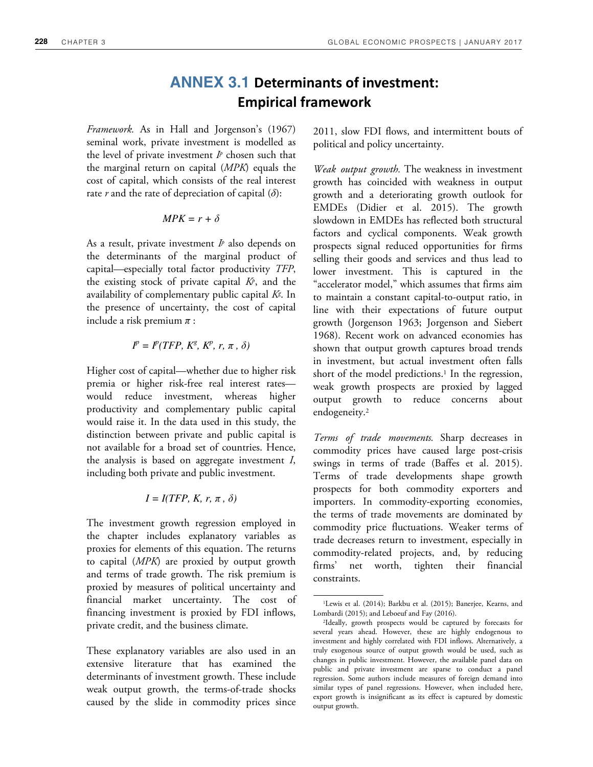# ANNEX 3.1 Determinants of investment: Empirical framework

*Framework.* As in Hall and Jorgenson's (1967) seminal work, private investment is modelled as the level of private investment $I^p$ chosen such that the marginal return on capital (*MPK*) equals the cost of capital, which consists of the real interest rate $r$ and the rate of depreciation of capital ($\delta$):

$$MPK = r + \delta$$

As a result, private investment $I^p$ also depends on the determinants of the marginal product of capital—especially total factor productivity *TFP*, the existing stock of private capital $K^p$, and the availability of complementary public capital $K^g$. In the presence of uncertainty, the cost of capital include a risk premium $\pi$ :

$$I^p = I^p(TFP, K^g, K^p, r, \pi, \delta)$$

Higher cost of capital—whether due to higher risk premia or higher risk-free real interest rates—would reduce investment, whereas higher productivity and complementary public capital would raise it. In the data used in this study, the distinction between private and public capital is not available for a broad set of countries. Hence, the analysis is based on aggregate investment $I$, including both private and public investment.

$$I = I(TFP, K, r, \pi, \delta)$$

The investment growth regression employed in the chapter includes explanatory variables as proxies for elements of this equation. The returns to capital (*MPK*) are proxied by output growth and terms of trade growth. The risk premium is proxied by measures of political uncertainty and financial market uncertainty. The cost of financing investment is proxied by FDI inflows, private credit, and the business climate.

These explanatory variables are also used in an extensive literature that has examined the determinants of investment growth. These include weak output growth, the terms-of-trade shocks caused by the slide in commodity prices since 2011, slow FDI flows, and intermittent bouts of political and policy uncertainty.

*Weak output growth.* The weakness in investment growth has coincided with weakness in output growth and a deteriorating growth outlook for EMDEs (Didier et al. 2015). The growth slowdown in EMDEs has reflected both structural factors and cyclical components. Weak growth prospects signal reduced opportunities for firms selling their goods and services and thus lead to lower investment. This is captured in the "accelerator model," which assumes that firms aim to maintain a constant capital-to-output ratio, in line with their expectations of future output growth (Jorgenson 1963; Jorgenson and Siebert 1968). Recent work on advanced economies has shown that output growth captures broad trends in investment, but actual investment often falls short of the model predictions.[1] In the regression, weak growth prospects are proxied by lagged output growth to reduce concerns about endogeneity.[2]

*Terms of trade movements.* Sharp decreases in commodity prices have caused large post-crisis swings in terms of trade (Baffes et al. 2015). Terms of trade developments shape growth prospects for both commodity exporters and importers. In commodity-exporting economies, the terms of trade movements are dominated by commodity price fluctuations. Weaker terms of trade decreases return to investment, especially in commodity-related projects, and, by reducing firms' net worth, tighten their financial constraints.

[1] Lewis et al. (2014); Barkbu et al. (2015); Banerjee, Kearns, and Lombardi (2015); and Leboeuf and Fay (2016).

[2] Ideally, growth prospects would be captured by forecasts for several years ahead. However, these are highly endogenous to investment and highly correlated with FDI inflows. Alternatively, a truly exogenous source of output growth would be used, such as changes in public investment. However, the available panel data on public and private investment are sparse to conduct a panel regression. Some authors include measures of foreign demand into similar types of panel regressions. However, when included here, export growth is insignificant as its effect is captured by domestic output growth.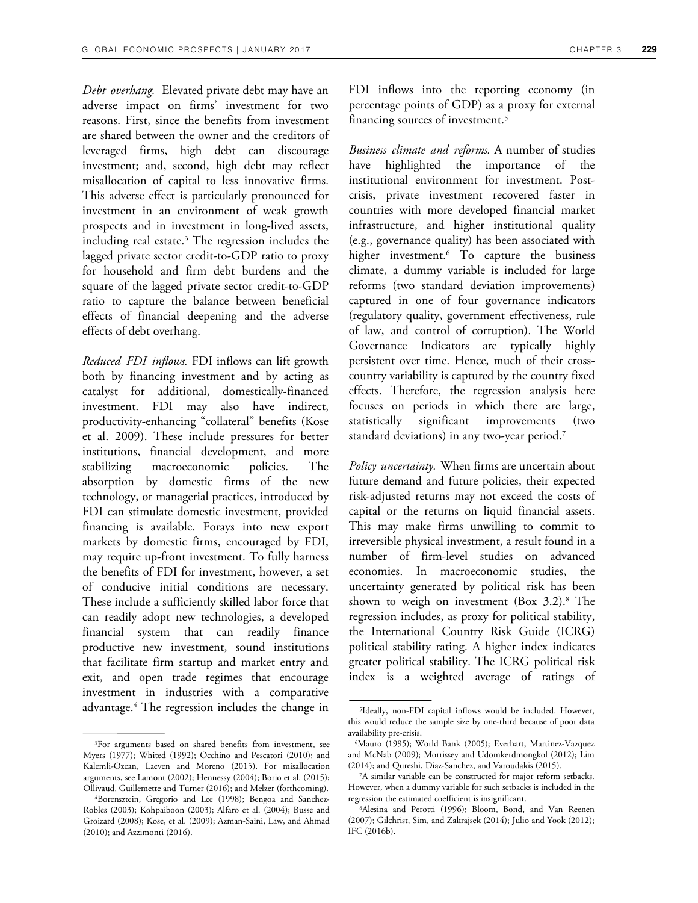*Debt overhang.* Elevated private debt may have an adverse impact on firms' investment for two reasons. First, since the benefits from investment are shared between the owner and the creditors of leveraged firms, high debt can discourage investment; and, second, high debt may reflect misallocation of capital to less innovative firms. This adverse effect is particularly pronounced for investment in an environment of weak growth prospects and in investment in long-lived assets, including real estate.[3] The regression includes the lagged private sector credit-to-GDP ratio to proxy for household and firm debt burdens and the square of the lagged private sector credit-to-GDP ratio to capture the balance between beneficial effects of financial deepening and the adverse effects of debt overhang.

*Reduced FDI inflows.* FDI inflows can lift growth both by financing investment and by acting as catalyst for additional, domestically-financed investment. FDI may also have indirect, productivity-enhancing "collateral" benefits (Kose et al. 2009). These include pressures for better institutions, financial development, and more stabilizing macroeconomic policies. The absorption by domestic firms of the new technology, or managerial practices, introduced by FDI can stimulate domestic investment, provided financing is available. Forays into new export markets by domestic firms, encouraged by FDI, may require up-front investment. To fully harness the benefits of FDI for investment, however, a set of conducive initial conditions are necessary. These include a sufficiently skilled labor force that can readily adopt new technologies, a developed financial system that can readily finance productive new investment, sound institutions that facilitate firm startup and market entry and exit, and open trade regimes that encourage investment in industries with a comparative advantage.[4] The regression includes the change in FDI inflows into the reporting economy (in percentage points of GDP) as a proxy for external financing sources of investment.[5]

*Business climate and reforms.* A number of studies have highlighted the importance of the institutional environment for investment. Post-crisis, private investment recovered faster in countries with more developed financial market infrastructure, and higher institutional quality (e.g., governance quality) has been associated with higher investment.[6] To capture the business climate, a dummy variable is included for large reforms (two standard deviation improvements) captured in one of four governance indicators (regulatory quality, government effectiveness, rule of law, and control of corruption). The World Governance Indicators are typically highly persistent over time. Hence, much of their cross-country variability is captured by the country fixed effects. Therefore, the regression analysis here focuses on periods in which there are large, statistically significant improvements (two standard deviations) in any two-year period.[7]

*Policy uncertainty.* When firms are uncertain about future demand and future policies, their expected risk-adjusted returns may not exceed the costs of capital or the returns on liquid financial assets. This may make firms unwilling to commit to irreversible physical investment, a result found in a number of firm-level studies on advanced economies. In macroeconomic studies, the uncertainty generated by political risk has been shown to weigh on investment (Box 3.2).[8] The regression includes, as proxy for political stability, the International Country Risk Guide (ICRG) political stability rating. A higher index indicates greater political stability. The ICRG political risk index is a weighted average of ratings of

---

[3]For arguments based on shared benefits from investment, see Myers (1977); Whited (1992); Occhino and Pescatori (2010); and Kalemli-Ozcan, Laeven and Moreno (2015). For misallocation arguments, see Lamont (2002); Hennessy (2004); Borio et al. (2015); Ollivaud, Guillemette and Turner (2016); and Melzer (forthcoming).

[4]Borensztein, Gregorio and Lee (1998); Bengoa and Sanchez-Robles (2003); Kohpaiboon (2003); Alfaro et al. (2004); Busse and Groizard (2008); Kose, et al. (2009); Azman-Saini, Law, and Ahmad (2010); and Azzimonti (2016).

[5]Ideally, non-FDI capital inflows would be included. However, this would reduce the sample size by one-third because of poor data availability pre-crisis.

[6]Mauro (1995); World Bank (2005); Everhart, Martinez-Vazquez and McNab (2009); Morrissey and Udomkerdmongkol (2012); Lim (2014); and Qureshi, Diaz-Sanchez, and Varoudakis (2015).

[7]A similar variable can be constructed for major reform setbacks. However, when a dummy variable for such setbacks is included in the regression the estimated coefficient is insignificant.

[8]Alesina and Perotti (1996); Bloom, Bond, and Van Reenen (2007); Gilchrist, Sim, and Zakrajsek (2014); Julio and Yook (2012); IFC (2016b).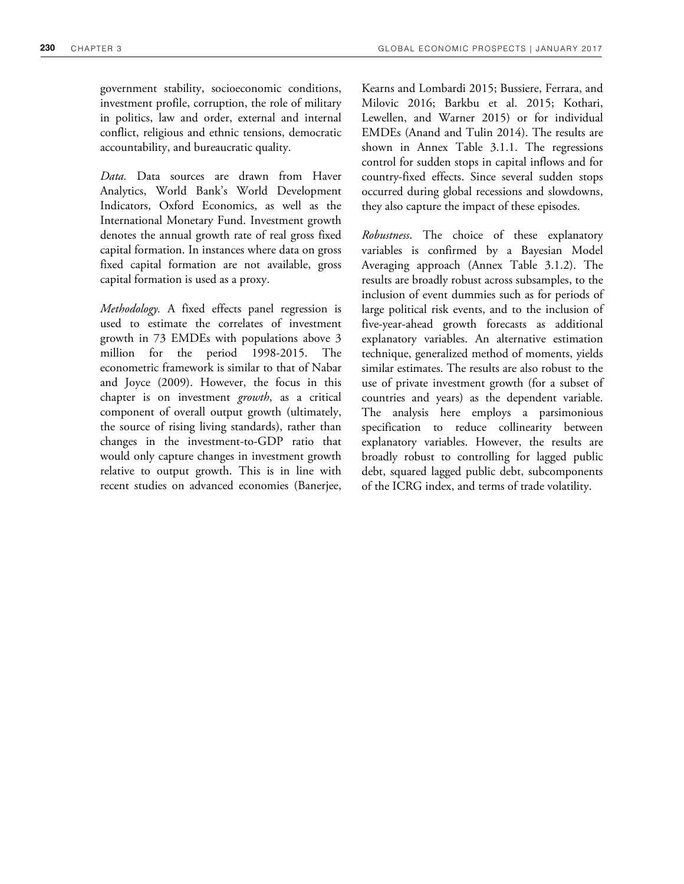government stability, socioeconomic conditions, investment profile, corruption, the role of military in politics, law and order, external and internal conflict, religious and ethnic tensions, democratic accountability, and bureaucratic quality.

*Data.* Data sources are drawn from Haver Analytics, World Bank's World Development Indicators, Oxford Economics, as well as the International Monetary Fund. Investment growth denotes the annual growth rate of real gross fixed capital formation. In instances where data on gross fixed capital formation are not available, gross capital formation is used as a proxy.

*Methodology.* A fixed effects panel regression is used to estimate the correlates of investment growth in 73 EMDEs with populations above 3 million for the period 1998-2015. The econometric framework is similar to that of Nabar and Joyce (2009). However, the focus in this chapter is on investment *growth*, as a critical component of overall output growth (ultimately, the source of rising living standards), rather than changes in the investment-to-GDP ratio that would only capture changes in investment growth relative to output growth. This is in line with recent studies on advanced economies (Banerjee, Kearns and Lombardi 2015; Bussiere, Ferrara, and Milovic 2016; Barkbu et al. 2015; Kothari, Lewellen, and Warner 2015) or for individual EMDEs (Anand and Tulin 2014). The results are shown in Annex Table 3.1.1. The regressions control for sudden stops in capital inflows and for country-fixed effects. Since several sudden stops occurred during global recessions and slowdowns, they also capture the impact of these episodes.

*Robustness*. The choice of these explanatory variables is confirmed by a Bayesian Model Averaging approach (Annex Table 3.1.2). The results are broadly robust across subsamples, to the inclusion of event dummies such as for periods of large political risk events, and to the inclusion of five-year-ahead growth forecasts as additional explanatory variables. An alternative estimation technique, generalized method of moments, yields similar estimates. The results are also robust to the use of private investment growth (for a subset of countries and years) as the dependent variable. The analysis here employs a parsimonious specification to reduce collinearity between explanatory variables. However, the results are broadly robust to controlling for lagged public debt, squared lagged public debt, subcomponents of the ICRG index, and terms of trade volatility.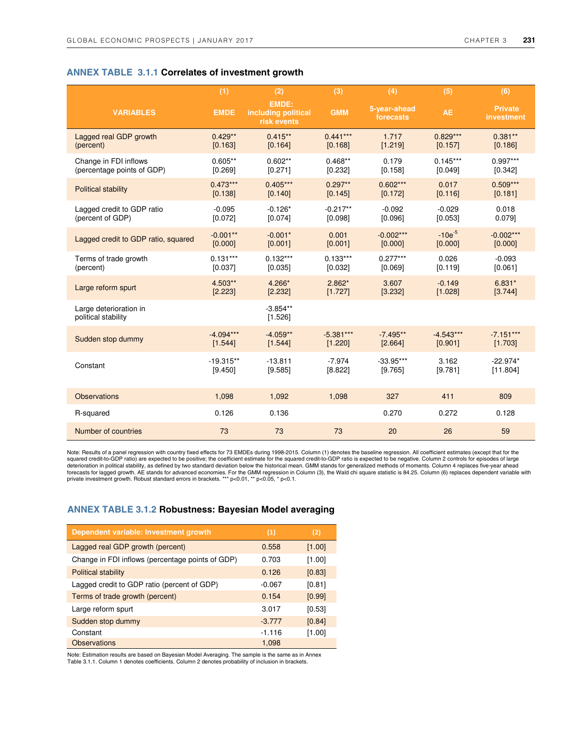## ANNEX TABLE 3.1.1 Correlates of investment growth

| VARIABLES | (1) EMDE | (2) EMDE: including political risk events | (3) GMM | (4) 5-year-ahead forecasts | (5) AE | (6) Private investment |
|---|---|---|---|---|---|---|
| Lagged real GDP growth (percent) | 0.429** [0.163] | 0.415** [0.164] | 0.441*** [0.168] | 1.717 [1.219] | 0.829*** [0.157] | 0.381** [0.186] |
| Change in FDI inflows (percentage points of GDP) | 0.605** [0.269] | 0.602** [0.271] | 0.468** [0.232] | 0.179 [0.158] | 0.145*** [0.049] | 0.997*** [0.342] |
| Political stability | 0.473*** [0.138] | 0.405*** [0.140] | 0.297** [0.145] | 0.602*** [0.172] | 0.017 [0.116] | 0.509*** [0.181] |
| Lagged credit to GDP ratio (percent of GDP) | -0.095 [0.072] | -0.126* [0.074] | -0.217** [0.098] | -0.092 [0.096] | -0.029 [0.053] | 0.018 0.079] |
| Lagged credit to GDP ratio, squared | -0.001** [0.000] | -0.001* [0.001] | 0.001 [0.001] | -0.002*** [0.000] | $-10e^{-5}$ [0.000] | -0.002*** [0.000] |
| Terms of trade growth (percent) | 0.131*** [0.037] | 0.132*** [0.035] | 0.133*** [0.032] | 0.277*** [0.069] | 0.026 [0.119] | -0.093 [0.061] |
| Large reform spurt | 4.503** [2.223] | 4.266* [2.232] | 2.862* [1.727] | 3.607 [3.232] | -0.149 [1.028] | 6.831* [3.744] |
| Large deterioration in political stability | | -3.854** [1.526] | | | | |
| Sudden stop dummy | -4.094*** [1.544] | -4.059** [1.544] | -5.381*** [1.220] | -7.495** [2.664] | -4.543*** [0.901] | -7.151*** [1.703] |
| Constant | -19.315** [9.450] | -13.811 [9.585] | -7.974 [8.822] | -33.95*** [9.765] | 3.162 [9.781] | -22.974* [11.804] |
| Observations | 1,098 | 1,092 | 1,098 | 327 | 411 | 809 |
| R-squared | 0.126 | 0.136 | | 0.270 | 0.272 | 0.128 |
| Number of countries | 73 | 73 | 73 | 20 | 26 | 59 |

Note: Results of a panel regression with country fixed effects for 73 EMDEs during 1998-2015. Column (1) denotes the baseline regression. All coefficient estimates (except that for the squared credit-to-GDP ratio) are expected to be positive; the coefficient estimate for the squared credit-to-GDP ratio is expected to be negative. Column 2 controls for episodes of large deterioration in political stability, as defined by two standard deviation below the historical mean. GMM stands for generalized methods of moments. Column 4 replaces five-year ahead forecasts for lagged growth. AE stands for advanced economies. For the GMM regression in Column (3), the Wald chi square statistic is 84.25. Column (6) replaces dependent variable with private investment growth. Robust standard errors in brackets. *** p<0.01, ** p<0.05, * p<0.1.

## ANNEX TABLE 3.1.2 Robustness: Bayesian Model averaging

| Dependent variable: Investment growth | (1) | (2) |
|---|---|---|
| Lagged real GDP growth (percent) | 0.558 | [1.00] |
| Change in FDI inflows (percentage points of GDP) | 0.703 | [1.00] |
| Political stability | 0.126 | [0.83] |
| Lagged credit to GDP ratio (percent of GDP) | -0.067 | [0.81] |
| Terms of trade growth (percent) | 0.154 | [0.99] |
| Large reform spurt | 3.017 | [0.53] |
| Sudden stop dummy | -3.777 | [0.84] |
| Constant | -1.116 | [1.00] |
| Observations | 1,098 | |

Note: Estimation results are based on Bayesian Model Averaging. The sample is the same as in Annex Table 3.1.1. Column 1 denotes coefficients. Column 2 denotes probability of inclusion in brackets.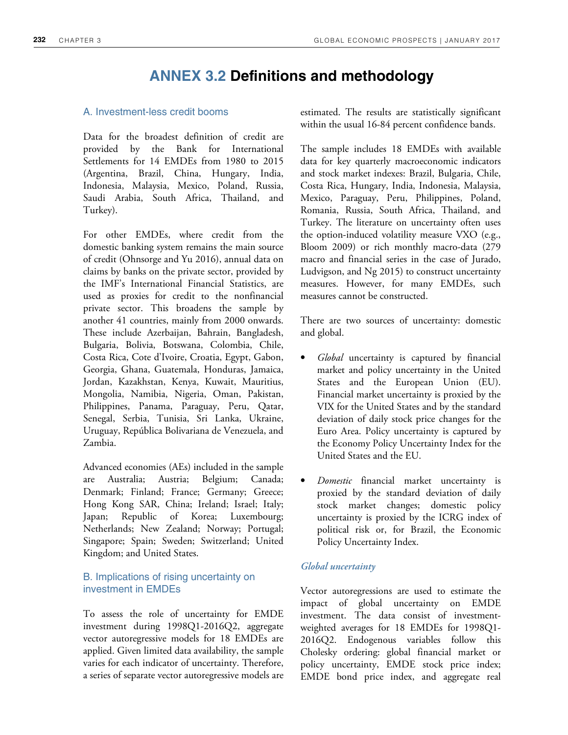# ANNEX 3.2 Definitions and methodology

## A. Investment-less credit booms

Data for the broadest definition of credit are provided by the Bank for International Settlements for 14 EMDEs from 1980 to 2015 (Argentina, Brazil, China, Hungary, India, Indonesia, Malaysia, Mexico, Poland, Russia, Saudi Arabia, South Africa, Thailand, and Turkey).

For other EMDEs, where credit from the domestic banking system remains the main source of credit (Ohnsorge and Yu 2016), annual data on claims by banks on the private sector, provided by the IMF's International Financial Statistics, are used as proxies for credit to the nonfinancial private sector. This broadens the sample by another 41 countries, mainly from 2000 onwards. These include Azerbaijan, Bahrain, Bangladesh, Bulgaria, Bolivia, Botswana, Colombia, Chile, Costa Rica, Cote d'Ivoire, Croatia, Egypt, Gabon, Georgia, Ghana, Guatemala, Honduras, Jamaica, Jordan, Kazakhstan, Kenya, Kuwait, Mauritius, Mongolia, Namibia, Nigeria, Oman, Pakistan, Philippines, Panama, Paraguay, Peru, Qatar, Senegal, Serbia, Tunisia, Sri Lanka, Ukraine, Uruguay, República Bolivariana de Venezuela, and Zambia.

Advanced economies (AEs) included in the sample are Australia; Austria; Belgium; Canada; Denmark; Finland; France; Germany; Greece; Hong Kong SAR, China; Ireland; Israel; Italy; Japan; Republic of Korea; Luxembourg; Netherlands; New Zealand; Norway; Portugal; Singapore; Spain; Sweden; Switzerland; United Kingdom; and United States.

## B. Implications of rising uncertainty on investment in EMDEs

To assess the role of uncertainty for EMDE investment during 1998Q1-2016Q2, aggregate vector autoregressive models for 18 EMDEs are applied. Given limited data availability, the sample varies for each indicator of uncertainty. Therefore, a series of separate vector autoregressive models are estimated. The results are statistically significant within the usual 16-84 percent confidence bands.

The sample includes 18 EMDEs with available data for key quarterly macroeconomic indicators and stock market indexes: Brazil, Bulgaria, Chile, Costa Rica, Hungary, India, Indonesia, Malaysia, Mexico, Paraguay, Peru, Philippines, Poland, Romania, Russia, South Africa, Thailand, and Turkey. The literature on uncertainty often uses the option-induced volatility measure VXO (e.g., Bloom 2009) or rich monthly macro-data (279 macro and financial series in the case of Jurado, Ludvigson, and Ng 2015) to construct uncertainty measures. However, for many EMDEs, such measures cannot be constructed.

There are two sources of uncertainty: domestic and global.

- *Global* uncertainty is captured by financial market and policy uncertainty in the United States and the European Union (EU). Financial market uncertainty is proxied by the VIX for the United States and by the standard deviation of daily stock price changes for the Euro Area. Policy uncertainty is captured by the Economy Policy Uncertainty Index for the United States and the EU.
- *Domestic* financial market uncertainty is proxied by the standard deviation of daily stock market changes; domestic policy uncertainty is proxied by the ICRG index of political risk or, for Brazil, the Economic Policy Uncertainty Index.

### *Global uncertainty*

Vector autoregressions are used to estimate the impact of global uncertainty on EMDE investment. The data consist of investment-weighted averages for 18 EMDEs for 1998Q1-2016Q2. Endogenous variables follow this Cholesky ordering: global financial market or policy uncertainty, EMDE stock price index; EMDE bond price index, and aggregate real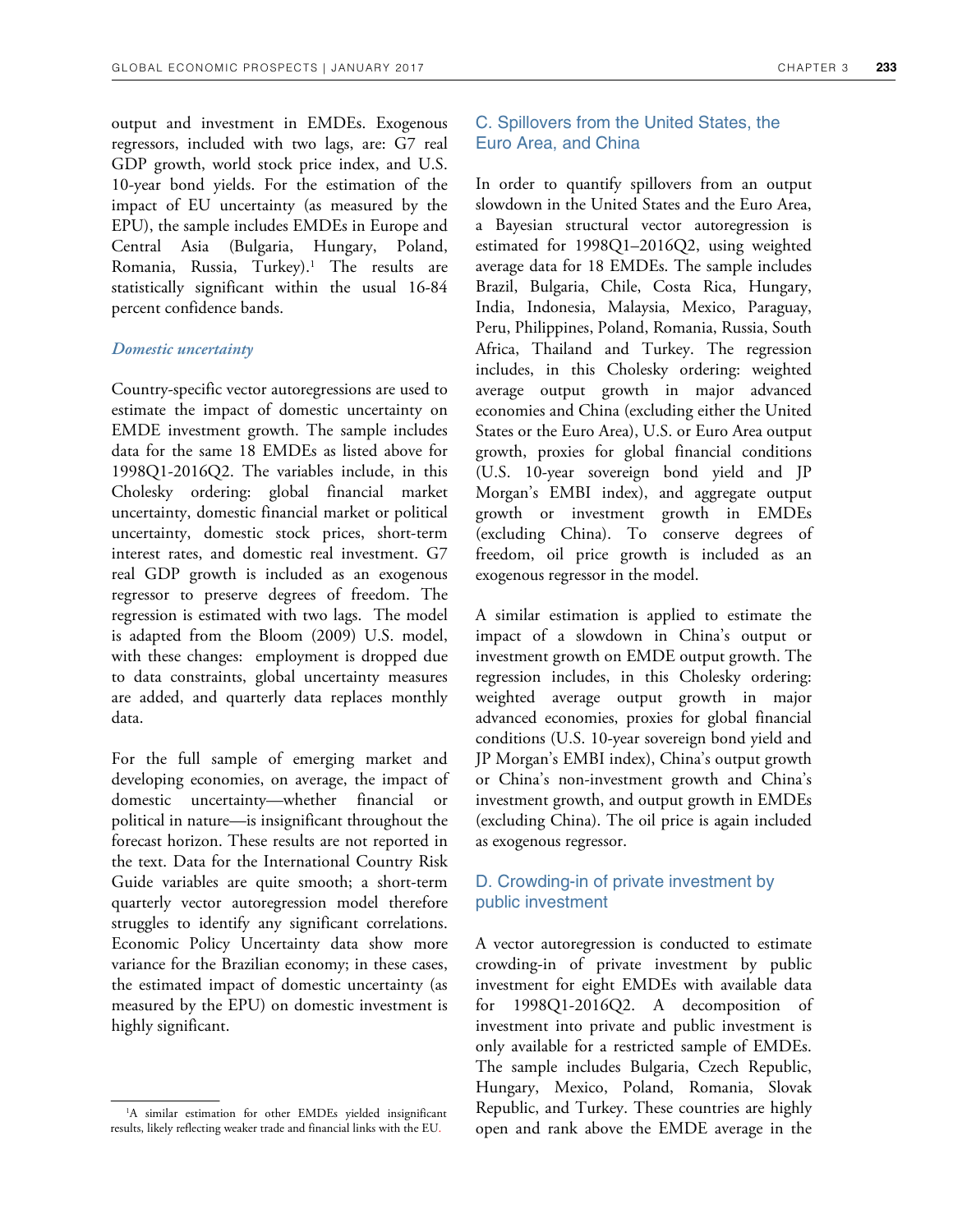output and investment in EMDEs. Exogenous regressors, included with two lags, are: G7 real GDP growth, world stock price index, and U.S. 10-year bond yields. For the estimation of the impact of EU uncertainty (as measured by the EPU), the sample includes EMDEs in Europe and Central Asia (Bulgaria, Hungary, Poland, Romania, Russia, Turkey).[1] The results are statistically significant within the usual 16-84 percent confidence bands.

### *Domestic uncertainty*

Country-specific vector autoregressions are used to estimate the impact of domestic uncertainty on EMDE investment growth. The sample includes data for the same 18 EMDEs as listed above for 1998Q1-2016Q2. The variables include, in this Cholesky ordering: global financial market uncertainty, domestic financial market or political uncertainty, domestic stock prices, short-term interest rates, and domestic real investment. G7 real GDP growth is included as an exogenous regressor to preserve degrees of freedom. The regression is estimated with two lags. The model is adapted from the Bloom (2009) U.S. model, with these changes: employment is dropped due to data constraints, global uncertainty measures are added, and quarterly data replaces monthly data.

For the full sample of emerging market and developing economies, on average, the impact of domestic uncertainty—whether financial or political in nature—is insignificant throughout the forecast horizon. These results are not reported in the text. Data for the International Country Risk Guide variables are quite smooth; a short-term quarterly vector autoregression model therefore struggles to identify any significant correlations. Economic Policy Uncertainty data show more variance for the Brazilian economy; in these cases, the estimated impact of domestic uncertainty (as measured by the EPU) on domestic investment is highly significant.

[1]A similar estimation for other EMDEs yielded insignificant results, likely reflecting weaker trade and financial links with the EU.

## C. Spillovers from the United States, the Euro Area, and China

In order to quantify spillovers from an output slowdown in the United States and the Euro Area, a Bayesian structural vector autoregression is estimated for 1998Q1–2016Q2, using weighted average data for 18 EMDEs. The sample includes Brazil, Bulgaria, Chile, Costa Rica, Hungary, India, Indonesia, Malaysia, Mexico, Paraguay, Peru, Philippines, Poland, Romania, Russia, South Africa, Thailand and Turkey. The regression includes, in this Cholesky ordering: weighted average output growth in major advanced economies and China (excluding either the United States or the Euro Area), U.S. or Euro Area output growth, proxies for global financial conditions (U.S. 10-year sovereign bond yield and JP Morgan's EMBI index), and aggregate output growth or investment growth in EMDEs (excluding China). To conserve degrees of freedom, oil price growth is included as an exogenous regressor in the model.

A similar estimation is applied to estimate the impact of a slowdown in China's output or investment growth on EMDE output growth. The regression includes, in this Cholesky ordering: weighted average output growth in major advanced economies, proxies for global financial conditions (U.S. 10-year sovereign bond yield and JP Morgan's EMBI index), China's output growth or China's non-investment growth and China's investment growth, and output growth in EMDEs (excluding China). The oil price is again included as exogenous regressor.

## D. Crowding-in of private investment by public investment

A vector autoregression is conducted to estimate crowding-in of private investment by public investment for eight EMDEs with available data for 1998Q1-2016Q2. A decomposition of investment into private and public investment is only available for a restricted sample of EMDEs. The sample includes Bulgaria, Czech Republic, Hungary, Mexico, Poland, Romania, Slovak Republic, and Turkey. These countries are highly open and rank above the EMDE average in the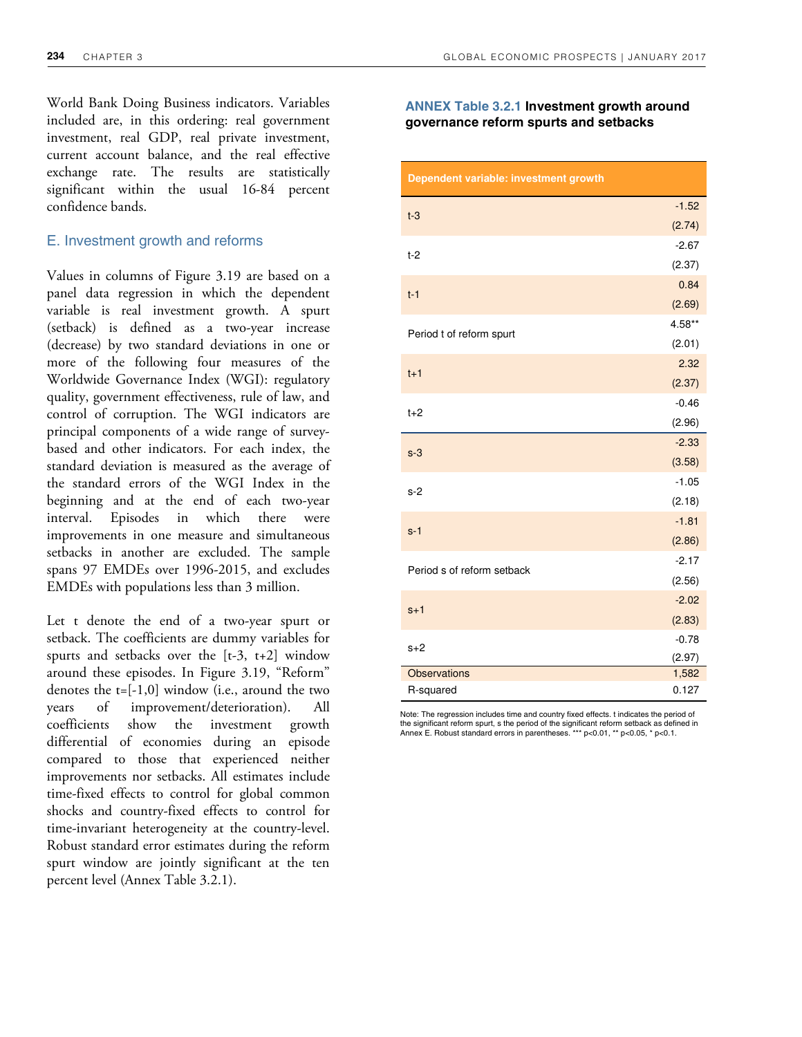World Bank Doing Business indicators. Variables included are, in this ordering: real government investment, real GDP, real private investment, current account balance, and the real effective exchange rate. The results are statistically significant within the usual 16-84 percent confidence bands.

## E. Investment growth and reforms

Values in columns of Figure 3.19 are based on a panel data regression in which the dependent variable is real investment growth. A spurt (setback) is defined as a two-year increase (decrease) by two standard deviations in one or more of the following four measures of the Worldwide Governance Index (WGI): regulatory quality, government effectiveness, rule of law, and control of corruption. The WGI indicators are principal components of a wide range of survey-based and other indicators. For each index, the standard deviation is measured as the average of the standard errors of the WGI Index in the beginning and at the end of each two-year interval. Episodes in which there were improvements in one measure and simultaneous setbacks in another are excluded. The sample spans 97 EMDEs over 1996-2015, and excludes EMDEs with populations less than 3 million.

Let t denote the end of a two-year spurt or setback. The coefficients are dummy variables for spurts and setbacks over the [t-3, t+2] window around these episodes. In Figure 3.19, "Reform" denotes the t=[-1,0] window (i.e., around the two years of improvement/deterioration). All coefficients show the investment growth differential of economies during an episode compared to those that experienced neither improvements nor setbacks. All estimates include time-fixed effects to control for global common shocks and country-fixed effects to control for time-invariant heterogeneity at the country-level. Robust standard error estimates during the reform spurt window are jointly significant at the ten percent level (Annex Table 3.2.1).

**ANNEX Table 3.2.1 Investment growth around governance reform spurts and setbacks**

| Dependent variable: investment growth | |
|---|---|
| t-3 | -1.52 |
| | (2.74) |
| t-2 | -2.67 |
| | (2.37) |
| t-1 | 0.84 |
| | (2.69) |
| Period t of reform spurt | 4.58** |
| | (2.01) |
| t+1 | 2.32 |
| | (2.37) |
| t+2 | -0.46 |
| | (2.96) |
| s-3 | -2.33 |
| | (3.58) |
| s-2 | -1.05 |
| | (2.18) |
| s-1 | -1.81 |
| | (2.86) |
| Period s of reform setback | -2.17 |
| | (2.56) |
| s+1 | -2.02 |
| | (2.83) |
| s+2 | -0.78 |
| | (2.97) |
| Observations | 1,582 |
| R-squared | 0.127 |

Note: The regression includes time and country fixed effects. t indicates the period of the significant reform spurt, s the period of the significant reform setback as defined in Annex E. Robust standard errors in parentheses. *** $p<0.01$, ** $p<0.05$, * $p<0.1$.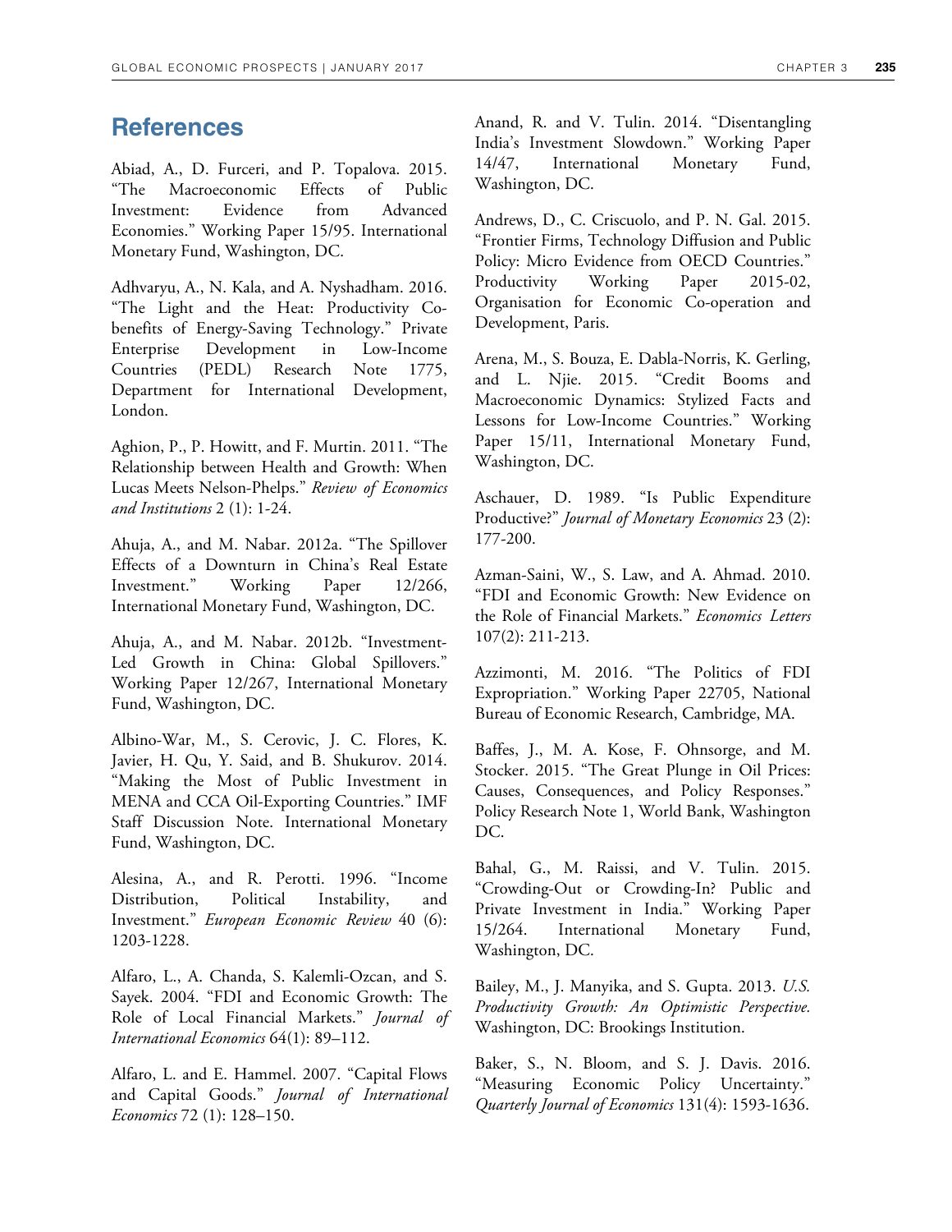## References

Abiad, A., D. Furceri, and P. Topalova. 2015. "The Macroeconomic Effects of Public Investment: Evidence from Advanced Economies." Working Paper 15/95. International Monetary Fund, Washington, DC.

Adhvaryu, A., N. Kala, and A. Nyshadham. 2016. "The Light and the Heat: Productivity Co-benefits of Energy-Saving Technology." Private Enterprise Development in Low-Income Countries (PEDL) Research Note 1775, Department for International Development, London.

Aghion, P., P. Howitt, and F. Murtin. 2011. "The Relationship between Health and Growth: When Lucas Meets Nelson-Phelps." *Review of Economics and Institutions* 2 (1): 1-24.

Ahuja, A., and M. Nabar. 2012a. "The Spillover Effects of a Downturn in China's Real Estate Investment." Working Paper 12/266, International Monetary Fund, Washington, DC.

Ahuja, A., and M. Nabar. 2012b. "Investment-Led Growth in China: Global Spillovers." Working Paper 12/267, International Monetary Fund, Washington, DC.

Albino-War, M., S. Cerovic, J. C. Flores, K. Javier, H. Qu, Y. Said, and B. Shukurov. 2014. "Making the Most of Public Investment in MENA and CCA Oil-Exporting Countries." IMF Staff Discussion Note. International Monetary Fund, Washington, DC.

Alesina, A., and R. Perotti. 1996. "Income Distribution, Political Instability, and Investment." *European Economic Review* 40 (6): 1203-1228.

Alfaro, L., A. Chanda, S. Kalemli-Ozcan, and S. Sayek. 2004. "FDI and Economic Growth: The Role of Local Financial Markets." *Journal of International Economics* 64(1): 89–112.

Alfaro, L. and E. Hammel. 2007. "Capital Flows and Capital Goods." *Journal of International Economics* 72 (1): 128–150.

Anand, R. and V. Tulin. 2014. "Disentangling India's Investment Slowdown." Working Paper 14/47, International Monetary Fund, Washington, DC.

Andrews, D., C. Criscuolo, and P. N. Gal. 2015. "Frontier Firms, Technology Diffusion and Public Policy: Micro Evidence from OECD Countries." Productivity Working Paper 2015-02, Organisation for Economic Co-operation and Development, Paris.

Arena, M., S. Bouza, E. Dabla-Norris, K. Gerling, and L. Njie. 2015. "Credit Booms and Macroeconomic Dynamics: Stylized Facts and Lessons for Low-Income Countries." Working Paper 15/11, International Monetary Fund, Washington, DC.

Aschauer, D. 1989. "Is Public Expenditure Productive?" *Journal of Monetary Economics* 23 (2): 177-200.

Azman-Saini, W., S. Law, and A. Ahmad. 2010. "FDI and Economic Growth: New Evidence on the Role of Financial Markets." *Economics Letters* 107(2): 211-213.

Azzimonti, M. 2016. "The Politics of FDI Expropriation." Working Paper 22705, National Bureau of Economic Research, Cambridge, MA.

Baffes, J., M. A. Kose, F. Ohnsorge, and M. Stocker. 2015. "The Great Plunge in Oil Prices: Causes, Consequences, and Policy Responses." Policy Research Note 1, World Bank, Washington DC.

Bahal, G., M. Raissi, and V. Tulin. 2015. "Crowding-Out or Crowding-In? Public and Private Investment in India." Working Paper 15/264. International Monetary Fund, Washington, DC.

Bailey, M., J. Manyika, and S. Gupta. 2013. *U.S. Productivity Growth: An Optimistic Perspective.* Washington, DC: Brookings Institution.

Baker, S., N. Bloom, and S. J. Davis. 2016. "Measuring Economic Policy Uncertainty." *Quarterly Journal of Economics* 131(4): 1593-1636.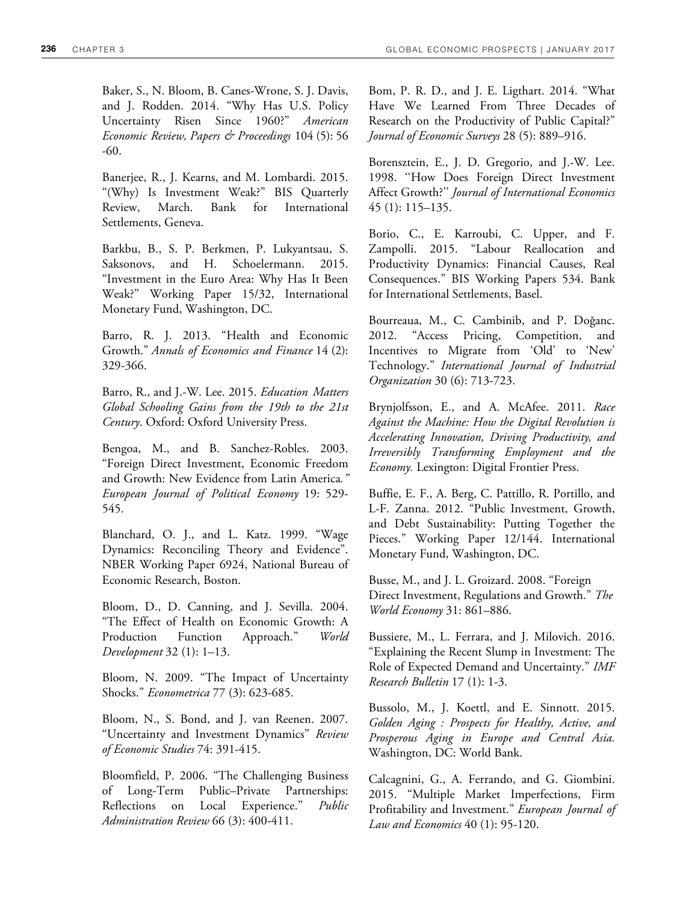Baker, S., N. Bloom, B. Canes-Wrone, S. J. Davis, and J. Rodden. 2014. "Why Has U.S. Policy Uncertainty Risen Since 1960?" *American Economic Review, Papers & Proceedings* 104 (5): 56 -60.

Banerjee, R., J. Kearns, and M. Lombardi. 2015. "(Why) Is Investment Weak?" BIS Quarterly Review, March. Bank for International Settlements, Geneva.

Barkbu, B., S. P. Berkmen, P. Lukyantsau, S. Saksonovs, and H. Schoelermann. 2015. "Investment in the Euro Area: Why Has It Been Weak?" Working Paper 15/32, International Monetary Fund, Washington, DC.

Barro, R. J. 2013. "Health and Economic Growth." *Annals of Economics and Finance* 14 (2): 329-366.

Barro, R., and J.-W. Lee. 2015. *Education Matters Global Schooling Gains from the 19th to the 21st Century*. Oxford: Oxford University Press.

Bengoa, M., and B. Sanchez-Robles. 2003. "Foreign Direct Investment, Economic Freedom and Growth: New Evidence from Latin America." *European Journal of Political Economy* 19: 529-545.

Blanchard, O. J., and L. Katz. 1999. "Wage Dynamics: Reconciling Theory and Evidence". NBER Working Paper 6924, National Bureau of Economic Research, Boston.

Bloom, D., D. Canning, and J. Sevilla. 2004. "The Effect of Health on Economic Growth: A Production Function Approach." *World Development* 32 (1): 1–13.

Bloom, N. 2009. "The Impact of Uncertainty Shocks." *Econometrica* 77 (3): 623-685.

Bloom, N., S. Bond, and J. van Reenen. 2007. "Uncertainty and Investment Dynamics" *Review of Economic Studies* 74: 391-415.

Bloomfield, P. 2006. "The Challenging Business of Long-Term Public–Private Partnerships: Reflections on Local Experience." *Public Administration Review* 66 (3): 400-411.

Bom, P. R. D., and J. E. Ligthart. 2014. "What Have We Learned From Three Decades of Research on the Productivity of Public Capital?" *Journal of Economic Surveys* 28 (5): 889–916.

Borensztein, E., J. D. Gregorio, and J.-W. Lee. 1998. ''How Does Foreign Direct Investment Affect Growth?'' *Journal of International Economics* 45 (1): 115–135.

Borio, C., E. Karroubi, C. Upper, and F. Zampolli. 2015. "Labour Reallocation and Productivity Dynamics: Financial Causes, Real Consequences." BIS Working Papers 534. Bank for International Settlements, Basel.

Bourreaua, M., C. Cambinib, and P. Doğanc. 2012. "Access Pricing, Competition, and Incentives to Migrate from 'Old' to 'New' Technology." *International Journal of Industrial Organization* 30 (6): 713-723.

Brynjolfsson, E., and A. McAfee. 2011. *Race Against the Machine: How the Digital Revolution is Accelerating Innovation, Driving Productivity, and Irreversibly Transforming Employment and the Economy.* Lexington: Digital Frontier Press.

Buffie, E. F., A. Berg, C. Pattillo, R. Portillo, and L-F. Zanna. 2012. "Public Investment, Growth, and Debt Sustainability: Putting Together the Pieces." Working Paper 12/144. International Monetary Fund, Washington, DC.

Busse, M., and J. L. Groizard. 2008. "Foreign Direct Investment, Regulations and Growth." *The World Economy* 31: 861–886.

Bussiere, M., L. Ferrara, and J. Milovich. 2016. "Explaining the Recent Slump in Investment: The Role of Expected Demand and Uncertainty." *IMF Research Bulletin* 17 (1): 1-3.

Bussolo, M., J. Koettl, and E. Sinnott. 2015. *Golden Aging : Prospects for Healthy, Active, and Prosperous Aging in Europe and Central Asia.* Washington, DC: World Bank.

Calcagnini, G., A. Ferrando, and G. Giombini. 2015. "Multiple Market Imperfections, Firm Profitability and Investment." *European Journal of Law and Economics* 40 (1): 95-120.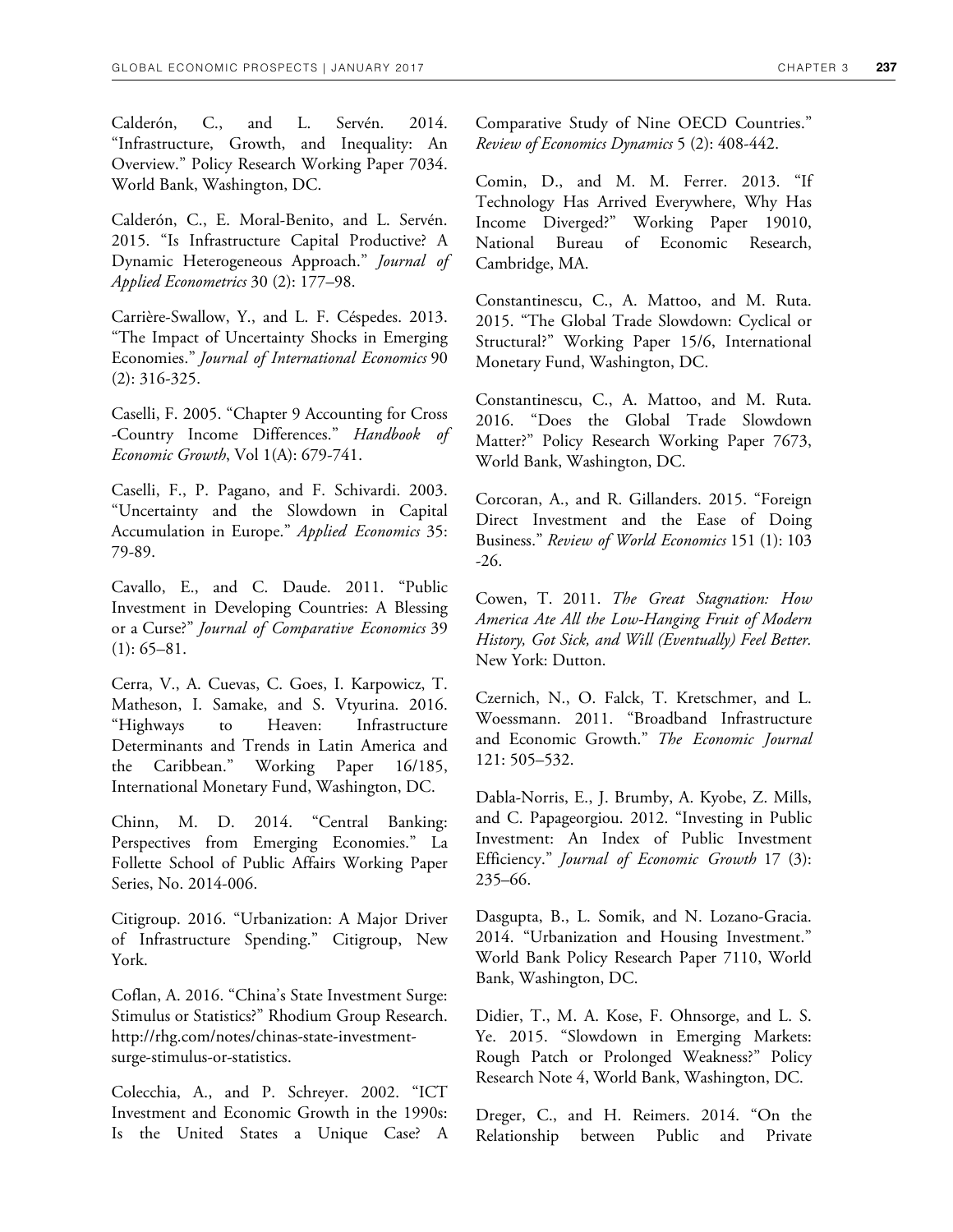Calderón, C., and L. Servén. 2014. "Infrastructure, Growth, and Inequality: An Overview." Policy Research Working Paper 7034. World Bank, Washington, DC.

Calderón, C., E. Moral-Benito, and L. Servén. 2015. "Is Infrastructure Capital Productive? A Dynamic Heterogeneous Approach." *Journal of Applied Econometrics* 30 (2): 177–98.

Carrière-Swallow, Y., and L. F. Céspedes. 2013. "The Impact of Uncertainty Shocks in Emerging Economies." *Journal of International Economics* 90 (2): 316-325.

Caselli, F. 2005. "Chapter 9 Accounting for Cross -Country Income Differences." *Handbook of Economic Growth*, Vol 1(A): 679-741.

Caselli, F., P. Pagano, and F. Schivardi. 2003. "Uncertainty and the Slowdown in Capital Accumulation in Europe." *Applied Economics* 35: 79-89.

Cavallo, E., and C. Daude. 2011. "Public Investment in Developing Countries: A Blessing or a Curse?" *Journal of Comparative Economics* 39 (1): 65–81.

Cerra, V., A. Cuevas, C. Goes, I. Karpowicz, T. Matheson, I. Samake, and S. Vtyurina. 2016. "Highways to Heaven: Infrastructure Determinants and Trends in Latin America and the Caribbean." Working Paper 16/185, International Monetary Fund, Washington, DC.

Chinn, M. D. 2014. "Central Banking: Perspectives from Emerging Economies." La Follette School of Public Affairs Working Paper Series, No. 2014-006.

Citigroup. 2016. "Urbanization: A Major Driver of Infrastructure Spending." Citigroup, New York.

Coflan, A. 2016. "China's State Investment Surge: Stimulus or Statistics?" Rhodium Group Research. http://rhg.com/notes/chinas-state-investment-surge-stimulus-or-statistics.

Colecchia, A., and P. Schreyer. 2002. "ICT Investment and Economic Growth in the 1990s: Is the United States a Unique Case? A Comparative Study of Nine OECD Countries." *Review of Economics Dynamics* 5 (2): 408-442.

Comin, D., and M. M. Ferrer. 2013. "If Technology Has Arrived Everywhere, Why Has Income Diverged?" Working Paper 19010, National Bureau of Economic Research, Cambridge, MA.

Constantinescu, C., A. Mattoo, and M. Ruta. 2015. "The Global Trade Slowdown: Cyclical or Structural?" Working Paper 15/6, International Monetary Fund, Washington, DC.

Constantinescu, C., A. Mattoo, and M. Ruta. 2016. "Does the Global Trade Slowdown Matter?" Policy Research Working Paper 7673, World Bank, Washington, DC.

Corcoran, A., and R. Gillanders. 2015. "Foreign Direct Investment and the Ease of Doing Business." *Review of World Economics* 151 (1): 103 -26.

Cowen, T. 2011. *The Great Stagnation: How America Ate All the Low-Hanging Fruit of Modern History, Got Sick, and Will (Eventually) Feel Better.* New York: Dutton.

Czernich, N., O. Falck, T. Kretschmer, and L. Woessmann. 2011. "Broadband Infrastructure and Economic Growth." *The Economic Journal* 121: 505–532.

Dabla-Norris, E., J. Brumby, A. Kyobe, Z. Mills, and C. Papageorgiou. 2012. "Investing in Public Investment: An Index of Public Investment Efficiency." *Journal of Economic Growth* 17 (3): 235–66.

Dasgupta, B., L. Somik, and N. Lozano-Gracia. 2014. "Urbanization and Housing Investment." World Bank Policy Research Paper 7110, World Bank, Washington, DC.

Didier, T., M. A. Kose, F. Ohnsorge, and L. S. Ye. 2015. "Slowdown in Emerging Markets: Rough Patch or Prolonged Weakness?" Policy Research Note 4, World Bank, Washington, DC.

Dreger, C., and H. Reimers. 2014. "On the Relationship between Public and Private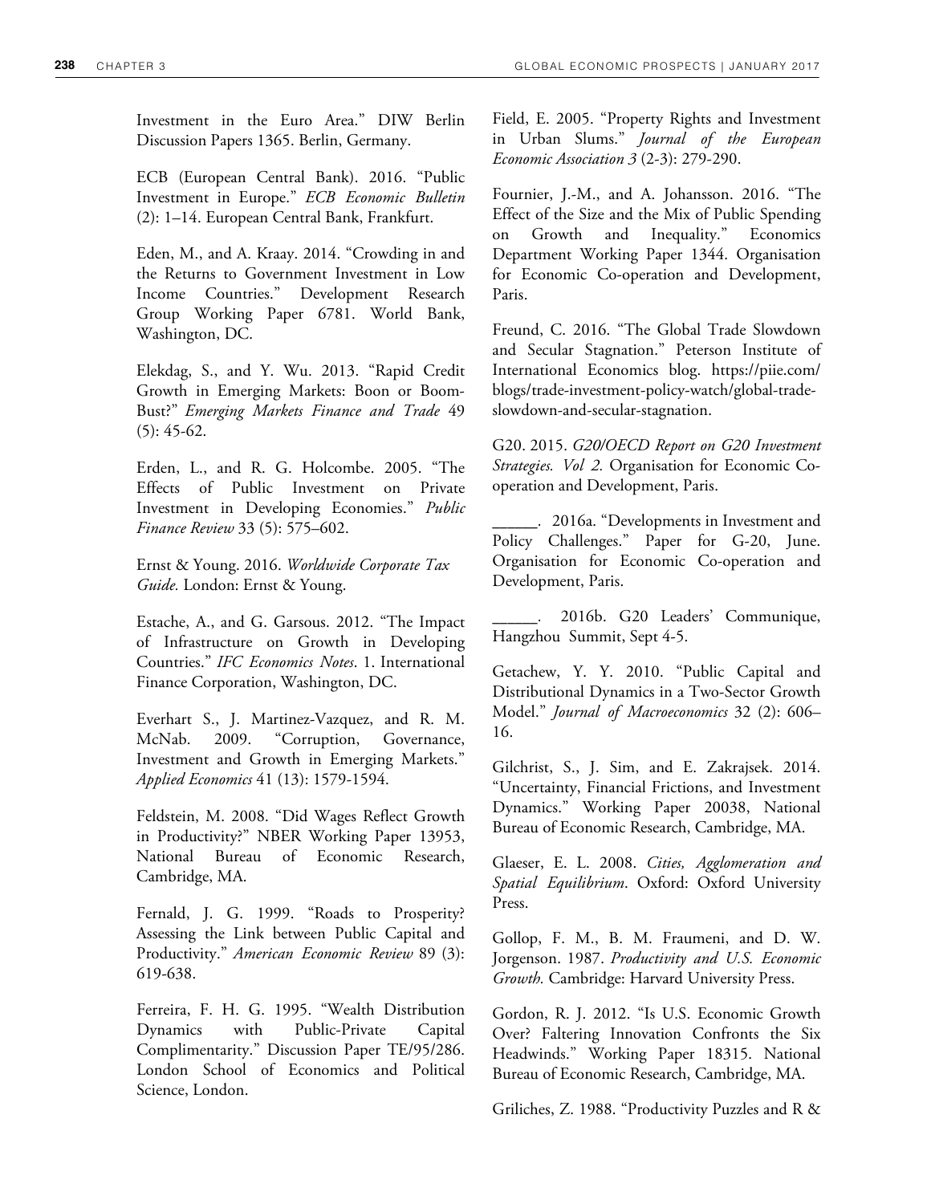Investment in the Euro Area." DIW Berlin Discussion Papers 1365. Berlin, Germany.

ECB (European Central Bank). 2016. "Public Investment in Europe." *ECB Economic Bulletin* (2): 1–14. European Central Bank, Frankfurt.

Eden, M., and A. Kraay. 2014. "Crowding in and the Returns to Government Investment in Low Income Countries." Development Research Group Working Paper 6781. World Bank, Washington, DC.

Elekdag, S., and Y. Wu. 2013. "Rapid Credit Growth in Emerging Markets: Boon or Boom-Bust?" *Emerging Markets Finance and Trade* 49 (5): 45-62.

Erden, L., and R. G. Holcombe. 2005. "The Effects of Public Investment on Private Investment in Developing Economies." *Public Finance Review* 33 (5): 575–602.

Ernst & Young. 2016. *Worldwide Corporate Tax Guide.* London: Ernst & Young.

Estache, A., and G. Garsous. 2012. "The Impact of Infrastructure on Growth in Developing Countries." *IFC Economics Notes*. 1. International Finance Corporation, Washington, DC.

Everhart S., J. Martinez-Vazquez, and R. M. McNab. 2009. "Corruption, Governance, Investment and Growth in Emerging Markets." *Applied Economics* 41 (13): 1579-1594.

Feldstein, M. 2008. "Did Wages Reflect Growth in Productivity?" NBER Working Paper 13953, National Bureau of Economic Research, Cambridge, MA.

Fernald, J. G. 1999. "Roads to Prosperity? Assessing the Link between Public Capital and Productivity." *American Economic Review* 89 (3): 619-638.

Ferreira, F. H. G. 1995. "Wealth Distribution Dynamics with Public-Private Capital Complimentarity." Discussion Paper TE/95/286. London School of Economics and Political Science, London.

Field, E. 2005. "Property Rights and Investment in Urban Slums." *Journal of the European Economic Association 3* (2-3): 279-290.

Fournier, J.-M., and A. Johansson. 2016. "The Effect of the Size and the Mix of Public Spending on Growth and Inequality." Economics Department Working Paper 1344. Organisation for Economic Co-operation and Development, Paris.

Freund, C. 2016. "The Global Trade Slowdown and Secular Stagnation." Peterson Institute of International Economics blog. https://piie.com/blogs/trade-investment-policy-watch/global-trade-slowdown-and-secular-stagnation.

G20. 2015. *G20/OECD Report on G20 Investment Strategies. Vol 2.* Organisation for Economic Co-operation and Development, Paris.

\_\_\_\_\_. 2016a. "Developments in Investment and Policy Challenges." Paper for G-20, June. Organisation for Economic Co-operation and Development, Paris.

\_\_\_\_\_. 2016b. G20 Leaders' Communique, Hangzhou Summit, Sept 4-5.

Getachew, Y. Y. 2010. "Public Capital and Distributional Dynamics in a Two-Sector Growth Model." *Journal of Macroeconomics* 32 (2): 606–16.

Gilchrist, S., J. Sim, and E. Zakrajsek. 2014. "Uncertainty, Financial Frictions, and Investment Dynamics." Working Paper 20038, National Bureau of Economic Research, Cambridge, MA.

Glaeser, E. L. 2008. *Cities, Agglomeration and Spatial Equilibrium*. Oxford: Oxford University Press.

Gollop, F. M., B. M. Fraumeni, and D. W. Jorgenson. 1987. *Productivity and U.S. Economic Growth.* Cambridge: Harvard University Press.

Gordon, R. J. 2012. "Is U.S. Economic Growth Over? Faltering Innovation Confronts the Six Headwinds." Working Paper 18315. National Bureau of Economic Research, Cambridge, MA.

Griliches, Z. 1988. "Productivity Puzzles and R &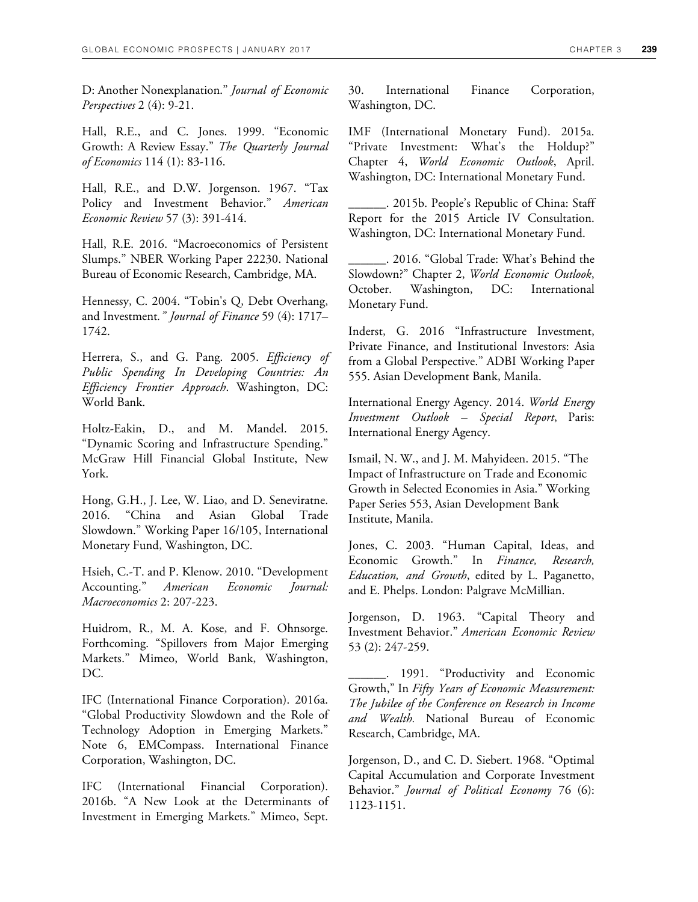D: Another Nonexplanation." *Journal of Economic Perspectives* 2 (4): 9-21.

Hall, R.E., and C. Jones. 1999. "Economic Growth: A Review Essay." *The Quarterly Journal of Economics* 114 (1): 83-116.

Hall, R.E., and D.W. Jorgenson. 1967. "Tax Policy and Investment Behavior." *American Economic Review* 57 (3): 391-414.

Hall, R.E. 2016. "Macroeconomics of Persistent Slumps." NBER Working Paper 22230. National Bureau of Economic Research, Cambridge, MA.

Hennessy, C. 2004. "Tobin's Q, Debt Overhang, and Investment*." Journal of Finance* 59 (4): 1717–1742.

Herrera, S., and G. Pang. 2005. *Efficiency of Public Spending In Developing Countries: An Efficiency Frontier Approach*. Washington, DC: World Bank.

Holtz-Eakin, D., and M. Mandel. 2015. "Dynamic Scoring and Infrastructure Spending." McGraw Hill Financial Global Institute, New York.

Hong, G.H., J. Lee, W. Liao, and D. Seneviratne. 2016. "China and Asian Global Trade Slowdown." Working Paper 16/105, International Monetary Fund, Washington, DC.

Hsieh, C.-T. and P. Klenow. 2010. "Development Accounting." *American Economic Journal: Macroeconomics* 2: 207-223.

Huidrom, R., M. A. Kose, and F. Ohnsorge. Forthcoming. "Spillovers from Major Emerging Markets." Mimeo, World Bank, Washington, DC.

IFC (International Finance Corporation). 2016a. "Global Productivity Slowdown and the Role of Technology Adoption in Emerging Markets." Note 6, EMCompass. International Finance Corporation, Washington, DC.

IFC (International Financial Corporation). 2016b. "A New Look at the Determinants of Investment in Emerging Markets." Mimeo, Sept. 30. International Finance Corporation, Washington, DC.

IMF (International Monetary Fund). 2015a. "Private Investment: What's the Holdup?" Chapter 4, *World Economic Outlook*, April. Washington, DC: International Monetary Fund.

______. 2015b. People's Republic of China: Staff Report for the 2015 Article IV Consultation. Washington, DC: International Monetary Fund.

______. 2016. "Global Trade: What's Behind the Slowdown?" Chapter 2, *World Economic Outlook*, October. Washington, DC: International Monetary Fund.

Inderst, G. 2016 "Infrastructure Investment, Private Finance, and Institutional Investors: Asia from a Global Perspective." ADBI Working Paper 555. Asian Development Bank, Manila.

International Energy Agency. 2014. *World Energy Investment Outlook – Special Report*, Paris: International Energy Agency.

Ismail, N. W., and J. M. Mahyideen. 2015. "The Impact of Infrastructure on Trade and Economic Growth in Selected Economies in Asia." Working Paper Series 553, Asian Development Bank Institute, Manila.

Jones, C. 2003. "Human Capital, Ideas, and Economic Growth." In *Finance, Research, Education, and Growth*, edited by L. Paganetto, and E. Phelps. London: Palgrave McMillian.

Jorgenson, D. 1963. "Capital Theory and Investment Behavior." *American Economic Review* 53 (2): 247-259.

______. 1991. "Productivity and Economic Growth," In *Fifty Years of Economic Measurement: The Jubilee of the Conference on Research in Income and Wealth.* National Bureau of Economic Research, Cambridge, MA.

Jorgenson, D., and C. D. Siebert. 1968. "Optimal Capital Accumulation and Corporate Investment Behavior." *Journal of Political Economy* 76 (6): 1123-1151.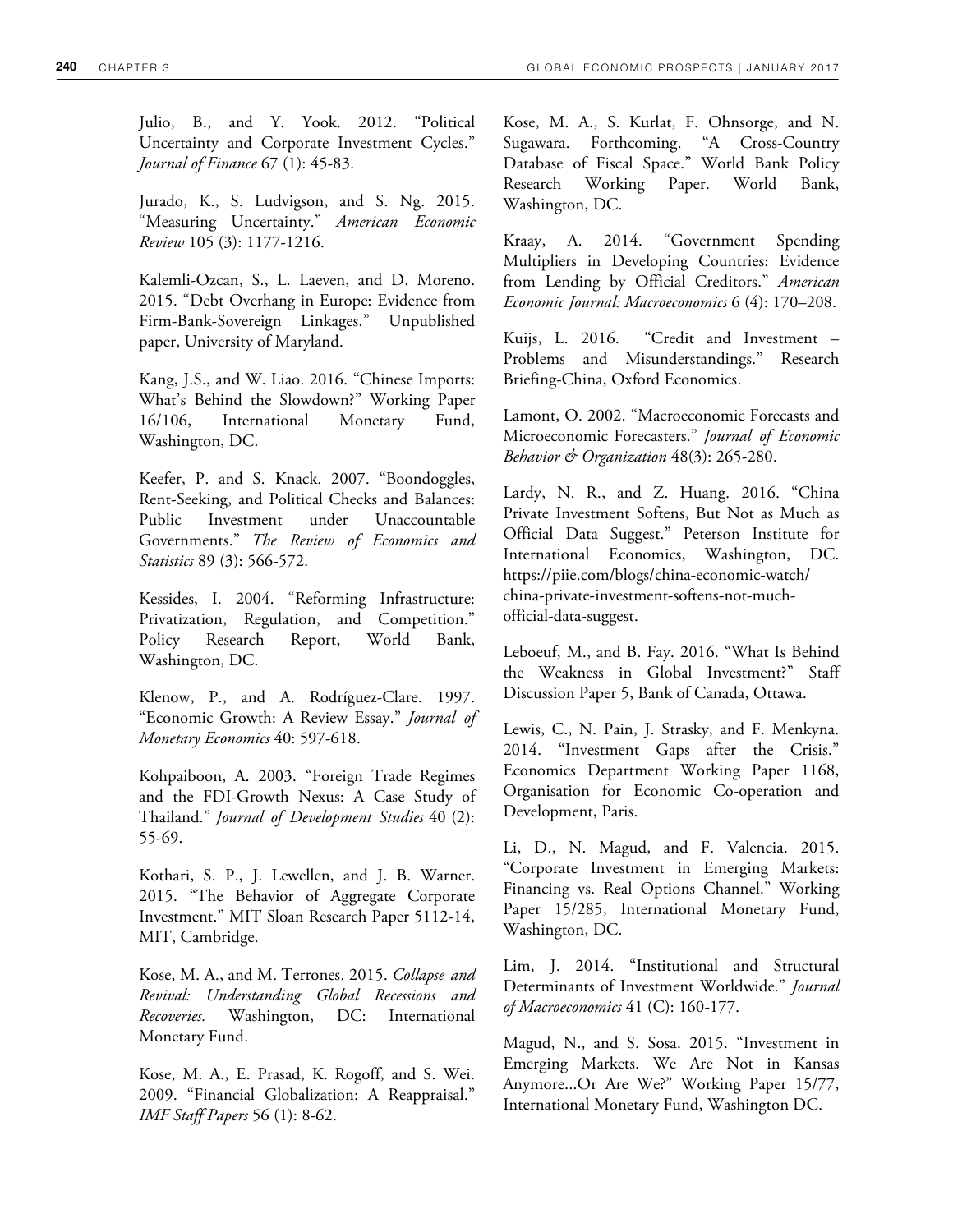Julio, B., and Y. Yook. 2012. "Political Uncertainty and Corporate Investment Cycles." *Journal of Finance* 67 (1): 45-83.

Jurado, K., S. Ludvigson, and S. Ng. 2015. "Measuring Uncertainty." *American Economic Review* 105 (3): 1177-1216.

Kalemli-Ozcan, S., L. Laeven, and D. Moreno. 2015. "Debt Overhang in Europe: Evidence from Firm-Bank-Sovereign Linkages." Unpublished paper, University of Maryland.

Kang, J.S., and W. Liao. 2016. "Chinese Imports: What's Behind the Slowdown?" Working Paper 16/106, International Monetary Fund, Washington, DC.

Keefer, P. and S. Knack. 2007. "Boondoggles, Rent-Seeking, and Political Checks and Balances: Public Investment under Unaccountable Governments." *The Review of Economics and Statistics* 89 (3): 566-572.

Kessides, I. 2004. "Reforming Infrastructure: Privatization, Regulation, and Competition." Policy Research Report, World Bank, Washington, DC.

Klenow, P., and A. Rodríguez-Clare. 1997. "Economic Growth: A Review Essay." *Journal of Monetary Economics* 40: 597-618.

Kohpaiboon, A. 2003. "Foreign Trade Regimes and the FDI-Growth Nexus: A Case Study of Thailand." *Journal of Development Studies* 40 (2): 55-69.

Kothari, S. P., J. Lewellen, and J. B. Warner. 2015. "The Behavior of Aggregate Corporate Investment." MIT Sloan Research Paper 5112-14, MIT, Cambridge.

Kose, M. A., and M. Terrones. 2015. *Collapse and Revival: Understanding Global Recessions and Recoveries.* Washington, DC: International Monetary Fund.

Kose, M. A., E. Prasad, K. Rogoff, and S. Wei. 2009. "Financial Globalization: A Reappraisal." *IMF Staff Papers* 56 (1): 8-62.

Kose, M. A., S. Kurlat, F. Ohnsorge, and N. Sugawara. Forthcoming. "A Cross-Country Database of Fiscal Space." World Bank Policy Research Working Paper. World Bank, Washington, DC.

Kraay, A. 2014. "Government Spending Multipliers in Developing Countries: Evidence from Lending by Official Creditors." *American Economic Journal: Macroeconomics* 6 (4): 170–208.

Kuijs, L. 2016. "Credit and Investment – Problems and Misunderstandings." Research Briefing-China, Oxford Economics.

Lamont, O. 2002. "Macroeconomic Forecasts and Microeconomic Forecasters." *Journal of Economic Behavior & Organization* 48(3): 265-280.

Lardy, N. R., and Z. Huang. 2016. "China Private Investment Softens, But Not as Much as Official Data Suggest." Peterson Institute for International Economics, Washington, DC. https://piie.com/blogs/china-economic-watch/china-private-investment-softens-not-much-official-data-suggest.

Leboeuf, M., and B. Fay. 2016. "What Is Behind the Weakness in Global Investment?" Staff Discussion Paper 5, Bank of Canada, Ottawa.

Lewis, C., N. Pain, J. Strasky, and F. Menkyna. 2014. "Investment Gaps after the Crisis." Economics Department Working Paper 1168, Organisation for Economic Co-operation and Development, Paris.

Li, D., N. Magud, and F. Valencia. 2015. "Corporate Investment in Emerging Markets: Financing vs. Real Options Channel." Working Paper 15/285, International Monetary Fund, Washington, DC.

Lim, J. 2014. "Institutional and Structural Determinants of Investment Worldwide." *Journal of Macroeconomics* 41 (C): 160-177.

Magud, N., and S. Sosa. 2015. "Investment in Emerging Markets. We Are Not in Kansas Anymore...Or Are We?" Working Paper 15/77, International Monetary Fund, Washington DC.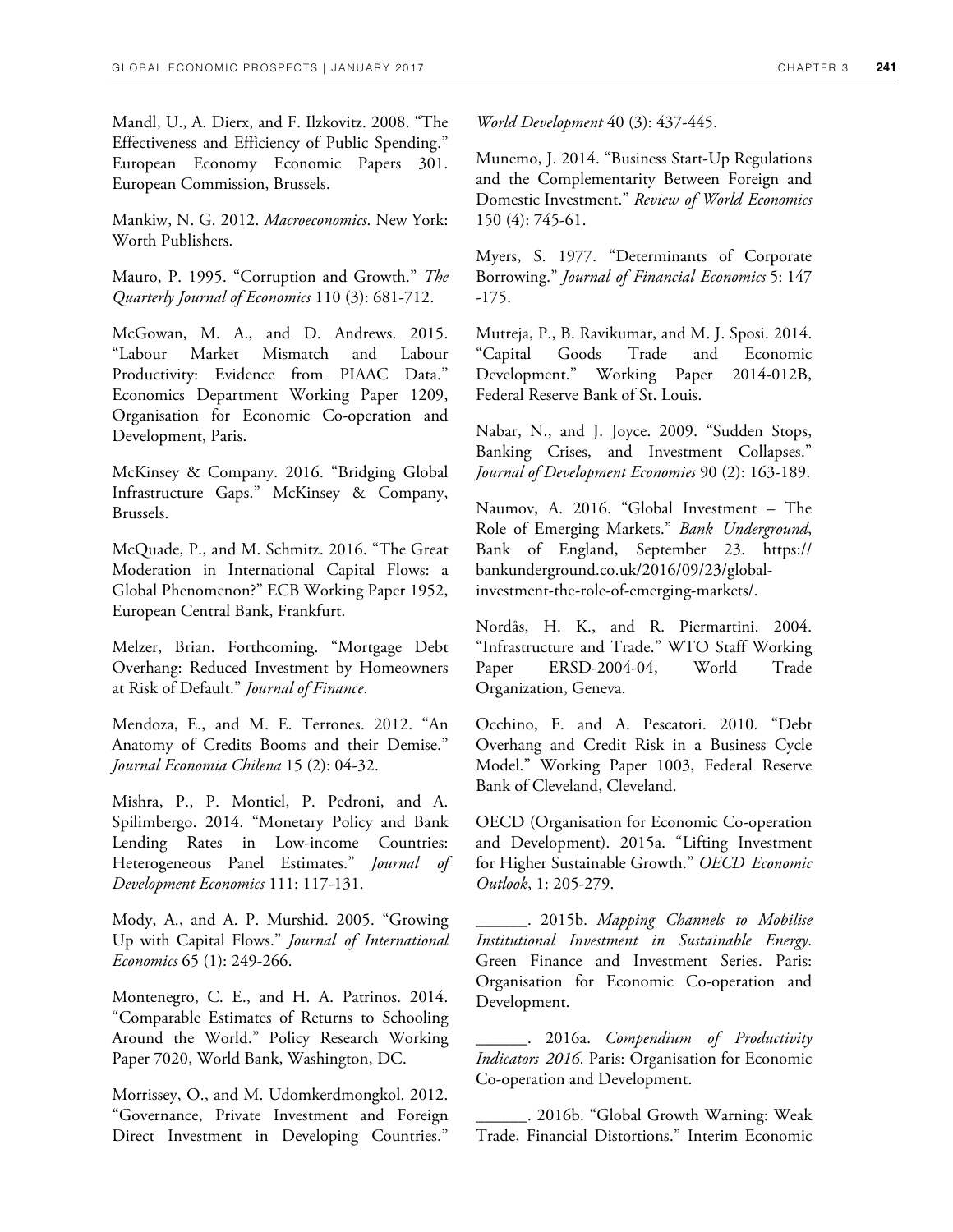Mandl, U., A. Dierx, and F. Ilzkovitz. 2008. "The Effectiveness and Efficiency of Public Spending." European Economy Economic Papers 301. European Commission, Brussels.

Mankiw, N. G. 2012. *Macroeconomics*. New York: Worth Publishers.

Mauro, P. 1995. "Corruption and Growth." *The Quarterly Journal of Economics* 110 (3): 681-712.

McGowan, M. A., and D. Andrews. 2015. "Labour Market Mismatch and Labour Productivity: Evidence from PIAAC Data." Economics Department Working Paper 1209, Organisation for Economic Co-operation and Development, Paris.

McKinsey & Company. 2016. "Bridging Global Infrastructure Gaps." McKinsey & Company, Brussels.

McQuade, P., and M. Schmitz. 2016. "The Great Moderation in International Capital Flows: a Global Phenomenon?" ECB Working Paper 1952, European Central Bank, Frankfurt.

Melzer, Brian. Forthcoming. "Mortgage Debt Overhang: Reduced Investment by Homeowners at Risk of Default." *Journal of Finance*.

Mendoza, E., and M. E. Terrones. 2012. "An Anatomy of Credits Booms and their Demise." *Journal Economia Chilena* 15 (2): 04-32.

Mishra, P., P. Montiel, P. Pedroni, and A. Spilimbergo. 2014. "Monetary Policy and Bank Lending Rates in Low-income Countries: Heterogeneous Panel Estimates." *Journal of Development Economics* 111: 117-131.

Mody, A., and A. P. Murshid. 2005. "Growing Up with Capital Flows." *Journal of International Economics* 65 (1): 249-266.

Montenegro, C. E., and H. A. Patrinos. 2014. "Comparable Estimates of Returns to Schooling Around the World." Policy Research Working Paper 7020, World Bank, Washington, DC.

Morrissey, O., and M. Udomkerdmongkol. 2012. "Governance, Private Investment and Foreign Direct Investment in Developing Countries." *World Development* 40 (3): 437-445.

Munemo, J. 2014. "Business Start-Up Regulations and the Complementarity Between Foreign and Domestic Investment." *Review of World Economics* 150 (4): 745-61.

Myers, S. 1977. "Determinants of Corporate Borrowing." *Journal of Financial Economics* 5: 147-175.

Mutreja, P., B. Ravikumar, and M. J. Sposi. 2014. "Capital Goods Trade and Economic Development." Working Paper 2014-012B, Federal Reserve Bank of St. Louis.

Nabar, N., and J. Joyce. 2009. "Sudden Stops, Banking Crises, and Investment Collapses." *Journal of Development Economies* 90 (2): 163-189.

Naumov, A. 2016. "Global Investment – The Role of Emerging Markets." *Bank Underground*, Bank of England, September 23. https://bankunderground.co.uk/2016/09/23/global-investment-the-role-of-emerging-markets/.

Nordås, H. K., and R. Piermartini. 2004. "Infrastructure and Trade." WTO Staff Working Paper ERSD-2004-04, World Trade Organization, Geneva.

Occhino, F. and A. Pescatori. 2010. "Debt Overhang and Credit Risk in a Business Cycle Model." Working Paper 1003, Federal Reserve Bank of Cleveland, Cleveland.

OECD (Organisation for Economic Co-operation and Development). 2015a. "Lifting Investment for Higher Sustainable Growth." *OECD Economic Outlook*, 1: 205-279.

______. 2015b. *Mapping Channels to Mobilise Institutional Investment in Sustainable Energy*. Green Finance and Investment Series. Paris: Organisation for Economic Co-operation and Development.

______. 2016a. *Compendium of Productivity Indicators 2016*. Paris: Organisation for Economic Co-operation and Development.

______. 2016b. "Global Growth Warning: Weak Trade, Financial Distortions." Interim Economic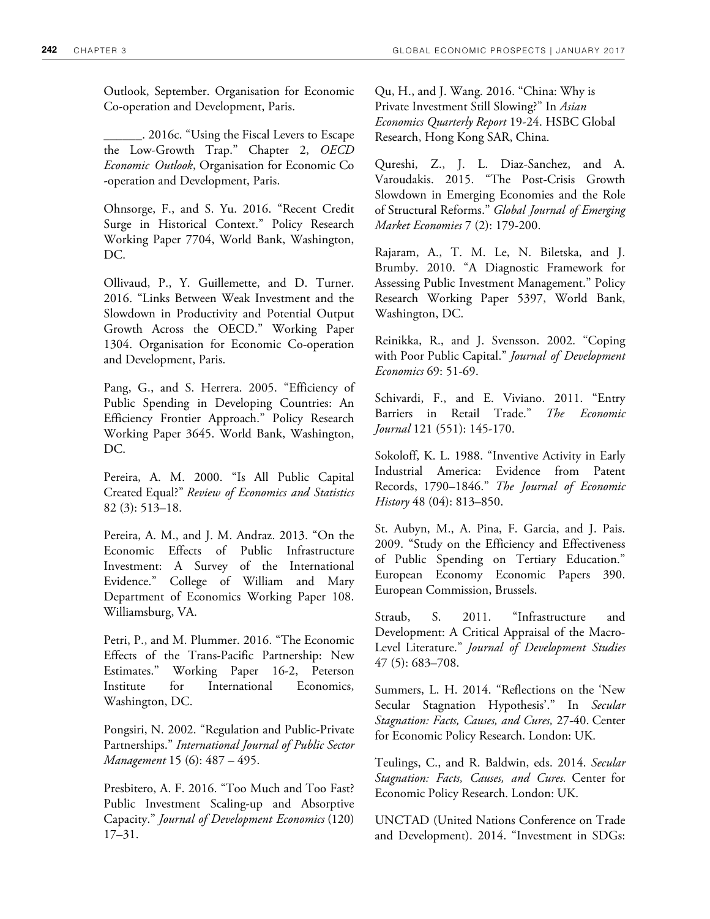Outlook, September. Organisation for Economic Co-operation and Development, Paris.

______. 2016c. "Using the Fiscal Levers to Escape the Low-Growth Trap." Chapter 2, *OECD Economic Outlook*, Organisation for Economic Co -operation and Development, Paris.

Ohnsorge, F., and S. Yu. 2016. "Recent Credit Surge in Historical Context." Policy Research Working Paper 7704, World Bank, Washington, DC.

Ollivaud, P., Y. Guillemette, and D. Turner. 2016. "Links Between Weak Investment and the Slowdown in Productivity and Potential Output Growth Across the OECD." Working Paper 1304. Organisation for Economic Co-operation and Development, Paris.

Pang, G., and S. Herrera. 2005. "Efficiency of Public Spending in Developing Countries: An Efficiency Frontier Approach." Policy Research Working Paper 3645. World Bank, Washington, DC.

Pereira, A. M. 2000. "Is All Public Capital Created Equal?" *Review of Economics and Statistics* 82 (3): 513–18.

Pereira, A. M., and J. M. Andraz. 2013. "On the Economic Effects of Public Infrastructure Investment: A Survey of the International Evidence." College of William and Mary Department of Economics Working Paper 108. Williamsburg, VA.

Petri, P., and M. Plummer. 2016. "The Economic Effects of the Trans-Pacific Partnership: New Estimates." Working Paper 16-2, Peterson Institute for International Economics, Washington, DC.

Pongsiri, N. 2002. "Regulation and Public-Private Partnerships." *International Journal of Public Sector Management* 15 (6): 487 – 495.

Presbitero, A. F. 2016. "Too Much and Too Fast? Public Investment Scaling-up and Absorptive Capacity." *Journal of Development Economics* (120) 17–31.

Qu, H., and J. Wang. 2016. "China: Why is Private Investment Still Slowing?" In *Asian Economics Quarterly Report* 19-24. HSBC Global Research, Hong Kong SAR, China.

Qureshi, Z., J. L. Diaz-Sanchez, and A. Varoudakis. 2015. "The Post-Crisis Growth Slowdown in Emerging Economies and the Role of Structural Reforms." *Global Journal of Emerging Market Economies* 7 (2): 179-200.

Rajaram, A., T. M. Le, N. Biletska, and J. Brumby. 2010. "A Diagnostic Framework for Assessing Public Investment Management." Policy Research Working Paper 5397, World Bank, Washington, DC.

Reinikka, R., and J. Svensson. 2002. "Coping with Poor Public Capital." *Journal of Development Economics* 69: 51-69.

Schivardi, F., and E. Viviano. 2011. "Entry Barriers in Retail Trade." *The Economic Journal* 121 (551): 145-170.

Sokoloff, K. L. 1988. "Inventive Activity in Early Industrial America: Evidence from Patent Records, 1790–1846." *The Journal of Economic History* 48 (04): 813–850.

St. Aubyn, M., A. Pina, F. Garcia, and J. Pais. 2009. "Study on the Efficiency and Effectiveness of Public Spending on Tertiary Education." European Economy Economic Papers 390. European Commission, Brussels.

Straub, S. 2011. "Infrastructure and Development: A Critical Appraisal of the Macro-Level Literature." *Journal of Development Studies* 47 (5): 683–708.

Summers, L. H. 2014. "Reflections on the 'New Secular Stagnation Hypothesis'." In *Secular Stagnation: Facts, Causes, and Cures,* 27-40. Center for Economic Policy Research. London: UK.

Teulings, C., and R. Baldwin, eds. 2014. *Secular Stagnation: Facts, Causes, and Cures.* Center for Economic Policy Research. London: UK.

UNCTAD (United Nations Conference on Trade and Development). 2014. "Investment in SDGs: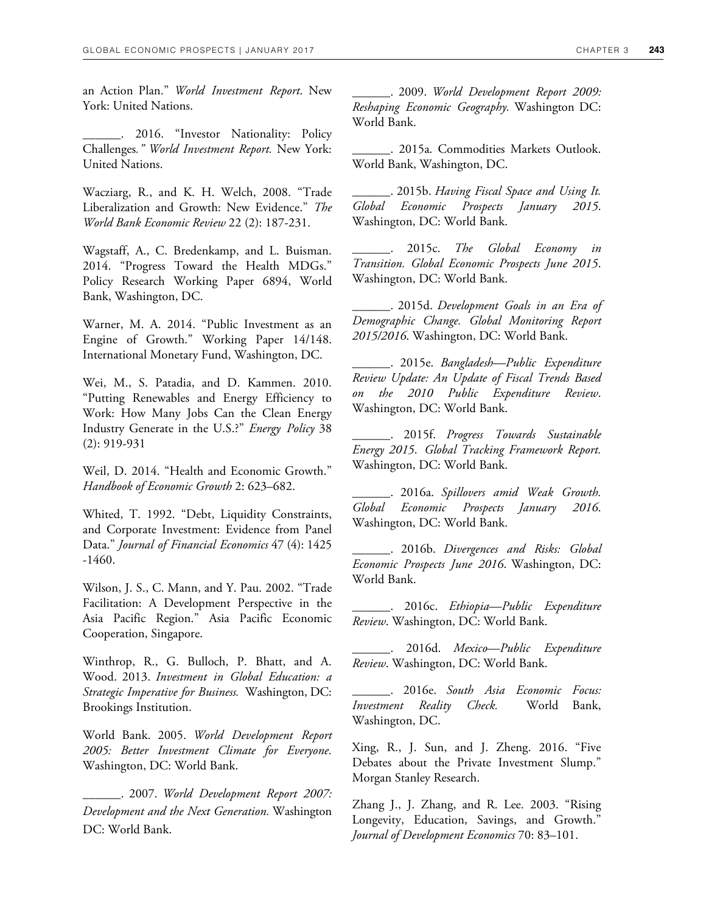an Action Plan." *World Investment Report*. New York: United Nations.

______. 2016. "Investor Nationality: Policy Challenges." *World Investment Report*. New York: United Nations.

Wacziarg, R., and K. H. Welch, 2008. "Trade Liberalization and Growth: New Evidence." *The World Bank Economic Review* 22 (2): 187-231.

Wagstaff, A., C. Bredenkamp, and L. Buisman. 2014. "Progress Toward the Health MDGs." Policy Research Working Paper 6894, World Bank, Washington, DC.

Warner, M. A. 2014. "Public Investment as an Engine of Growth." Working Paper 14/148. International Monetary Fund, Washington, DC.

Wei, M., S. Patadia, and D. Kammen. 2010. "Putting Renewables and Energy Efficiency to Work: How Many Jobs Can the Clean Energy Industry Generate in the U.S.?" *Energy Policy* 38 (2): 919-931

Weil, D. 2014. "Health and Economic Growth." *Handbook of Economic Growth* 2: 623–682.

Whited, T. 1992. "Debt, Liquidity Constraints, and Corporate Investment: Evidence from Panel Data." *Journal of Financial Economics* 47 (4): 1425 -1460.

Wilson, J. S., C. Mann, and Y. Pau. 2002. "Trade Facilitation: A Development Perspective in the Asia Pacific Region." Asia Pacific Economic Cooperation, Singapore.

Winthrop, R., G. Bulloch, P. Bhatt, and A. Wood. 2013. *Investment in Global Education: a Strategic Imperative for Business.* Washington, DC: Brookings Institution.

World Bank. 2005. *World Development Report 2005: Better Investment Climate for Everyone.* Washington, DC: World Bank.

______. 2007. *World Development Report 2007: Development and the Next Generation.* Washington DC: World Bank.

______. 2009. *World Development Report 2009: Reshaping Economic Geography.* Washington DC: World Bank.

______. 2015a. Commodities Markets Outlook. World Bank, Washington, DC.

______. 2015b. *Having Fiscal Space and Using It. Global Economic Prospects January 2015*. Washington, DC: World Bank.

______. 2015c. *The Global Economy in Transition. Global Economic Prospects June 2015*. Washington, DC: World Bank.

______. 2015d. *Development Goals in an Era of Demographic Change. Global Monitoring Report 2015/2016*. Washington, DC: World Bank.

______. 2015e. *Bangladesh—Public Expenditure Review Update: An Update of Fiscal Trends Based on the 2010 Public Expenditure Review*. Washington, DC: World Bank.

______. 2015f. *Progress Towards Sustainable Energy 2015. Global Tracking Framework Report.* Washington, DC: World Bank.

______. 2016a. *Spillovers amid Weak Growth. Global Economic Prospects January 2016*. Washington, DC: World Bank.

______. 2016b. *Divergences and Risks: Global Economic Prospects June 2016*. Washington, DC: World Bank.

______. 2016c. *Ethiopia—Public Expenditure Review*. Washington, DC: World Bank.

______. 2016d. *Mexico—Public Expenditure Review*. Washington, DC: World Bank.

______. 2016e. *South Asia Economic Focus: Investment Reality Check.* World Bank, Washington, DC.

Xing, R., J. Sun, and J. Zheng. 2016. "Five Debates about the Private Investment Slump." Morgan Stanley Research.

Zhang J., J. Zhang, and R. Lee. 2003. "Rising Longevity, Education, Savings, and Growth." *Journal of Development Economics* 70: 83–101.